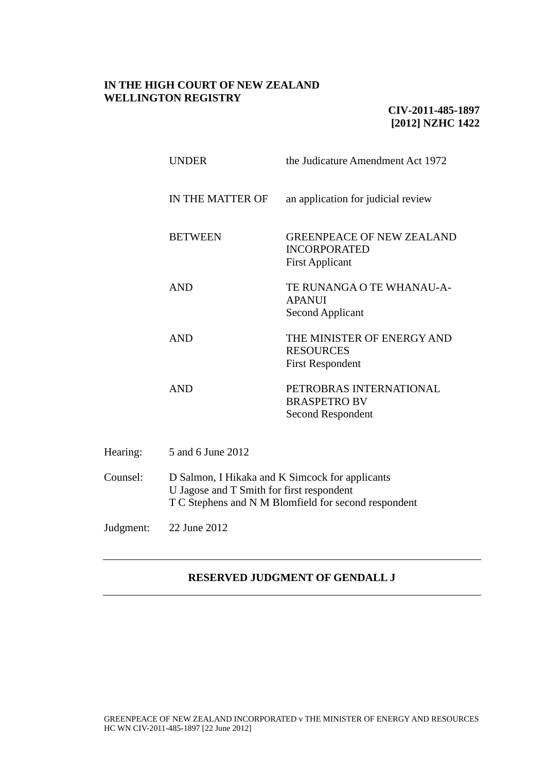**IN THE HIGH COURT OF NEW ZEALAND**
**WELLINGTON REGISTRY**

**CIV-2011-485-1897**
**[2012] NZHC 1422**

| | |
|---|---|
| UNDER | the Judicature Amendment Act 1972 |
| IN THE MATTER OF | an application for judicial review |
| BETWEEN | GREENPEACE OF NEW ZEALAND INCORPORATED<br>First Applicant |
| AND | TE RUNANGA O TE WHANAU-A-APANUI<br>Second Applicant |
| AND | THE MINISTER OF ENERGY AND RESOURCES<br>First Respondent |
| AND | PETROBRAS INTERNATIONAL BRASPETRO BV<br>Second Respondent |

Hearing: 5 and 6 June 2012

Counsel: D Salmon, I Hikaka and K Simcock for applicants
U Jagose and T Smith for first respondent
T C Stephens and N M Blomfield for second respondent

Judgment: 22 June 2012

---

**RESERVED JUDGMENT OF GENDALL J**

---

GREENPEACE OF NEW ZEALAND INCORPORATED v THE MINISTER OF ENERGY AND RESOURCES
HC WN CIV-2011-485-1897 [22 June 2012]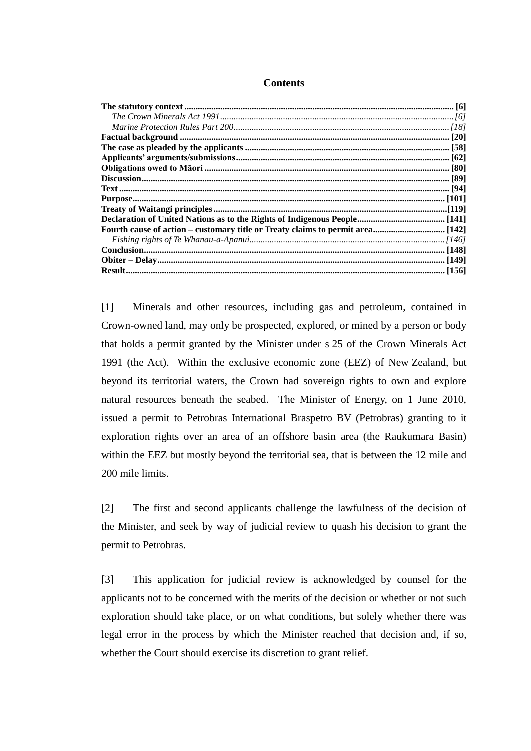## Contents

**The statutory context** ...................................................................................................... **[6]**
*The Crown Minerals Act 1991* ........................................................................................ *[6]*
*Marine Protection Rules Part 200* ................................................................................ *[18]*
**Factual background** ...................................................................................................... **[20]**
**The case as pleaded by the applicants** ......................................................................... **[58]**
**Applicants' arguments/submissions** .............................................................................. **[62]**
**Obligations owed to Māori** ........................................................................................... **[80]**
**Discussion** ...................................................................................................................... **[89]**
**Text** ............................................................................................................................... **[94]**
**Purpose** ........................................................................................................................ **[101]**
**Treaty of Waitangi principles** ...................................................................................... **[119]**
**Declaration of United Nations as to the Rights of Indigenous People** ....................... **[141]**
**Fourth cause of action – customary title or Treaty claims to permit area** ................ **[142]**
*Fishing rights of Te Whanau-a-Apanui* ...................................................................... *[146]*
**Conclusion** ................................................................................................................... **[148]**
**Obiter – Delay** .............................................................................................................. **[149]**
**Result** ........................................................................................................................... **[156]**

[1] Minerals and other resources, including gas and petroleum, contained in Crown-owned land, may only be prospected, explored, or mined by a person or body that holds a permit granted by the Minister under s 25 of the Crown Minerals Act 1991 (the Act). Within the exclusive economic zone (EEZ) of New Zealand, but beyond its territorial waters, the Crown had sovereign rights to own and explore natural resources beneath the seabed. The Minister of Energy, on 1 June 2010, issued a permit to Petrobras International Braspetro BV (Petrobras) granting to it exploration rights over an area of an offshore basin area (the Raukumara Basin) within the EEZ but mostly beyond the territorial sea, that is between the 12 mile and 200 mile limits.

[2] The first and second applicants challenge the lawfulness of the decision of the Minister, and seek by way of judicial review to quash his decision to grant the permit to Petrobras.

[3] This application for judicial review is acknowledged by counsel for the applicants not to be concerned with the merits of the decision or whether or not such exploration should take place, or on what conditions, but solely whether there was legal error in the process by which the Minister reached that decision and, if so, whether the Court should exercise its discretion to grant relief.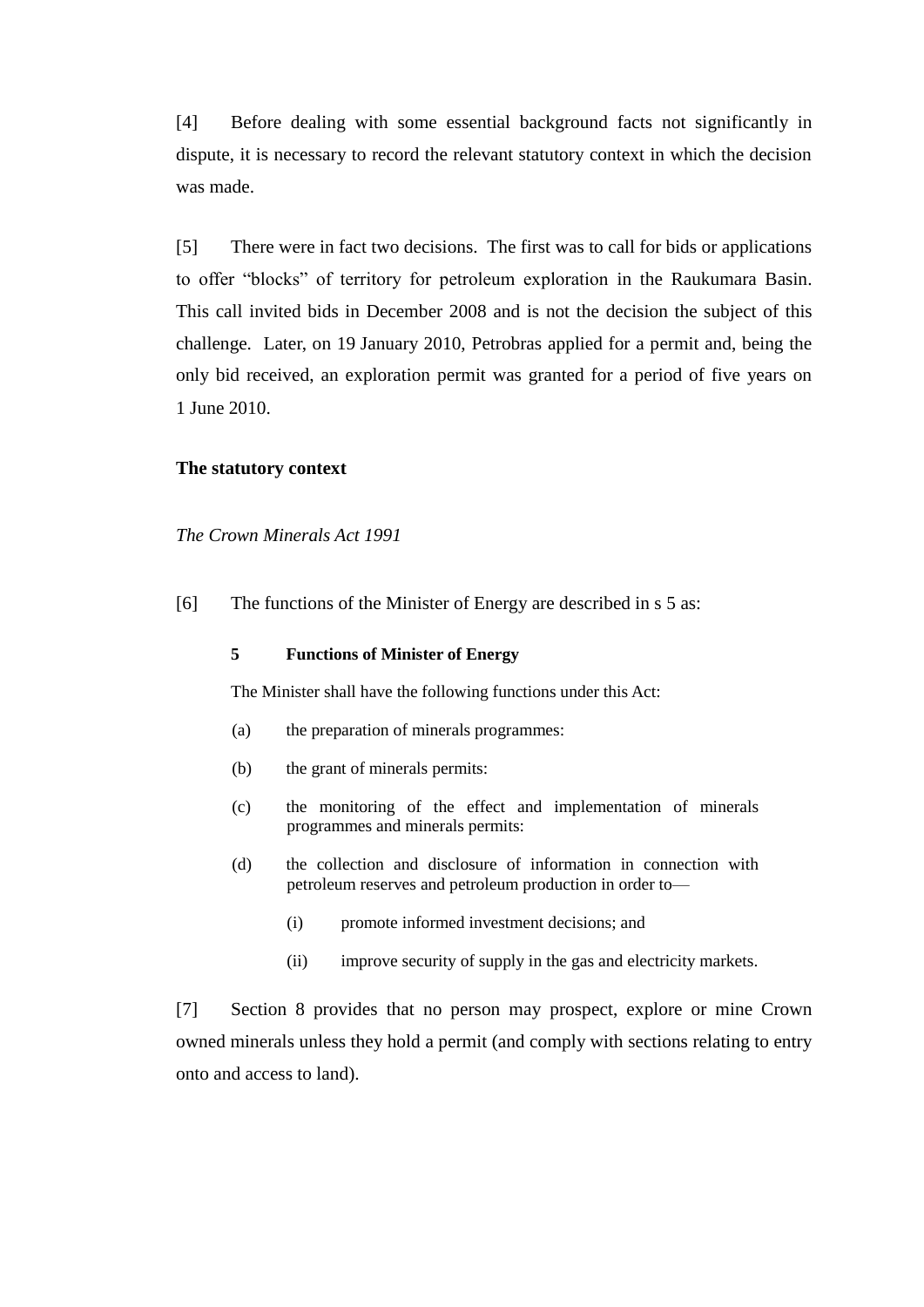[4] Before dealing with some essential background facts not significantly in dispute, it is necessary to record the relevant statutory context in which the decision was made.

[5] There were in fact two decisions. The first was to call for bids or applications to offer "blocks" of territory for petroleum exploration in the Raukumara Basin. This call invited bids in December 2008 and is not the decision the subject of this challenge. Later, on 19 January 2010, Petrobras applied for a permit and, being the only bid received, an exploration permit was granted for a period of five years on 1 June 2010.

**The statutory context**

*The Crown Minerals Act 1991*

[6] The functions of the Minister of Energy are described in s 5 as:

> **5 Functions of Minister of Energy**
>
> The Minister shall have the following functions under this Act:
>
> (a) the preparation of minerals programmes:
>
> (b) the grant of minerals permits:
>
> (c) the monitoring of the effect and implementation of minerals programmes and minerals permits:
>
> (d) the collection and disclosure of information in connection with petroleum reserves and petroleum production in order to—
>
> (i) promote informed investment decisions; and
>
> (ii) improve security of supply in the gas and electricity markets.

[7] Section 8 provides that no person may prospect, explore or mine Crown owned minerals unless they hold a permit (and comply with sections relating to entry onto and access to land).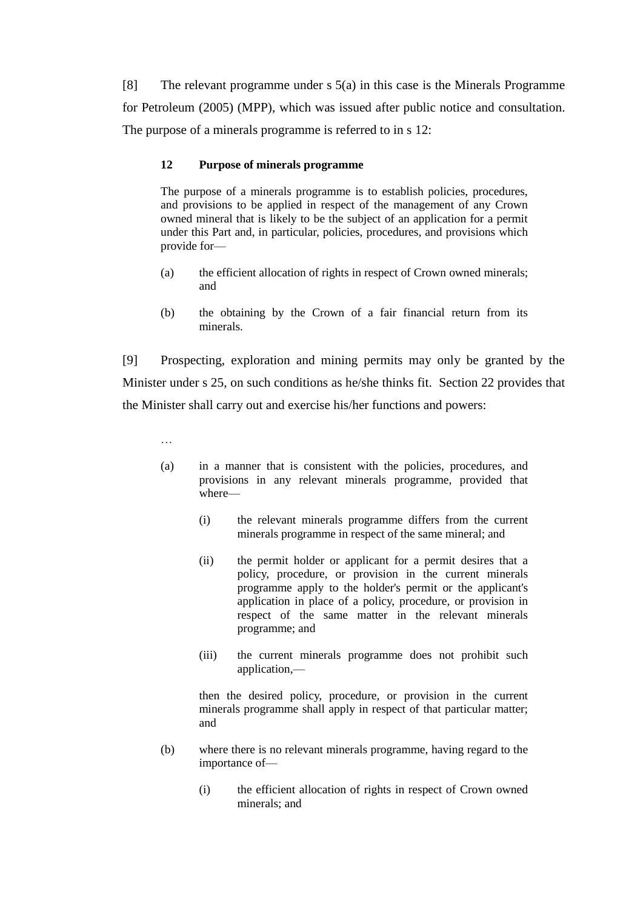[8] The relevant programme under s 5(a) in this case is the Minerals Programme for Petroleum (2005) (MPP), which was issued after public notice and consultation. The purpose of a minerals programme is referred to in s 12:

> **12 Purpose of minerals programme**
>
> The purpose of a minerals programme is to establish policies, procedures, and provisions to be applied in respect of the management of any Crown owned mineral that is likely to be the subject of an application for a permit under this Part and, in particular, policies, procedures, and provisions which provide for—
>
> (a) the efficient allocation of rights in respect of Crown owned minerals; and
>
> (b) the obtaining by the Crown of a fair financial return from its minerals.

[9] Prospecting, exploration and mining permits may only be granted by the Minister under s 25, on such conditions as he/she thinks fit. Section 22 provides that the Minister shall carry out and exercise his/her functions and powers:

> …
>
> (a) in a manner that is consistent with the policies, procedures, and provisions in any relevant minerals programme, provided that where—
>
> (i) the relevant minerals programme differs from the current minerals programme in respect of the same mineral; and
>
> (ii) the permit holder or applicant for a permit desires that a policy, procedure, or provision in the current minerals programme apply to the holder's permit or the applicant's application in place of a policy, procedure, or provision in respect of the same matter in the relevant minerals programme; and
>
> (iii) the current minerals programme does not prohibit such application,—
>
> then the desired policy, procedure, or provision in the current minerals programme shall apply in respect of that particular matter; and
>
> (b) where there is no relevant minerals programme, having regard to the importance of—
>
> (i) the efficient allocation of rights in respect of Crown owned minerals; and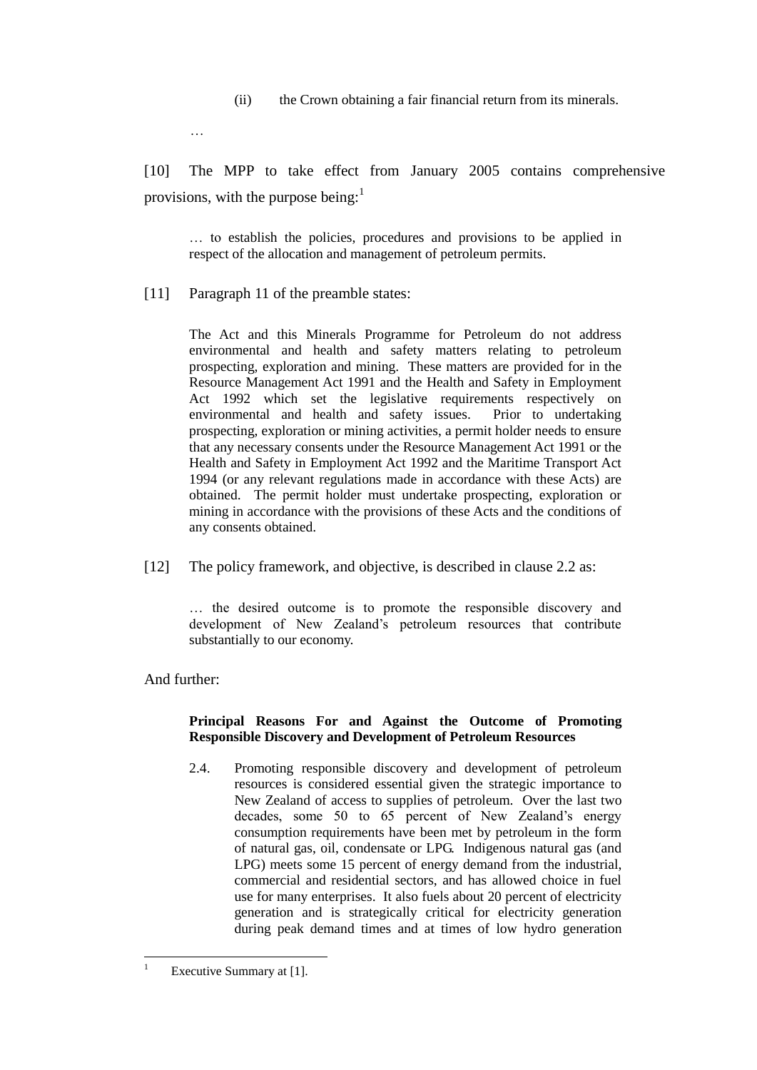(ii) the Crown obtaining a fair financial return from its minerals.

…

[10] The MPP to take effect from January 2005 contains comprehensive provisions, with the purpose being:[1]

> … to establish the policies, procedures and provisions to be applied in respect of the allocation and management of petroleum permits.

[11] Paragraph 11 of the preamble states:

> The Act and this Minerals Programme for Petroleum do not address environmental and health and safety matters relating to petroleum prospecting, exploration and mining. These matters are provided for in the Resource Management Act 1991 and the Health and Safety in Employment Act 1992 which set the legislative requirements respectively on environmental and health and safety issues. Prior to undertaking prospecting, exploration or mining activities, a permit holder needs to ensure that any necessary consents under the Resource Management Act 1991 or the Health and Safety in Employment Act 1992 and the Maritime Transport Act 1994 (or any relevant regulations made in accordance with these Acts) are obtained. The permit holder must undertake prospecting, exploration or mining in accordance with the provisions of these Acts and the conditions of any consents obtained.

[12] The policy framework, and objective, is described in clause 2.2 as:

> … the desired outcome is to promote the responsible discovery and development of New Zealand's petroleum resources that contribute substantially to our economy.

And further:

> **Principal Reasons For and Against the Outcome of Promoting Responsible Discovery and Development of Petroleum Resources**
>
> 2.4. Promoting responsible discovery and development of petroleum resources is considered essential given the strategic importance to New Zealand of access to supplies of petroleum. Over the last two decades, some 50 to 65 percent of New Zealand's energy consumption requirements have been met by petroleum in the form of natural gas, oil, condensate or LPG. Indigenous natural gas (and LPG) meets some 15 percent of energy demand from the industrial, commercial and residential sectors, and has allowed choice in fuel use for many enterprises. It also fuels about 20 percent of electricity generation and is strategically critical for electricity generation during peak demand times and at times of low hydro generation

---

[1] Executive Summary at [1].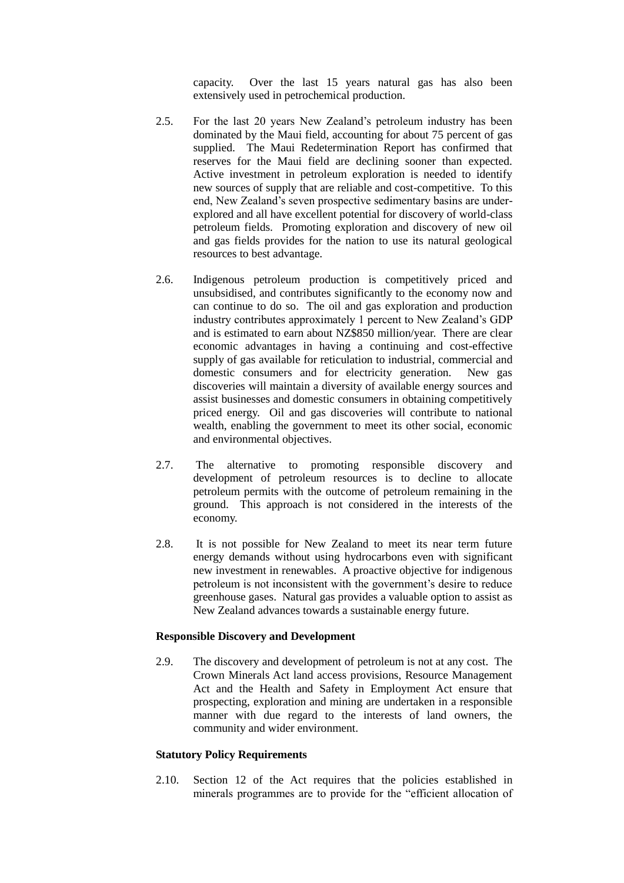capacity. Over the last 15 years natural gas has also been extensively used in petrochemical production.

2.5. For the last 20 years New Zealand's petroleum industry has been dominated by the Maui field, accounting for about 75 percent of gas supplied. The Maui Redetermination Report has confirmed that reserves for the Maui field are declining sooner than expected. Active investment in petroleum exploration is needed to identify new sources of supply that are reliable and cost-competitive. To this end, New Zealand's seven prospective sedimentary basins are under-explored and all have excellent potential for discovery of world-class petroleum fields. Promoting exploration and discovery of new oil and gas fields provides for the nation to use its natural geological resources to best advantage.

2.6. Indigenous petroleum production is competitively priced and unsubsidised, and contributes significantly to the economy now and can continue to do so. The oil and gas exploration and production industry contributes approximately 1 percent to New Zealand's GDP and is estimated to earn about NZ$850 million/year. There are clear economic advantages in having a continuing and cost-effective supply of gas available for reticulation to industrial, commercial and domestic consumers and for electricity generation. New gas discoveries will maintain a diversity of available energy sources and assist businesses and domestic consumers in obtaining competitively priced energy. Oil and gas discoveries will contribute to national wealth, enabling the government to meet its other social, economic and environmental objectives.

2.7. The alternative to promoting responsible discovery and development of petroleum resources is to decline to allocate petroleum permits with the outcome of petroleum remaining in the ground. This approach is not considered in the interests of the economy.

2.8. It is not possible for New Zealand to meet its near term future energy demands without using hydrocarbons even with significant new investment in renewables. A proactive objective for indigenous petroleum is not inconsistent with the government's desire to reduce greenhouse gases. Natural gas provides a valuable option to assist as New Zealand advances towards a sustainable energy future.

**Responsible Discovery and Development**

2.9. The discovery and development of petroleum is not at any cost. The Crown Minerals Act land access provisions, Resource Management Act and the Health and Safety in Employment Act ensure that prospecting, exploration and mining are undertaken in a responsible manner with due regard to the interests of land owners, the community and wider environment.

**Statutory Policy Requirements**

2.10. Section 12 of the Act requires that the policies established in minerals programmes are to provide for the "efficient allocation of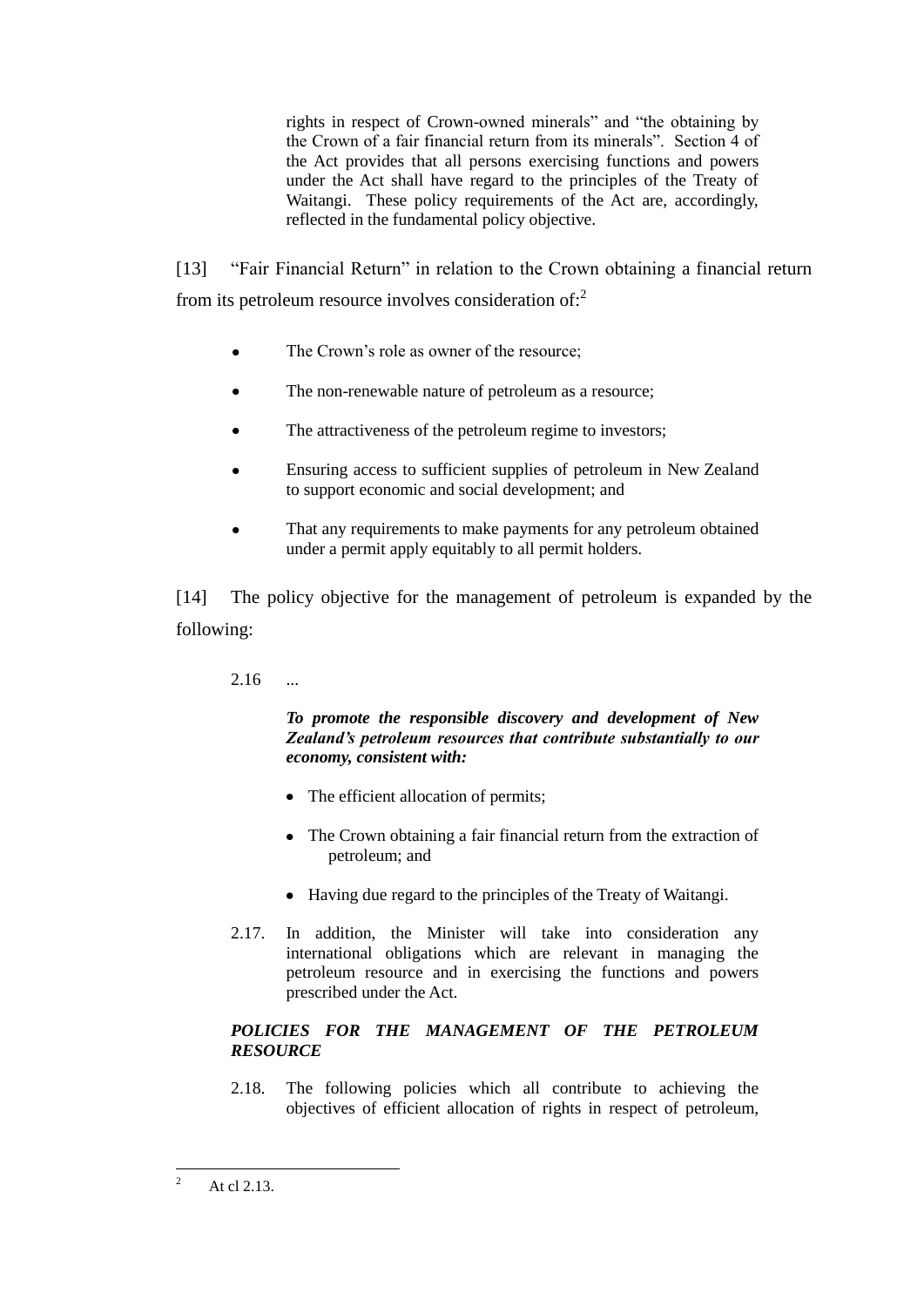> rights in respect of Crown-owned minerals" and "the obtaining by the Crown of a fair financial return from its minerals". Section 4 of the Act provides that all persons exercising functions and powers under the Act shall have regard to the principles of the Treaty of Waitangi. These policy requirements of the Act are, accordingly, reflected in the fundamental policy objective.

[13] "Fair Financial Return" in relation to the Crown obtaining a financial return from its petroleum resource involves consideration of:[2]

> - The Crown's role as owner of the resource;
> - The non-renewable nature of petroleum as a resource;
> - The attractiveness of the petroleum regime to investors;
> - Ensuring access to sufficient supplies of petroleum in New Zealand to support economic and social development; and
> - That any requirements to make payments for any petroleum obtained under a permit apply equitably to all permit holders.

[14] The policy objective for the management of petroleum is expanded by the following:

> 2.16 ...
>
> ***To promote the responsible discovery and development of New Zealand's petroleum resources that contribute substantially to our economy, consistent with:***
>
> - The efficient allocation of permits;
> - The Crown obtaining a fair financial return from the extraction of petroleum; and
> - Having due regard to the principles of the Treaty of Waitangi.
>
> 2.17. In addition, the Minister will take into consideration any international obligations which are relevant in managing the petroleum resource and in exercising the functions and powers prescribed under the Act.
>
> ***POLICIES FOR THE MANAGEMENT OF THE PETROLEUM RESOURCE***
>
> 2.18. The following policies which all contribute to achieving the objectives of efficient allocation of rights in respect of petroleum,

---

[2] At cl 2.13.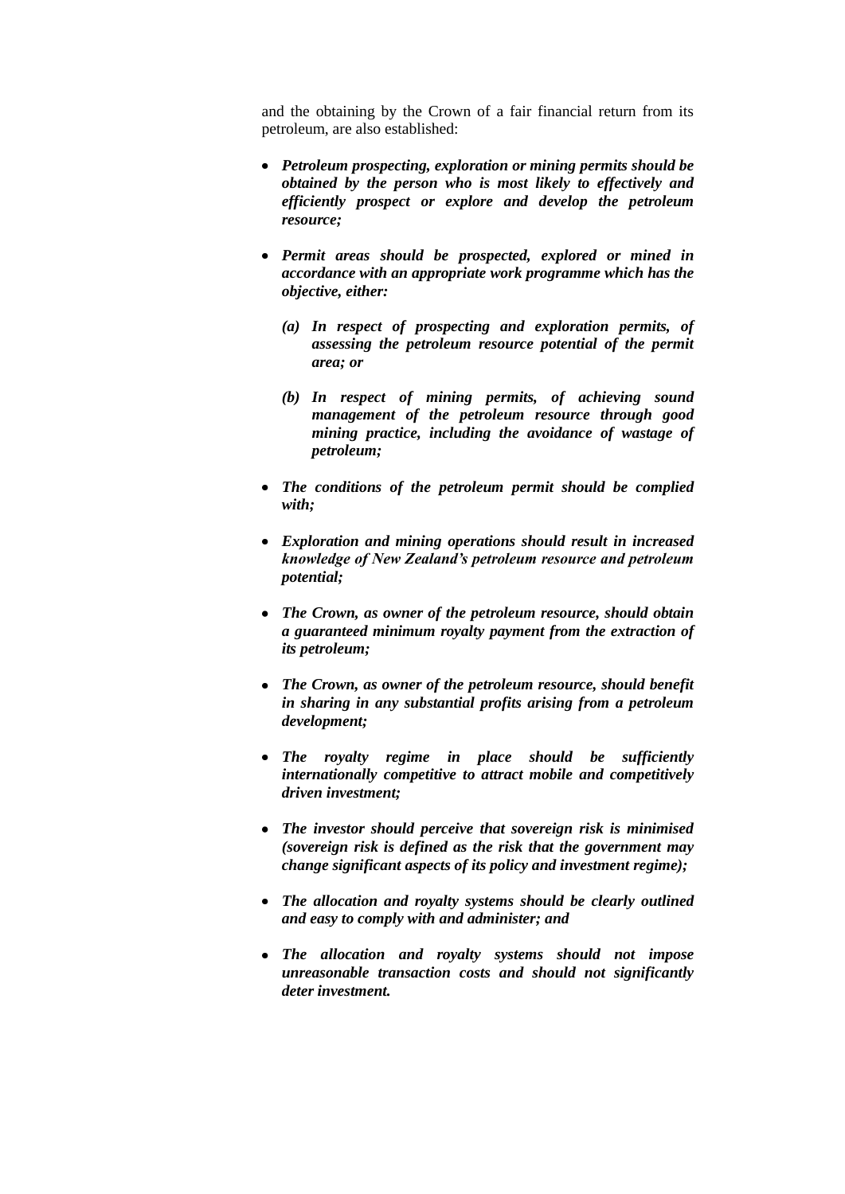and the obtaining by the Crown of a fair financial return from its petroleum, are also established:

- ***Petroleum prospecting, exploration or mining permits should be obtained by the person who is most likely to effectively and efficiently prospect or explore and develop the petroleum resource;***

- ***Permit areas should be prospected, explored or mined in accordance with an appropriate work programme which has the objective, either:***

  ***(a) In respect of prospecting and exploration permits, of assessing the petroleum resource potential of the permit area; or***

  ***(b) In respect of mining permits, of achieving sound management of the petroleum resource through good mining practice, including the avoidance of wastage of petroleum;***

- ***The conditions of the petroleum permit should be complied with;***

- ***Exploration and mining operations should result in increased knowledge of New Zealand's petroleum resource and petroleum potential;***

- ***The Crown, as owner of the petroleum resource, should obtain a guaranteed minimum royalty payment from the extraction of its petroleum;***

- ***The Crown, as owner of the petroleum resource, should benefit in sharing in any substantial profits arising from a petroleum development;***

- ***The royalty regime in place should be sufficiently internationally competitive to attract mobile and competitively driven investment;***

- ***The investor should perceive that sovereign risk is minimised (sovereign risk is defined as the risk that the government may change significant aspects of its policy and investment regime);***

- ***The allocation and royalty systems should be clearly outlined and easy to comply with and administer; and***

- ***The allocation and royalty systems should not impose unreasonable transaction costs and should not significantly deter investment.***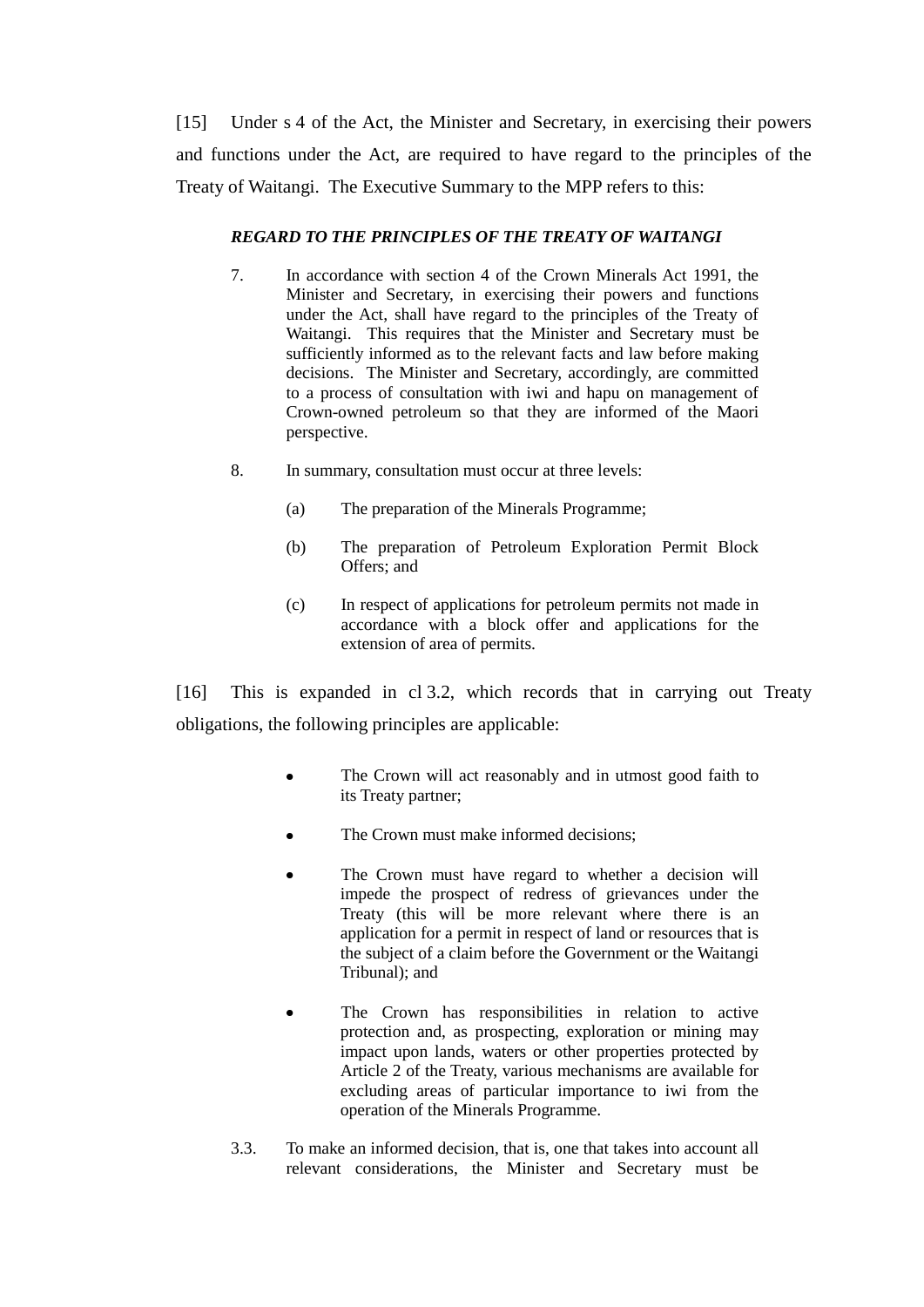[15] Under s 4 of the Act, the Minister and Secretary, in exercising their powers and functions under the Act, are required to have regard to the principles of the Treaty of Waitangi. The Executive Summary to the MPP refers to this:

> ***REGARD TO THE PRINCIPLES OF THE TREATY OF WAITANGI***
>
> 7. In accordance with section 4 of the Crown Minerals Act 1991, the Minister and Secretary, in exercising their powers and functions under the Act, shall have regard to the principles of the Treaty of Waitangi. This requires that the Minister and Secretary must be sufficiently informed as to the relevant facts and law before making decisions. The Minister and Secretary, accordingly, are committed to a process of consultation with iwi and hapu on management of Crown-owned petroleum so that they are informed of the Maori perspective.
>
> 8. In summary, consultation must occur at three levels:
>
>    (a) The preparation of the Minerals Programme;
>
>    (b) The preparation of Petroleum Exploration Permit Block Offers; and
>
>    (c) In respect of applications for petroleum permits not made in accordance with a block offer and applications for the extension of area of permits.

[16] This is expanded in cl 3.2, which records that in carrying out Treaty obligations, the following principles are applicable:

> - The Crown will act reasonably and in utmost good faith to its Treaty partner;
>
> - The Crown must make informed decisions;
>
> - The Crown must have regard to whether a decision will impede the prospect of redress of grievances under the Treaty (this will be more relevant where there is an application for a permit in respect of land or resources that is the subject of a claim before the Government or the Waitangi Tribunal); and
>
> - The Crown has responsibilities in relation to active protection and, as prospecting, exploration or mining may impact upon lands, waters or other properties protected by Article 2 of the Treaty, various mechanisms are available for excluding areas of particular importance to iwi from the operation of the Minerals Programme.
>
> 3.3. To make an informed decision, that is, one that takes into account all relevant considerations, the Minister and Secretary must be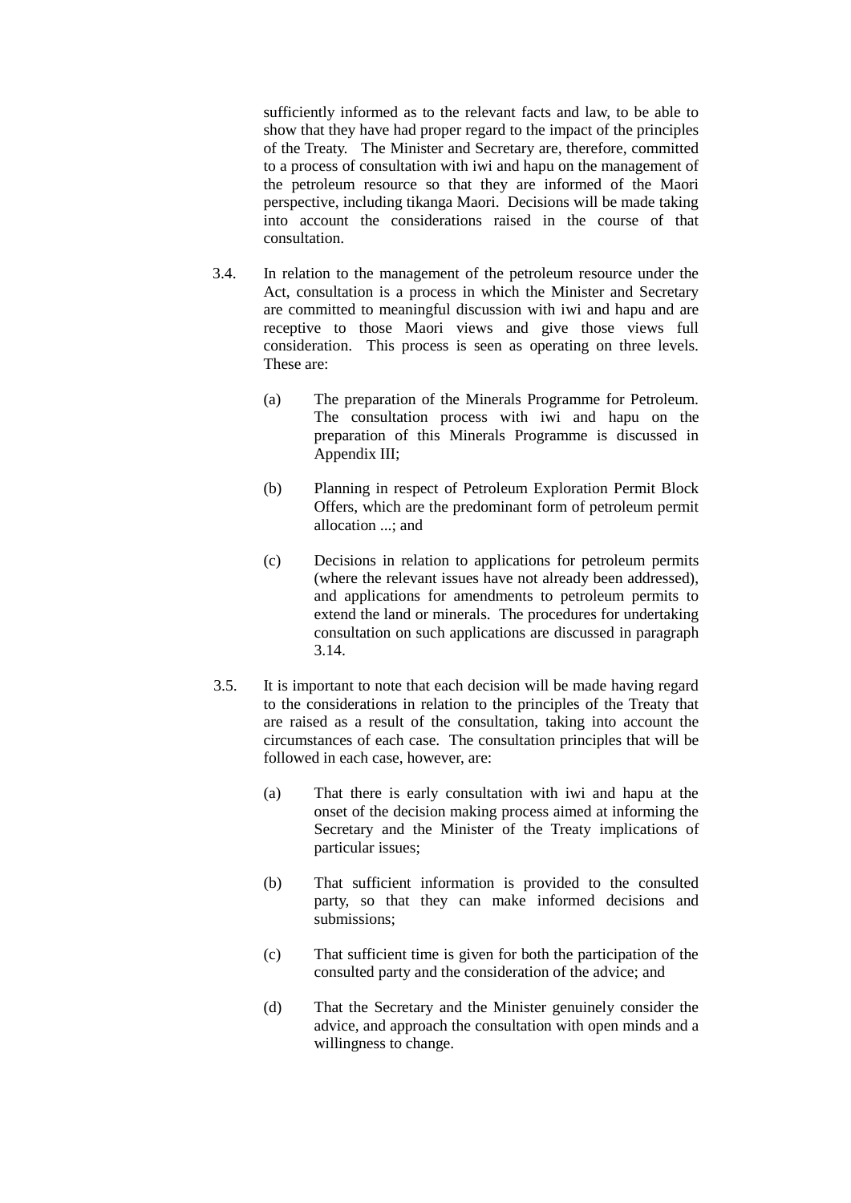sufficiently informed as to the relevant facts and law, to be able to show that they have had proper regard to the impact of the principles of the Treaty. The Minister and Secretary are, therefore, committed to a process of consultation with iwi and hapu on the management of the petroleum resource so that they are informed of the Maori perspective, including tikanga Maori. Decisions will be made taking into account the considerations raised in the course of that consultation.

3.4. In relation to the management of the petroleum resource under the Act, consultation is a process in which the Minister and Secretary are committed to meaningful discussion with iwi and hapu and are receptive to those Maori views and give those views full consideration. This process is seen as operating on three levels. These are:

(a) The preparation of the Minerals Programme for Petroleum. The consultation process with iwi and hapu on the preparation of this Minerals Programme is discussed in Appendix III;

(b) Planning in respect of Petroleum Exploration Permit Block Offers, which are the predominant form of petroleum permit allocation ...; and

(c) Decisions in relation to applications for petroleum permits (where the relevant issues have not already been addressed), and applications for amendments to petroleum permits to extend the land or minerals. The procedures for undertaking consultation on such applications are discussed in paragraph 3.14.

3.5. It is important to note that each decision will be made having regard to the considerations in relation to the principles of the Treaty that are raised as a result of the consultation, taking into account the circumstances of each case. The consultation principles that will be followed in each case, however, are:

(a) That there is early consultation with iwi and hapu at the onset of the decision making process aimed at informing the Secretary and the Minister of the Treaty implications of particular issues;

(b) That sufficient information is provided to the consulted party, so that they can make informed decisions and submissions;

(c) That sufficient time is given for both the participation of the consulted party and the consideration of the advice; and

(d) That the Secretary and the Minister genuinely consider the advice, and approach the consultation with open minds and a willingness to change.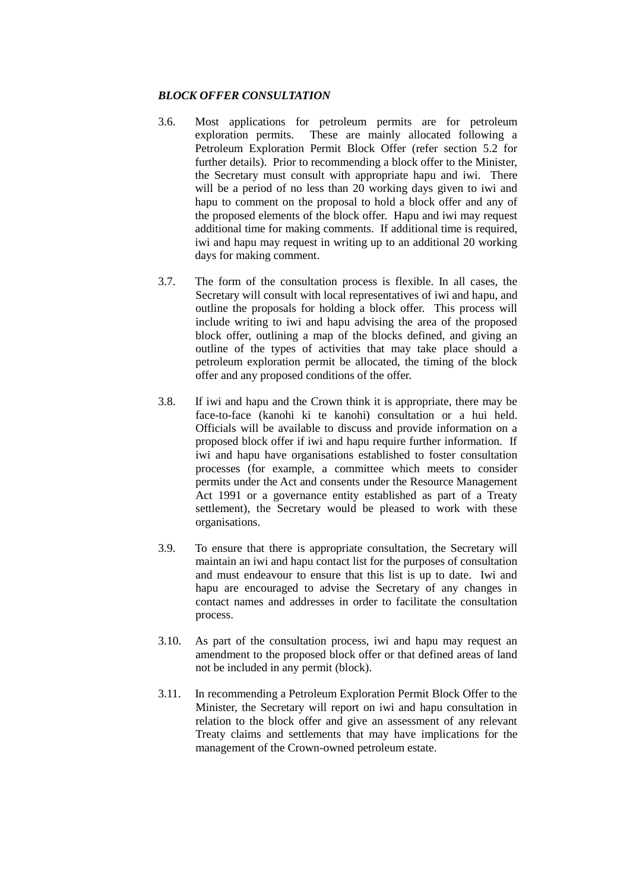***BLOCK OFFER CONSULTATION***

3.6. Most applications for petroleum permits are for petroleum exploration permits. These are mainly allocated following a Petroleum Exploration Permit Block Offer (refer section 5.2 for further details). Prior to recommending a block offer to the Minister, the Secretary must consult with appropriate hapu and iwi. There will be a period of no less than 20 working days given to iwi and hapu to comment on the proposal to hold a block offer and any of the proposed elements of the block offer. Hapu and iwi may request additional time for making comments. If additional time is required, iwi and hapu may request in writing up to an additional 20 working days for making comment.

3.7. The form of the consultation process is flexible. In all cases, the Secretary will consult with local representatives of iwi and hapu, and outline the proposals for holding a block offer. This process will include writing to iwi and hapu advising the area of the proposed block offer, outlining a map of the blocks defined, and giving an outline of the types of activities that may take place should a petroleum exploration permit be allocated, the timing of the block offer and any proposed conditions of the offer.

3.8. If iwi and hapu and the Crown think it is appropriate, there may be face-to-face (kanohi ki te kanohi) consultation or a hui held. Officials will be available to discuss and provide information on a proposed block offer if iwi and hapu require further information. If iwi and hapu have organisations established to foster consultation processes (for example, a committee which meets to consider permits under the Act and consents under the Resource Management Act 1991 or a governance entity established as part of a Treaty settlement), the Secretary would be pleased to work with these organisations.

3.9. To ensure that there is appropriate consultation, the Secretary will maintain an iwi and hapu contact list for the purposes of consultation and must endeavour to ensure that this list is up to date. Iwi and hapu are encouraged to advise the Secretary of any changes in contact names and addresses in order to facilitate the consultation process.

3.10. As part of the consultation process, iwi and hapu may request an amendment to the proposed block offer or that defined areas of land not be included in any permit (block).

3.11. In recommending a Petroleum Exploration Permit Block Offer to the Minister, the Secretary will report on iwi and hapu consultation in relation to the block offer and give an assessment of any relevant Treaty claims and settlements that may have implications for the management of the Crown-owned petroleum estate.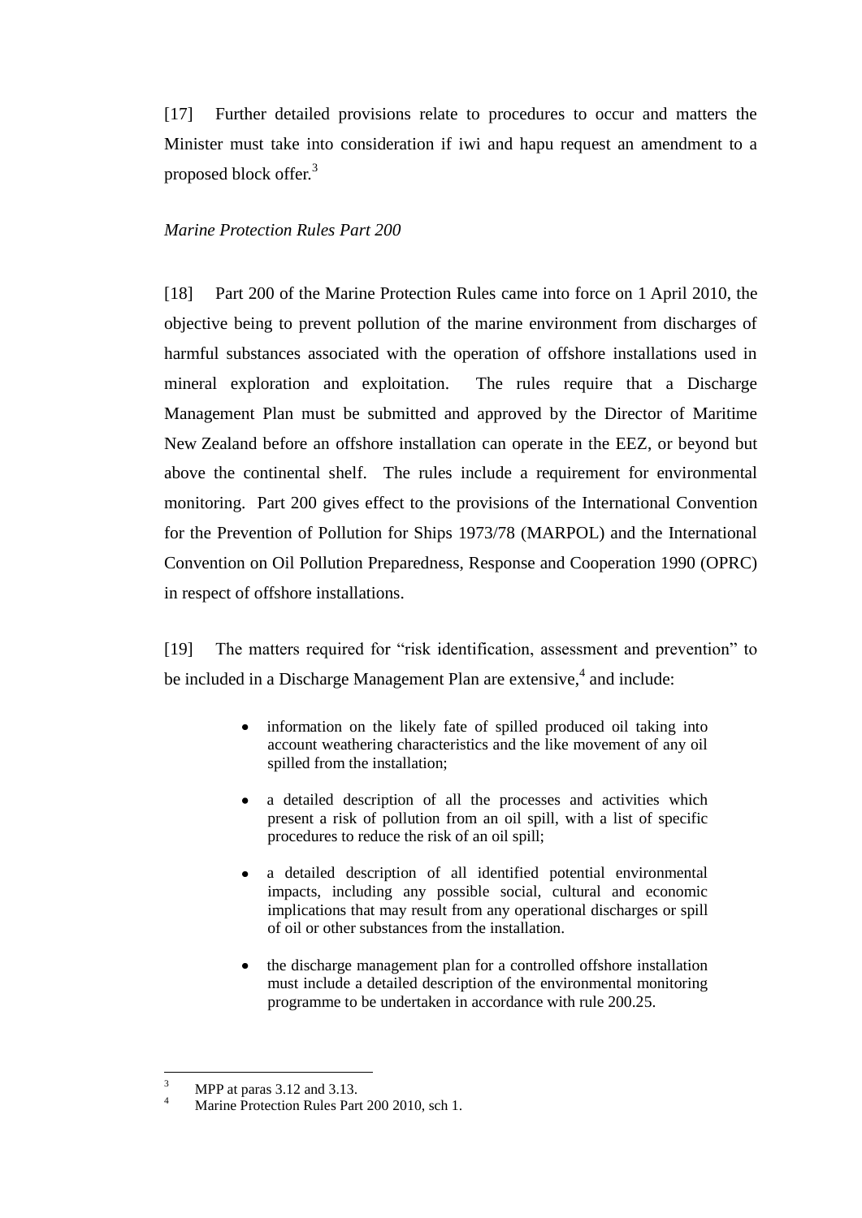[17] Further detailed provisions relate to procedures to occur and matters the Minister must take into consideration if iwi and hapu request an amendment to a proposed block offer.[3]

*Marine Protection Rules Part 200*

[18] Part 200 of the Marine Protection Rules came into force on 1 April 2010, the objective being to prevent pollution of the marine environment from discharges of harmful substances associated with the operation of offshore installations used in mineral exploration and exploitation. The rules require that a Discharge Management Plan must be submitted and approved by the Director of Maritime New Zealand before an offshore installation can operate in the EEZ, or beyond but above the continental shelf. The rules include a requirement for environmental monitoring. Part 200 gives effect to the provisions of the International Convention for the Prevention of Pollution for Ships 1973/78 (MARPOL) and the International Convention on Oil Pollution Preparedness, Response and Cooperation 1990 (OPRC) in respect of offshore installations.

[19] The matters required for "risk identification, assessment and prevention" to be included in a Discharge Management Plan are extensive,[4] and include:

- information on the likely fate of spilled produced oil taking into account weathering characteristics and the like movement of any oil spilled from the installation;
- a detailed description of all the processes and activities which present a risk of pollution from an oil spill, with a list of specific procedures to reduce the risk of an oil spill;
- a detailed description of all identified potential environmental impacts, including any possible social, cultural and economic implications that may result from any operational discharges or spill of oil or other substances from the installation.
- the discharge management plan for a controlled offshore installation must include a detailed description of the environmental monitoring programme to be undertaken in accordance with rule 200.25.

---

[3] MPP at paras 3.12 and 3.13.

[4] Marine Protection Rules Part 200 2010, sch 1.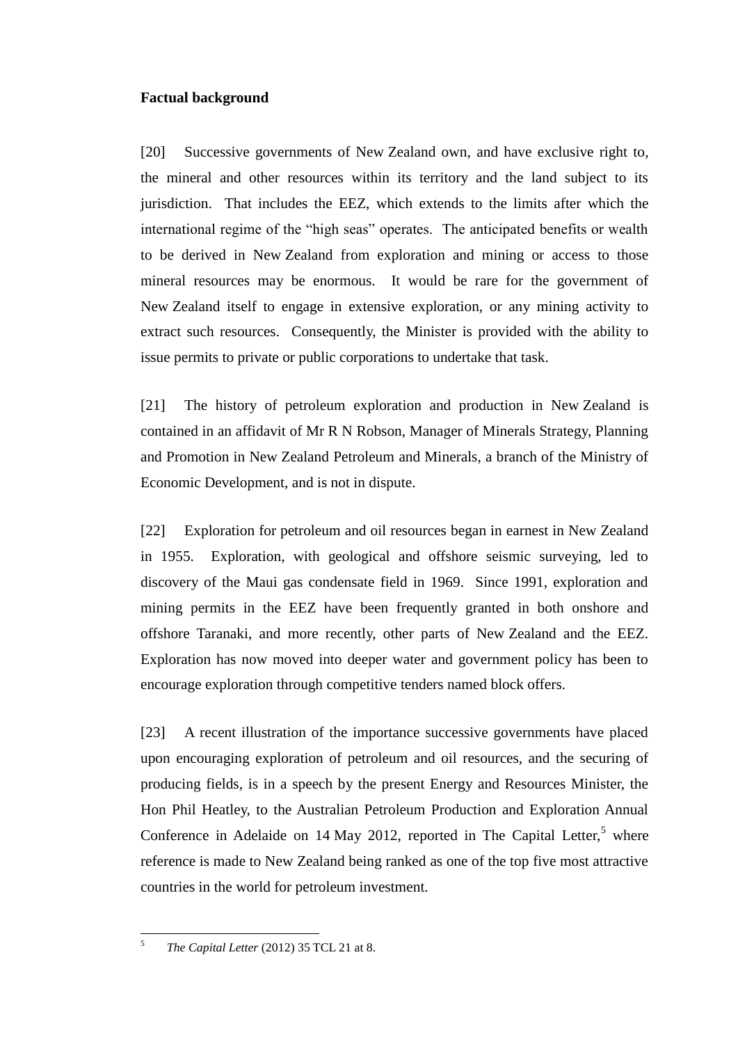**Factual background**

[20] Successive governments of New Zealand own, and have exclusive right to, the mineral and other resources within its territory and the land subject to its jurisdiction. That includes the EEZ, which extends to the limits after which the international regime of the "high seas" operates. The anticipated benefits or wealth to be derived in New Zealand from exploration and mining or access to those mineral resources may be enormous. It would be rare for the government of New Zealand itself to engage in extensive exploration, or any mining activity to extract such resources. Consequently, the Minister is provided with the ability to issue permits to private or public corporations to undertake that task.

[21] The history of petroleum exploration and production in New Zealand is contained in an affidavit of Mr R N Robson, Manager of Minerals Strategy, Planning and Promotion in New Zealand Petroleum and Minerals, a branch of the Ministry of Economic Development, and is not in dispute.

[22] Exploration for petroleum and oil resources began in earnest in New Zealand in 1955. Exploration, with geological and offshore seismic surveying, led to discovery of the Maui gas condensate field in 1969. Since 1991, exploration and mining permits in the EEZ have been frequently granted in both onshore and offshore Taranaki, and more recently, other parts of New Zealand and the EEZ. Exploration has now moved into deeper water and government policy has been to encourage exploration through competitive tenders named block offers.

[23] A recent illustration of the importance successive governments have placed upon encouraging exploration of petroleum and oil resources, and the securing of producing fields, is in a speech by the present Energy and Resources Minister, the Hon Phil Heatley, to the Australian Petroleum Production and Exploration Annual Conference in Adelaide on 14 May 2012, reported in The Capital Letter,[5] where reference is made to New Zealand being ranked as one of the top five most attractive countries in the world for petroleum investment.

---

[5] *The Capital Letter* (2012) 35 TCL 21 at 8.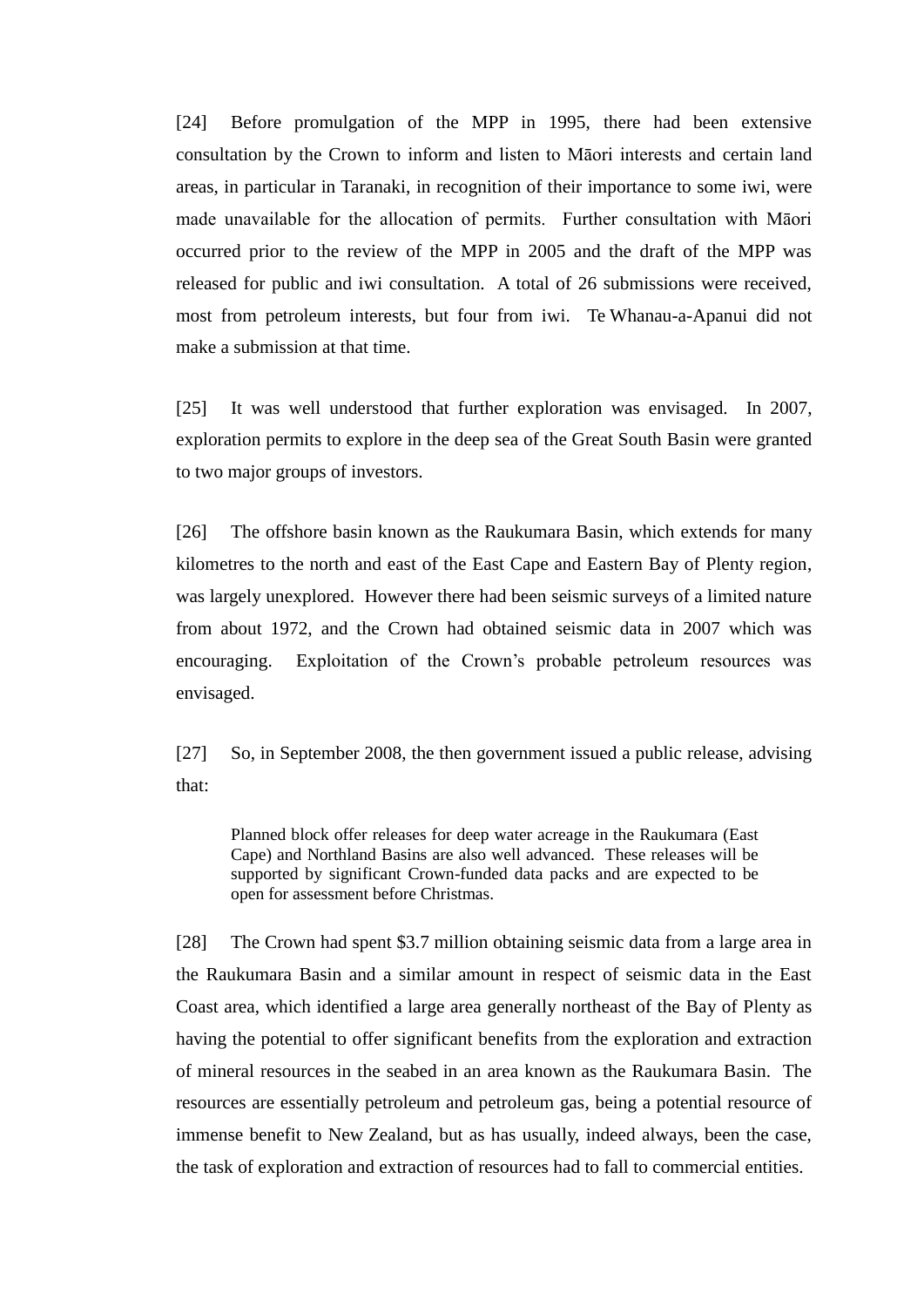[24] Before promulgation of the MPP in 1995, there had been extensive consultation by the Crown to inform and listen to Māori interests and certain land areas, in particular in Taranaki, in recognition of their importance to some iwi, were made unavailable for the allocation of permits. Further consultation with Māori occurred prior to the review of the MPP in 2005 and the draft of the MPP was released for public and iwi consultation. A total of 26 submissions were received, most from petroleum interests, but four from iwi. Te Whanau-a-Apanui did not make a submission at that time.

[25] It was well understood that further exploration was envisaged. In 2007, exploration permits to explore in the deep sea of the Great South Basin were granted to two major groups of investors.

[26] The offshore basin known as the Raukumara Basin, which extends for many kilometres to the north and east of the East Cape and Eastern Bay of Plenty region, was largely unexplored. However there had been seismic surveys of a limited nature from about 1972, and the Crown had obtained seismic data in 2007 which was encouraging. Exploitation of the Crown's probable petroleum resources was envisaged.

[27] So, in September 2008, the then government issued a public release, advising that:

> Planned block offer releases for deep water acreage in the Raukumara (East Cape) and Northland Basins are also well advanced. These releases will be supported by significant Crown-funded data packs and are expected to be open for assessment before Christmas.

[28] The Crown had spent $3.7 million obtaining seismic data from a large area in the Raukumara Basin and a similar amount in respect of seismic data in the East Coast area, which identified a large area generally northeast of the Bay of Plenty as having the potential to offer significant benefits from the exploration and extraction of mineral resources in the seabed in an area known as the Raukumara Basin. The resources are essentially petroleum and petroleum gas, being a potential resource of immense benefit to New Zealand, but as has usually, indeed always, been the case, the task of exploration and extraction of resources had to fall to commercial entities.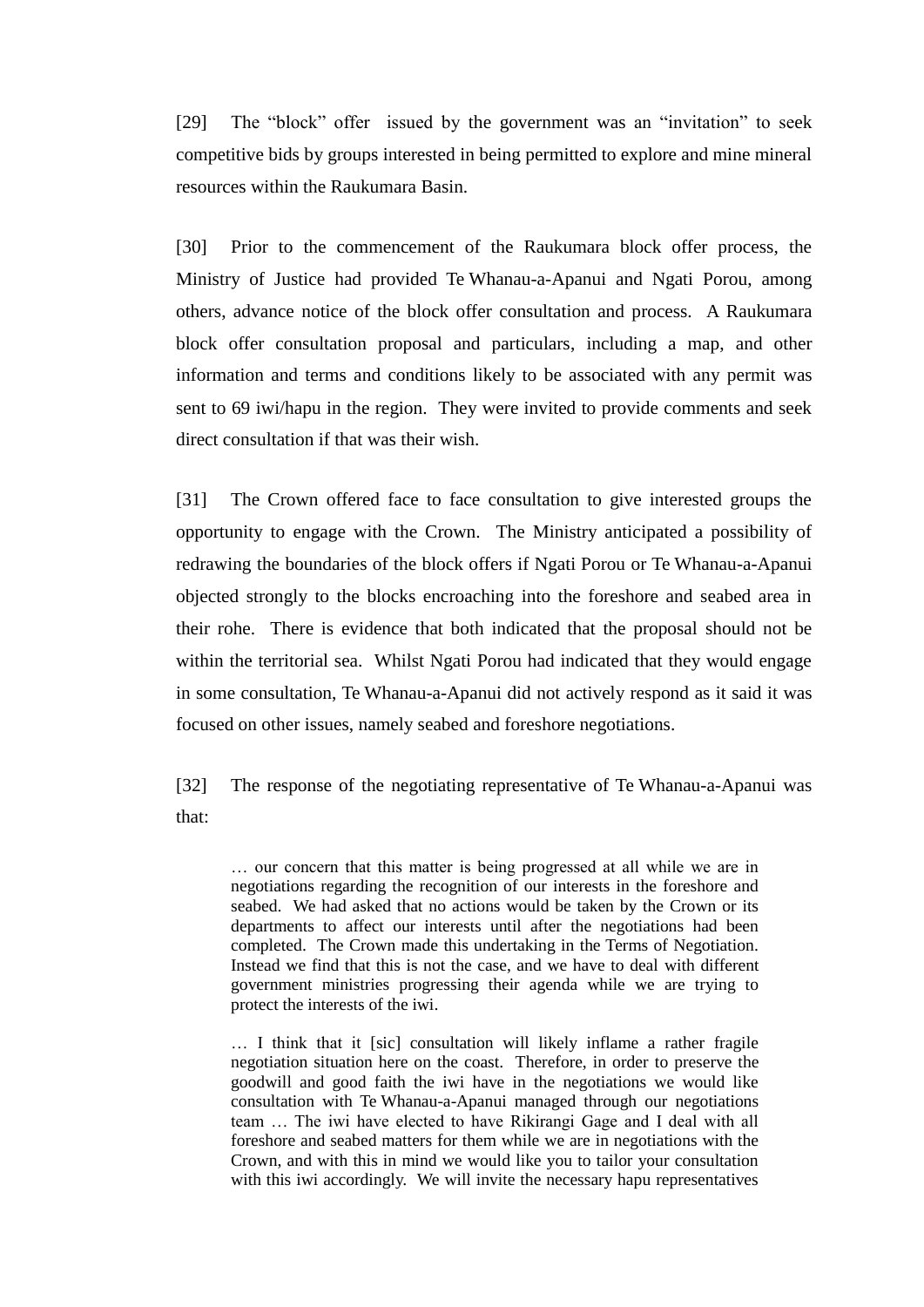[29] The "block" offer issued by the government was an "invitation" to seek competitive bids by groups interested in being permitted to explore and mine mineral resources within the Raukumara Basin.

[30] Prior to the commencement of the Raukumara block offer process, the Ministry of Justice had provided Te Whanau-a-Apanui and Ngati Porou, among others, advance notice of the block offer consultation and process. A Raukumara block offer consultation proposal and particulars, including a map, and other information and terms and conditions likely to be associated with any permit was sent to 69 iwi/hapu in the region. They were invited to provide comments and seek direct consultation if that was their wish.

[31] The Crown offered face to face consultation to give interested groups the opportunity to engage with the Crown. The Ministry anticipated a possibility of redrawing the boundaries of the block offers if Ngati Porou or Te Whanau-a-Apanui objected strongly to the blocks encroaching into the foreshore and seabed area in their rohe. There is evidence that both indicated that the proposal should not be within the territorial sea. Whilst Ngati Porou had indicated that they would engage in some consultation, Te Whanau-a-Apanui did not actively respond as it said it was focused on other issues, namely seabed and foreshore negotiations.

[32] The response of the negotiating representative of Te Whanau-a-Apanui was that:

> … our concern that this matter is being progressed at all while we are in negotiations regarding the recognition of our interests in the foreshore and seabed. We had asked that no actions would be taken by the Crown or its departments to affect our interests until after the negotiations had been completed. The Crown made this undertaking in the Terms of Negotiation. Instead we find that this is not the case, and we have to deal with different government ministries progressing their agenda while we are trying to protect the interests of the iwi.
>
> … I think that it [sic] consultation will likely inflame a rather fragile negotiation situation here on the coast. Therefore, in order to preserve the goodwill and good faith the iwi have in the negotiations we would like consultation with Te Whanau-a-Apanui managed through our negotiations team … The iwi have elected to have Rikirangi Gage and I deal with all foreshore and seabed matters for them while we are in negotiations with the Crown, and with this in mind we would like you to tailor your consultation with this iwi accordingly. We will invite the necessary hapu representatives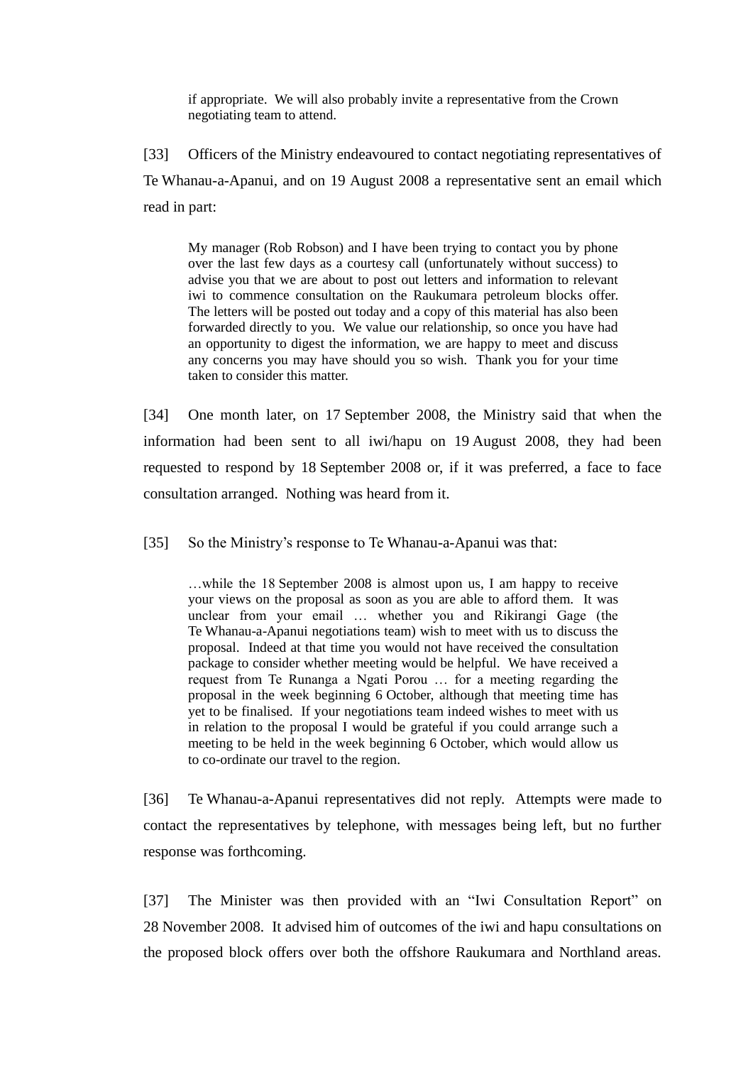> if appropriate. We will also probably invite a representative from the Crown negotiating team to attend.

[33] Officers of the Ministry endeavoured to contact negotiating representatives of Te Whanau-a-Apanui, and on 19 August 2008 a representative sent an email which read in part:

> My manager (Rob Robson) and I have been trying to contact you by phone over the last few days as a courtesy call (unfortunately without success) to advise you that we are about to post out letters and information to relevant iwi to commence consultation on the Raukumara petroleum blocks offer. The letters will be posted out today and a copy of this material has also been forwarded directly to you. We value our relationship, so once you have had an opportunity to digest the information, we are happy to meet and discuss any concerns you may have should you so wish. Thank you for your time taken to consider this matter.

[34] One month later, on 17 September 2008, the Ministry said that when the information had been sent to all iwi/hapu on 19 August 2008, they had been requested to respond by 18 September 2008 or, if it was preferred, a face to face consultation arranged. Nothing was heard from it.

[35] So the Ministry's response to Te Whanau-a-Apanui was that:

> …while the 18 September 2008 is almost upon us, I am happy to receive your views on the proposal as soon as you are able to afford them. It was unclear from your email … whether you and Rikirangi Gage (the Te Whanau-a-Apanui negotiations team) wish to meet with us to discuss the proposal. Indeed at that time you would not have received the consultation package to consider whether meeting would be helpful. We have received a request from Te Runanga a Ngati Porou … for a meeting regarding the proposal in the week beginning 6 October, although that meeting time has yet to be finalised. If your negotiations team indeed wishes to meet with us in relation to the proposal I would be grateful if you could arrange such a meeting to be held in the week beginning 6 October, which would allow us to co-ordinate our travel to the region.

[36] Te Whanau-a-Apanui representatives did not reply. Attempts were made to contact the representatives by telephone, with messages being left, but no further response was forthcoming.

[37] The Minister was then provided with an "Iwi Consultation Report" on 28 November 2008. It advised him of outcomes of the iwi and hapu consultations on the proposed block offers over both the offshore Raukumara and Northland areas.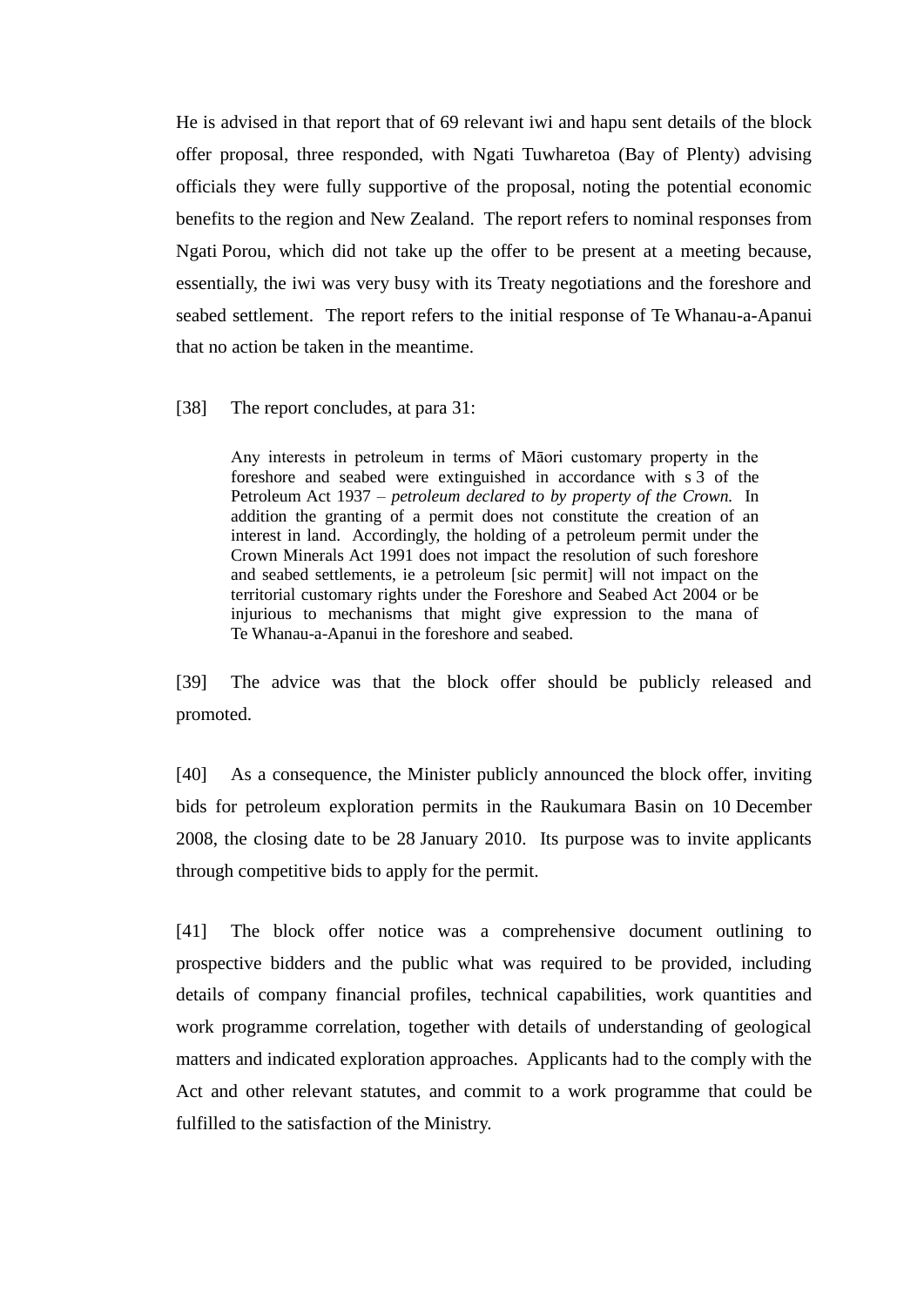He is advised in that report that of 69 relevant iwi and hapu sent details of the block offer proposal, three responded, with Ngati Tuwharetoa (Bay of Plenty) advising officials they were fully supportive of the proposal, noting the potential economic benefits to the region and New Zealand. The report refers to nominal responses from Ngati Porou, which did not take up the offer to be present at a meeting because, essentially, the iwi was very busy with its Treaty negotiations and the foreshore and seabed settlement. The report refers to the initial response of Te Whanau-a-Apanui that no action be taken in the meantime.

[38] The report concludes, at para 31:

> Any interests in petroleum in terms of Māori customary property in the foreshore and seabed were extinguished in accordance with s 3 of the Petroleum Act 1937 – *petroleum declared to by property of the Crown.* In addition the granting of a permit does not constitute the creation of an interest in land. Accordingly, the holding of a petroleum permit under the Crown Minerals Act 1991 does not impact the resolution of such foreshore and seabed settlements, ie a petroleum [sic permit] will not impact on the territorial customary rights under the Foreshore and Seabed Act 2004 or be injurious to mechanisms that might give expression to the mana of Te Whanau-a-Apanui in the foreshore and seabed.

[39] The advice was that the block offer should be publicly released and promoted.

[40] As a consequence, the Minister publicly announced the block offer, inviting bids for petroleum exploration permits in the Raukumara Basin on 10 December 2008, the closing date to be 28 January 2010. Its purpose was to invite applicants through competitive bids to apply for the permit.

[41] The block offer notice was a comprehensive document outlining to prospective bidders and the public what was required to be provided, including details of company financial profiles, technical capabilities, work quantities and work programme correlation, together with details of understanding of geological matters and indicated exploration approaches. Applicants had to the comply with the Act and other relevant statutes, and commit to a work programme that could be fulfilled to the satisfaction of the Ministry.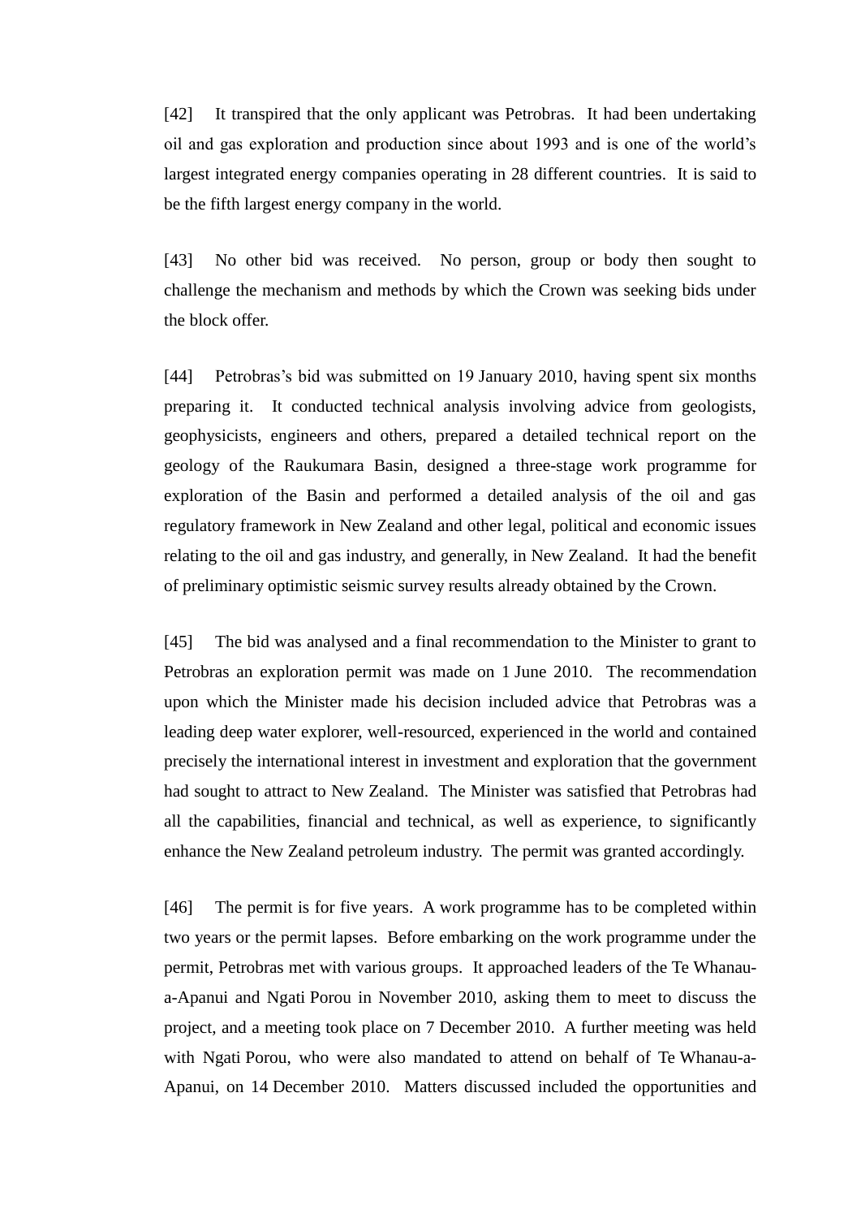[42] It transpired that the only applicant was Petrobras. It had been undertaking oil and gas exploration and production since about 1993 and is one of the world's largest integrated energy companies operating in 28 different countries. It is said to be the fifth largest energy company in the world.

[43] No other bid was received. No person, group or body then sought to challenge the mechanism and methods by which the Crown was seeking bids under the block offer.

[44] Petrobras's bid was submitted on 19 January 2010, having spent six months preparing it. It conducted technical analysis involving advice from geologists, geophysicists, engineers and others, prepared a detailed technical report on the geology of the Raukumara Basin, designed a three-stage work programme for exploration of the Basin and performed a detailed analysis of the oil and gas regulatory framework in New Zealand and other legal, political and economic issues relating to the oil and gas industry, and generally, in New Zealand. It had the benefit of preliminary optimistic seismic survey results already obtained by the Crown.

[45] The bid was analysed and a final recommendation to the Minister to grant to Petrobras an exploration permit was made on 1 June 2010. The recommendation upon which the Minister made his decision included advice that Petrobras was a leading deep water explorer, well-resourced, experienced in the world and contained precisely the international interest in investment and exploration that the government had sought to attract to New Zealand. The Minister was satisfied that Petrobras had all the capabilities, financial and technical, as well as experience, to significantly enhance the New Zealand petroleum industry. The permit was granted accordingly.

[46] The permit is for five years. A work programme has to be completed within two years or the permit lapses. Before embarking on the work programme under the permit, Petrobras met with various groups. It approached leaders of the Te Whanau-a-Apanui and Ngati Porou in November 2010, asking them to meet to discuss the project, and a meeting took place on 7 December 2010. A further meeting was held with Ngati Porou, who were also mandated to attend on behalf of Te Whanau-a-Apanui, on 14 December 2010. Matters discussed included the opportunities and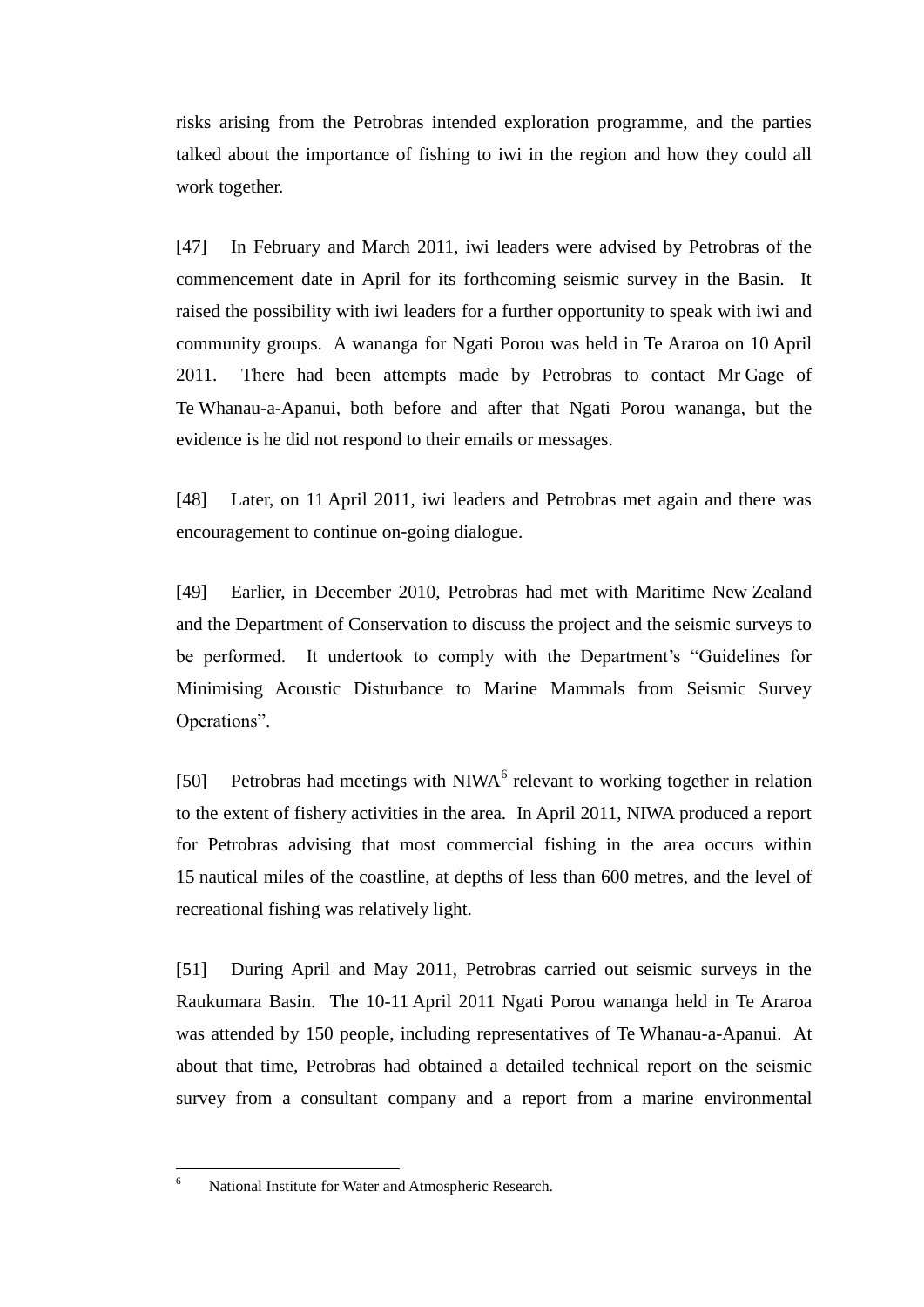risks arising from the Petrobras intended exploration programme, and the parties talked about the importance of fishing to iwi in the region and how they could all work together.

[47] In February and March 2011, iwi leaders were advised by Petrobras of the commencement date in April for its forthcoming seismic survey in the Basin. It raised the possibility with iwi leaders for a further opportunity to speak with iwi and community groups. A wananga for Ngati Porou was held in Te Araroa on 10 April 2011. There had been attempts made by Petrobras to contact Mr Gage of Te Whanau-a-Apanui, both before and after that Ngati Porou wananga, but the evidence is he did not respond to their emails or messages.

[48] Later, on 11 April 2011, iwi leaders and Petrobras met again and there was encouragement to continue on-going dialogue.

[49] Earlier, in December 2010, Petrobras had met with Maritime New Zealand and the Department of Conservation to discuss the project and the seismic surveys to be performed. It undertook to comply with the Department's "Guidelines for Minimising Acoustic Disturbance to Marine Mammals from Seismic Survey Operations".

[50] Petrobras had meetings with NIWA[6] relevant to working together in relation to the extent of fishery activities in the area. In April 2011, NIWA produced a report for Petrobras advising that most commercial fishing in the area occurs within 15 nautical miles of the coastline, at depths of less than 600 metres, and the level of recreational fishing was relatively light.

[51] During April and May 2011, Petrobras carried out seismic surveys in the Raukumara Basin. The 10-11 April 2011 Ngati Porou wananga held in Te Araroa was attended by 150 people, including representatives of Te Whanau-a-Apanui. At about that time, Petrobras had obtained a detailed technical report on the seismic survey from a consultant company and a report from a marine environmental

[6] National Institute for Water and Atmospheric Research.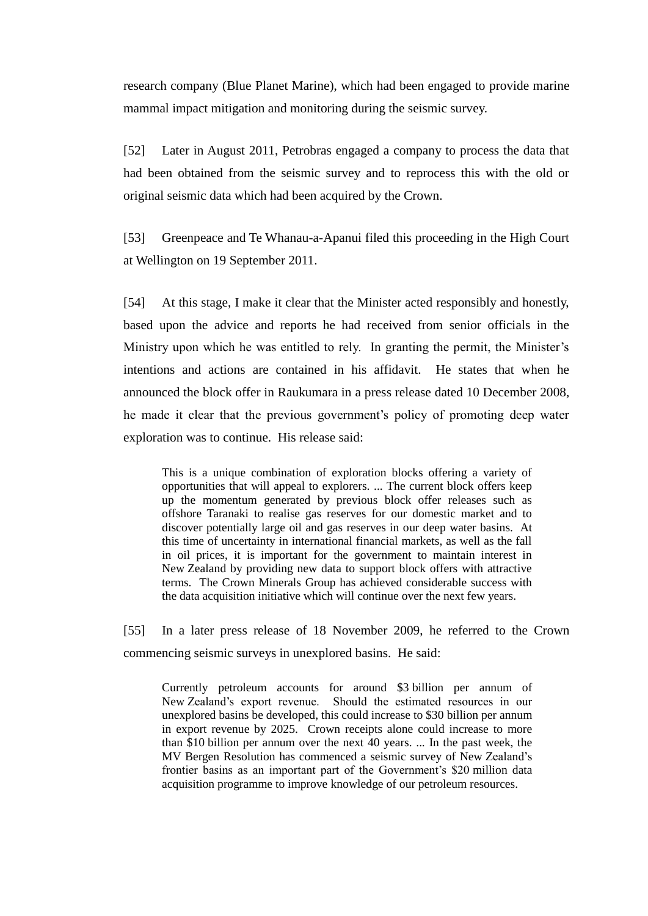research company (Blue Planet Marine), which had been engaged to provide marine mammal impact mitigation and monitoring during the seismic survey.

[52] Later in August 2011, Petrobras engaged a company to process the data that had been obtained from the seismic survey and to reprocess this with the old or original seismic data which had been acquired by the Crown.

[53] Greenpeace and Te Whanau-a-Apanui filed this proceeding in the High Court at Wellington on 19 September 2011.

[54] At this stage, I make it clear that the Minister acted responsibly and honestly, based upon the advice and reports he had received from senior officials in the Ministry upon which he was entitled to rely. In granting the permit, the Minister's intentions and actions are contained in his affidavit. He states that when he announced the block offer in Raukumara in a press release dated 10 December 2008, he made it clear that the previous government's policy of promoting deep water exploration was to continue. His release said:

> This is a unique combination of exploration blocks offering a variety of opportunities that will appeal to explorers. ... The current block offers keep up the momentum generated by previous block offer releases such as offshore Taranaki to realise gas reserves for our domestic market and to discover potentially large oil and gas reserves in our deep water basins. At this time of uncertainty in international financial markets, as well as the fall in oil prices, it is important for the government to maintain interest in New Zealand by providing new data to support block offers with attractive terms. The Crown Minerals Group has achieved considerable success with the data acquisition initiative which will continue over the next few years.

[55] In a later press release of 18 November 2009, he referred to the Crown commencing seismic surveys in unexplored basins. He said:

> Currently petroleum accounts for around $3 billion per annum of New Zealand's export revenue. Should the estimated resources in our unexplored basins be developed, this could increase to $30 billion per annum in export revenue by 2025. Crown receipts alone could increase to more than $10 billion per annum over the next 40 years. ... In the past week, the MV Bergen Resolution has commenced a seismic survey of New Zealand's frontier basins as an important part of the Government's $20 million data acquisition programme to improve knowledge of our petroleum resources.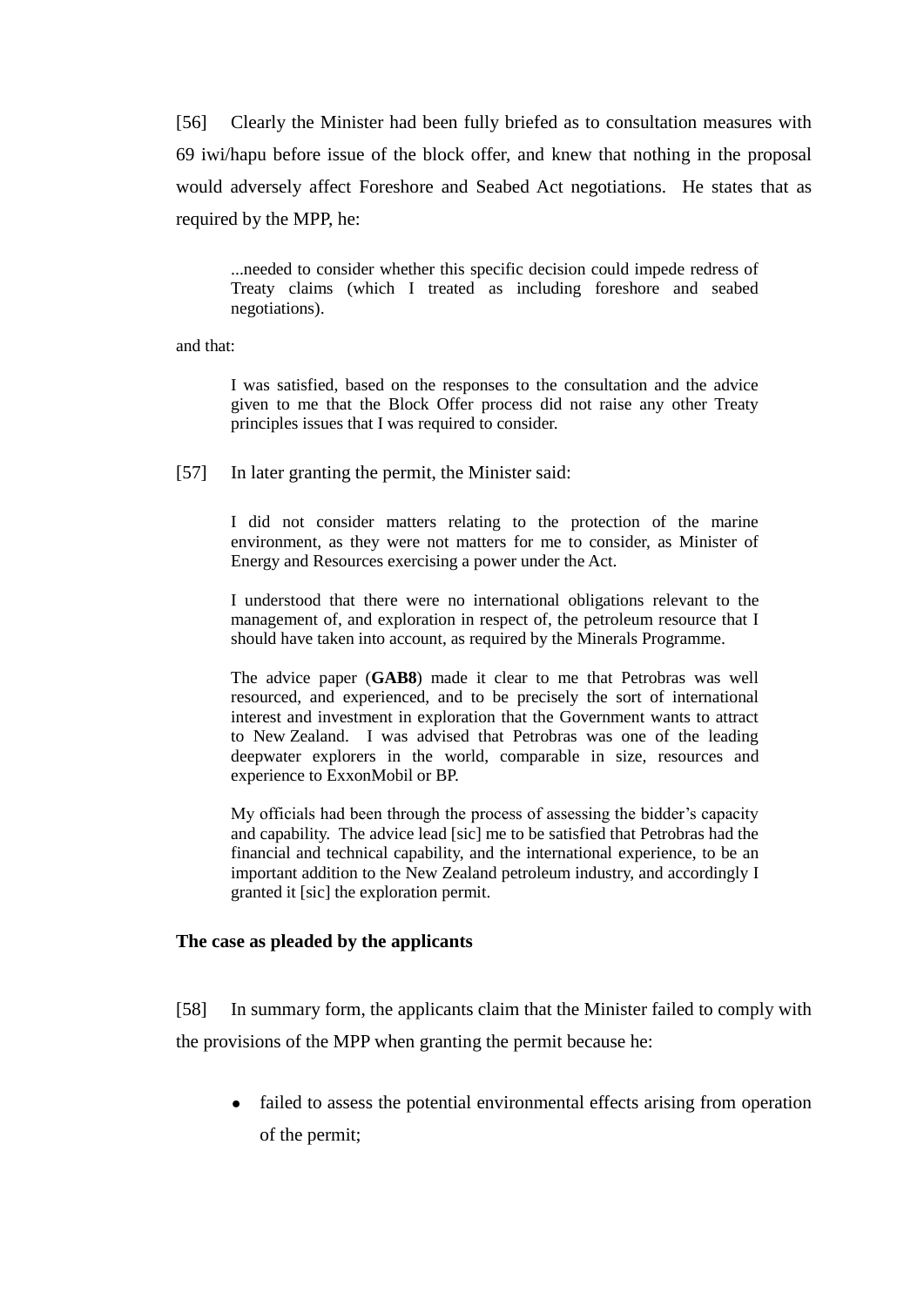[56] Clearly the Minister had been fully briefed as to consultation measures with 69 iwi/hapu before issue of the block offer, and knew that nothing in the proposal would adversely affect Foreshore and Seabed Act negotiations. He states that as required by the MPP, he:

> ...needed to consider whether this specific decision could impede redress of Treaty claims (which I treated as including foreshore and seabed negotiations).

and that:

> I was satisfied, based on the responses to the consultation and the advice given to me that the Block Offer process did not raise any other Treaty principles issues that I was required to consider.

[57] In later granting the permit, the Minister said:

> I did not consider matters relating to the protection of the marine environment, as they were not matters for me to consider, as Minister of Energy and Resources exercising a power under the Act.
>
> I understood that there were no international obligations relevant to the management of, and exploration in respect of, the petroleum resource that I should have taken into account, as required by the Minerals Programme.
>
> The advice paper (**GAB8**) made it clear to me that Petrobras was well resourced, and experienced, and to be precisely the sort of international interest and investment in exploration that the Government wants to attract to New Zealand. I was advised that Petrobras was one of the leading deepwater explorers in the world, comparable in size, resources and experience to ExxonMobil or BP.
>
> My officials had been through the process of assessing the bidder's capacity and capability. The advice lead [sic] me to be satisfied that Petrobras had the financial and technical capability, and the international experience, to be an important addition to the New Zealand petroleum industry, and accordingly I granted it [sic] the exploration permit.

**The case as pleaded by the applicants**

[58] In summary form, the applicants claim that the Minister failed to comply with the provisions of the MPP when granting the permit because he:

- failed to assess the potential environmental effects arising from operation of the permit;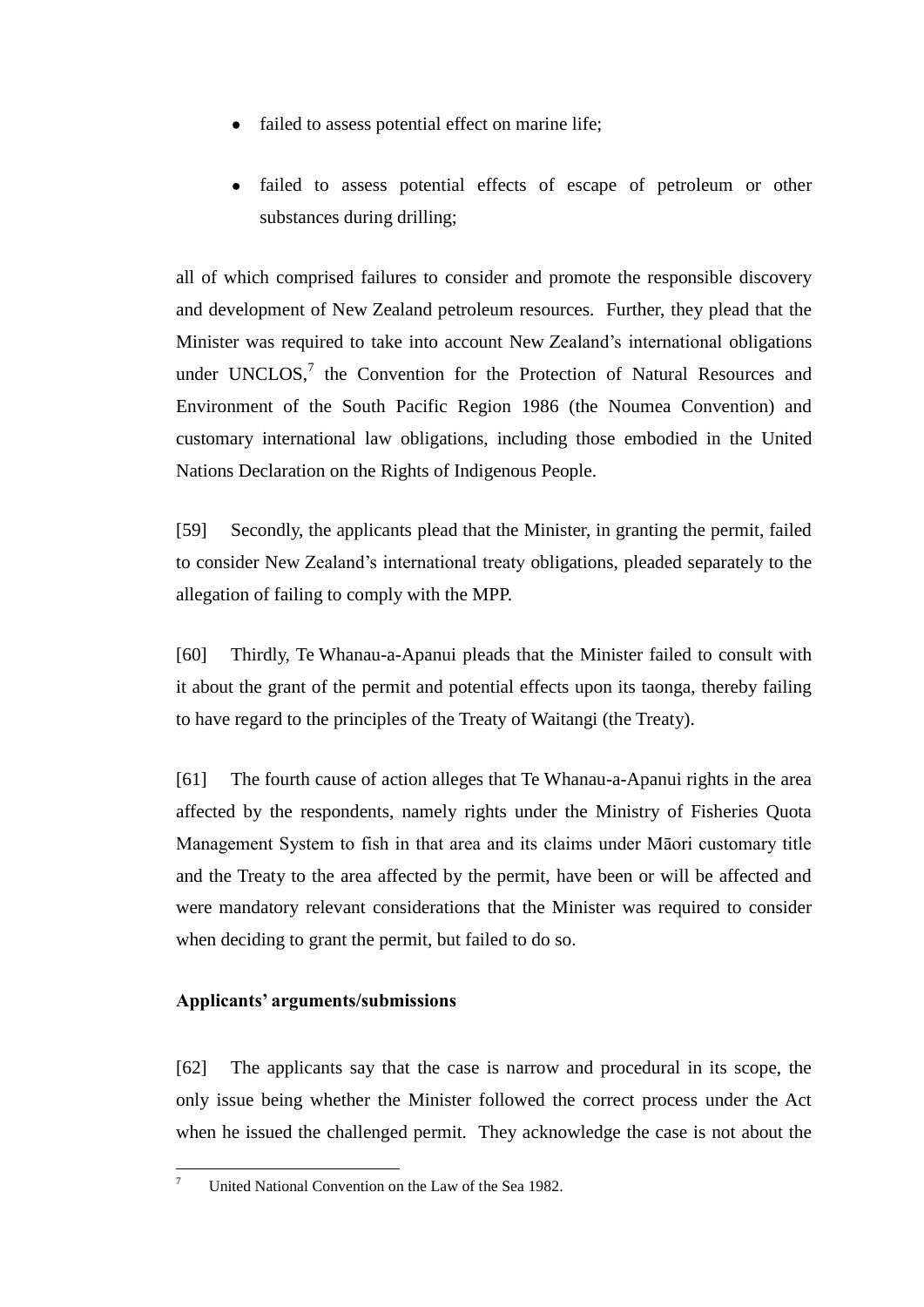- failed to assess potential effect on marine life;
- failed to assess potential effects of escape of petroleum or other substances during drilling;

all of which comprised failures to consider and promote the responsible discovery and development of New Zealand petroleum resources. Further, they plead that the Minister was required to take into account New Zealand's international obligations under UNCLOS,[7] the Convention for the Protection of Natural Resources and Environment of the South Pacific Region 1986 (the Noumea Convention) and customary international law obligations, including those embodied in the United Nations Declaration on the Rights of Indigenous People.

[59] Secondly, the applicants plead that the Minister, in granting the permit, failed to consider New Zealand's international treaty obligations, pleaded separately to the allegation of failing to comply with the MPP.

[60] Thirdly, Te Whanau-a-Apanui pleads that the Minister failed to consult with it about the grant of the permit and potential effects upon its taonga, thereby failing to have regard to the principles of the Treaty of Waitangi (the Treaty).

[61] The fourth cause of action alleges that Te Whanau-a-Apanui rights in the area affected by the respondents, namely rights under the Ministry of Fisheries Quota Management System to fish in that area and its claims under Māori customary title and the Treaty to the area affected by the permit, have been or will be affected and were mandatory relevant considerations that the Minister was required to consider when deciding to grant the permit, but failed to do so.

**Applicants' arguments/submissions**

[62] The applicants say that the case is narrow and procedural in its scope, the only issue being whether the Minister followed the correct process under the Act when he issued the challenged permit. They acknowledge the case is not about the

---

[7] United National Convention on the Law of the Sea 1982.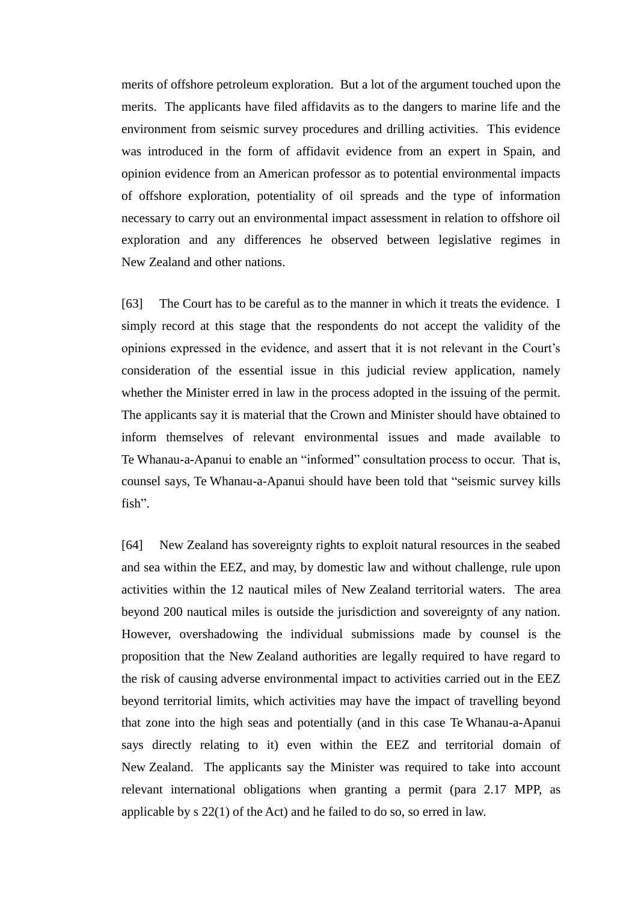merits of offshore petroleum exploration. But a lot of the argument touched upon the merits. The applicants have filed affidavits as to the dangers to marine life and the environment from seismic survey procedures and drilling activities. This evidence was introduced in the form of affidavit evidence from an expert in Spain, and opinion evidence from an American professor as to potential environmental impacts of offshore exploration, potentiality of oil spreads and the type of information necessary to carry out an environmental impact assessment in relation to offshore oil exploration and any differences he observed between legislative regimes in New Zealand and other nations.

[63] The Court has to be careful as to the manner in which it treats the evidence. I simply record at this stage that the respondents do not accept the validity of the opinions expressed in the evidence, and assert that it is not relevant in the Court's consideration of the essential issue in this judicial review application, namely whether the Minister erred in law in the process adopted in the issuing of the permit. The applicants say it is material that the Crown and Minister should have obtained to inform themselves of relevant environmental issues and made available to Te Whanau-a-Apanui to enable an "informed" consultation process to occur. That is, counsel says, Te Whanau-a-Apanui should have been told that "seismic survey kills fish".

[64] New Zealand has sovereignty rights to exploit natural resources in the seabed and sea within the EEZ, and may, by domestic law and without challenge, rule upon activities within the 12 nautical miles of New Zealand territorial waters. The area beyond 200 nautical miles is outside the jurisdiction and sovereignty of any nation. However, overshadowing the individual submissions made by counsel is the proposition that the New Zealand authorities are legally required to have regard to the risk of causing adverse environmental impact to activities carried out in the EEZ beyond territorial limits, which activities may have the impact of travelling beyond that zone into the high seas and potentially (and in this case Te Whanau-a-Apanui says directly relating to it) even within the EEZ and territorial domain of New Zealand. The applicants say the Minister was required to take into account relevant international obligations when granting a permit (para 2.17 MPP, as applicable by s 22(1) of the Act) and he failed to do so, so erred in law.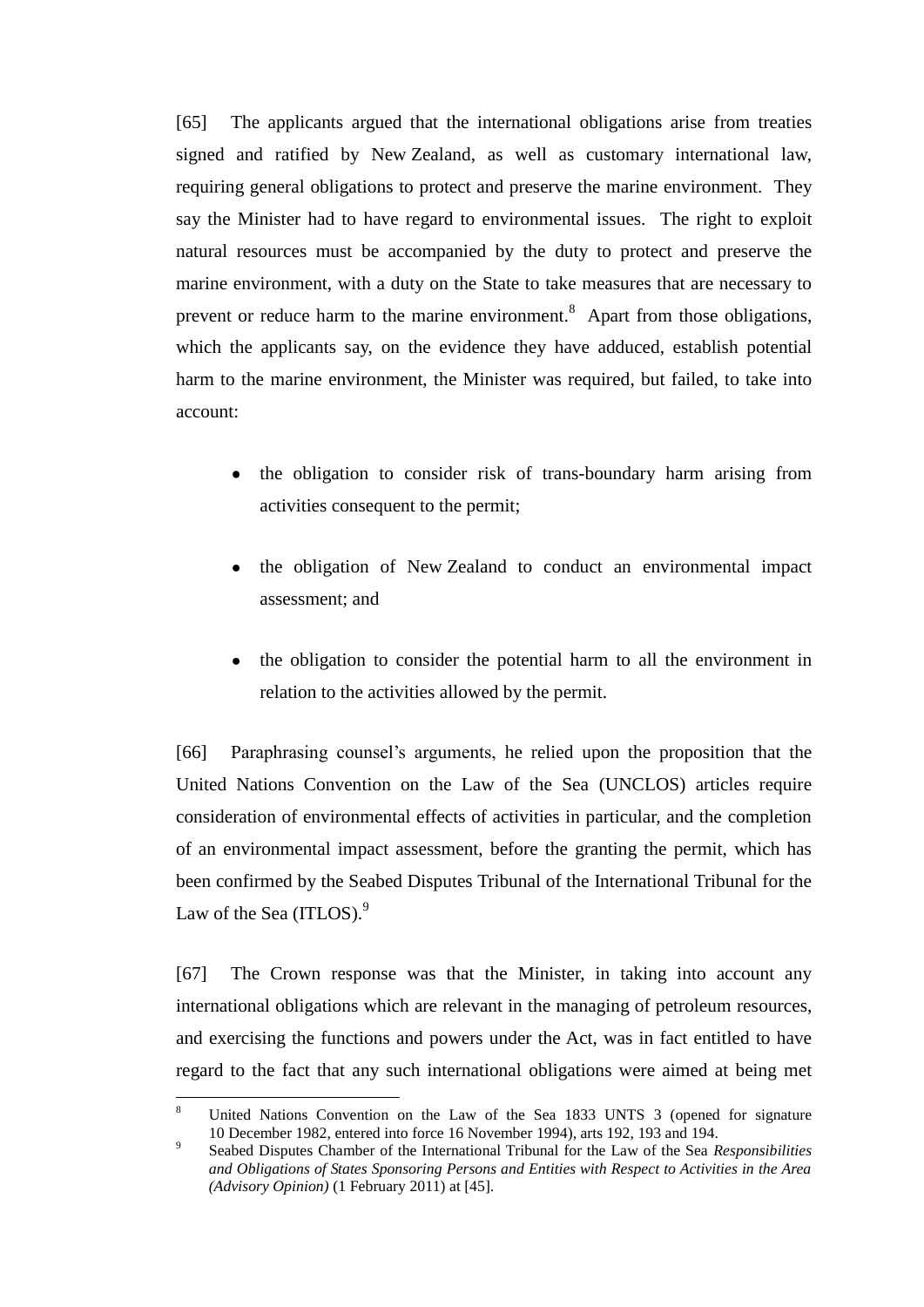[65] The applicants argued that the international obligations arise from treaties signed and ratified by New Zealand, as well as customary international law, requiring general obligations to protect and preserve the marine environment. They say the Minister had to have regard to environmental issues. The right to exploit natural resources must be accompanied by the duty to protect and preserve the marine environment, with a duty on the State to take measures that are necessary to prevent or reduce harm to the marine environment.[8] Apart from those obligations, which the applicants say, on the evidence they have adduced, establish potential harm to the marine environment, the Minister was required, but failed, to take into account:

- the obligation to consider risk of trans-boundary harm arising from activities consequent to the permit;
- the obligation of New Zealand to conduct an environmental impact assessment; and
- the obligation to consider the potential harm to all the environment in relation to the activities allowed by the permit.

[66] Paraphrasing counsel's arguments, he relied upon the proposition that the United Nations Convention on the Law of the Sea (UNCLOS) articles require consideration of environmental effects of activities in particular, and the completion of an environmental impact assessment, before the granting the permit, which has been confirmed by the Seabed Disputes Tribunal of the International Tribunal for the Law of the Sea (ITLOS).[9]

[67] The Crown response was that the Minister, in taking into account any international obligations which are relevant in the managing of petroleum resources, and exercising the functions and powers under the Act, was in fact entitled to have regard to the fact that any such international obligations were aimed at being met

---

[8] United Nations Convention on the Law of the Sea 1833 UNTS 3 (opened for signature 10 December 1982, entered into force 16 November 1994), arts 192, 193 and 194.

[9] Seabed Disputes Chamber of the International Tribunal for the Law of the Sea *Responsibilities and Obligations of States Sponsoring Persons and Entities with Respect to Activities in the Area (Advisory Opinion)* (1 February 2011) at [45].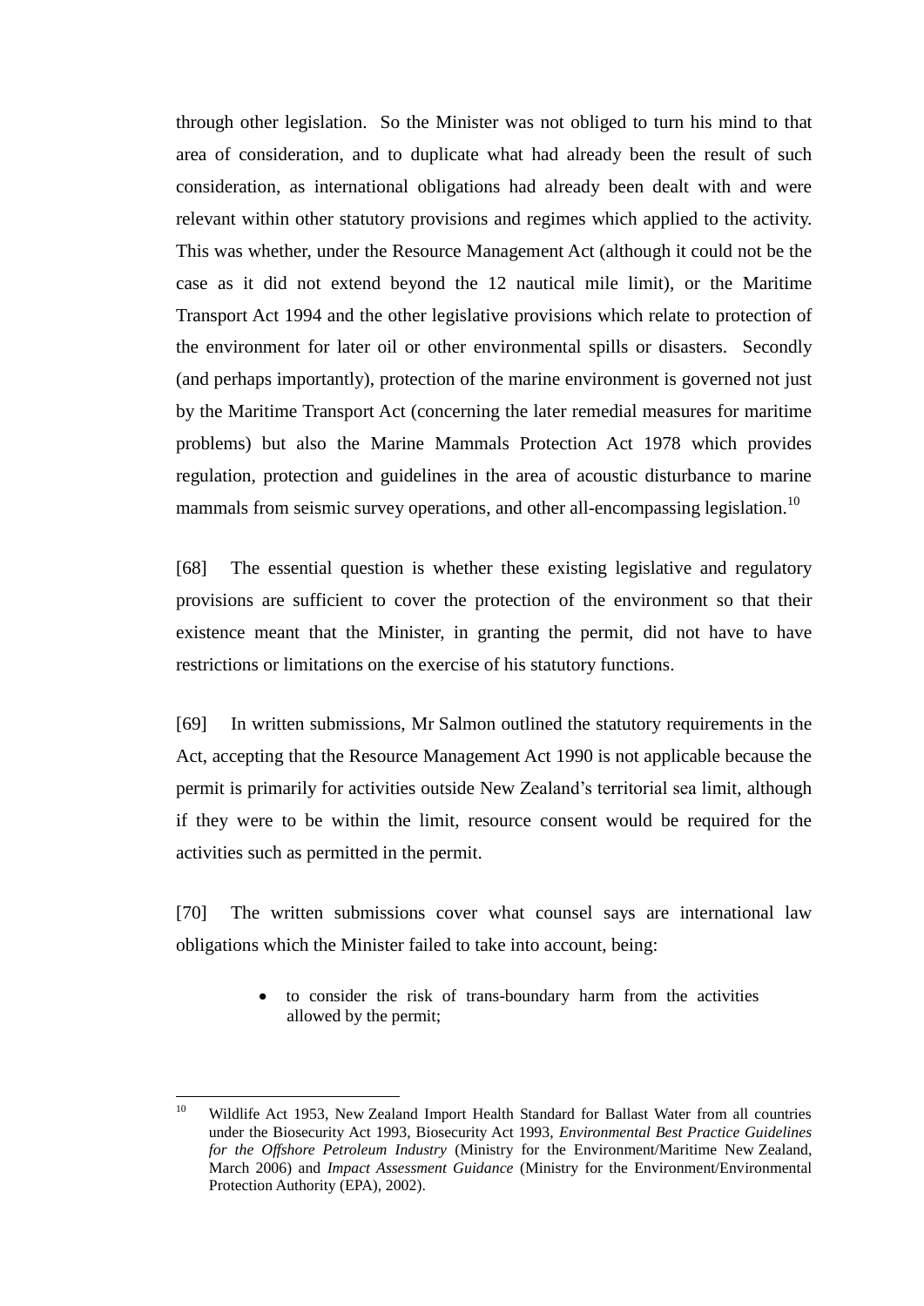through other legislation. So the Minister was not obliged to turn his mind to that area of consideration, and to duplicate what had already been the result of such consideration, as international obligations had already been dealt with and were relevant within other statutory provisions and regimes which applied to the activity. This was whether, under the Resource Management Act (although it could not be the case as it did not extend beyond the 12 nautical mile limit), or the Maritime Transport Act 1994 and the other legislative provisions which relate to protection of the environment for later oil or other environmental spills or disasters. Secondly (and perhaps importantly), protection of the marine environment is governed not just by the Maritime Transport Act (concerning the later remedial measures for maritime problems) but also the Marine Mammals Protection Act 1978 which provides regulation, protection and guidelines in the area of acoustic disturbance to marine mammals from seismic survey operations, and other all-encompassing legislation.[10]

[68] The essential question is whether these existing legislative and regulatory provisions are sufficient to cover the protection of the environment so that their existence meant that the Minister, in granting the permit, did not have to have restrictions or limitations on the exercise of his statutory functions.

[69] In written submissions, Mr Salmon outlined the statutory requirements in the Act, accepting that the Resource Management Act 1990 is not applicable because the permit is primarily for activities outside New Zealand's territorial sea limit, although if they were to be within the limit, resource consent would be required for the activities such as permitted in the permit.

[70] The written submissions cover what counsel says are international law obligations which the Minister failed to take into account, being:

- to consider the risk of trans-boundary harm from the activities allowed by the permit;

[10] Wildlife Act 1953, New Zealand Import Health Standard for Ballast Water from all countries under the Biosecurity Act 1993, Biosecurity Act 1993, *Environmental Best Practice Guidelines for the Offshore Petroleum Industry* (Ministry for the Environment/Maritime New Zealand, March 2006) and *Impact Assessment Guidance* (Ministry for the Environment/Environmental Protection Authority (EPA), 2002).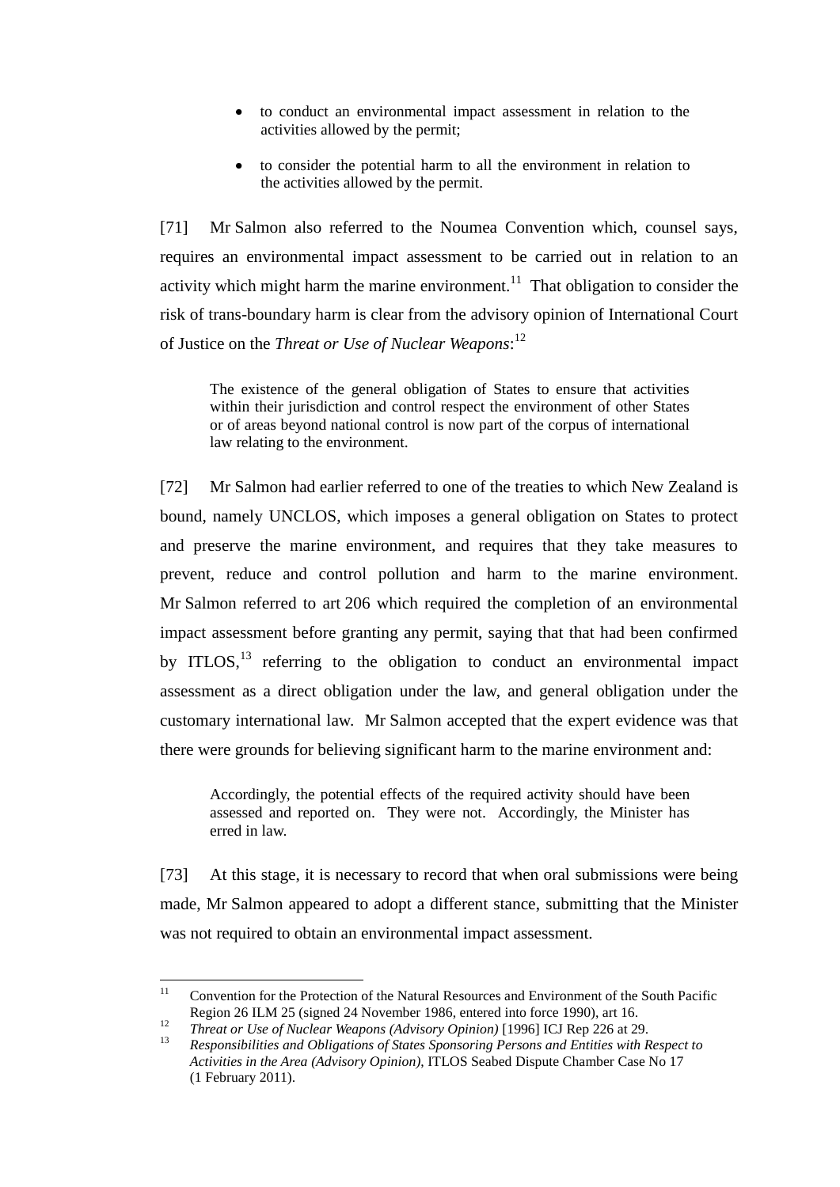- to conduct an environmental impact assessment in relation to the activities allowed by the permit;
- to consider the potential harm to all the environment in relation to the activities allowed by the permit.

[71] Mr Salmon also referred to the Noumea Convention which, counsel says, requires an environmental impact assessment to be carried out in relation to an activity which might harm the marine environment.[11] That obligation to consider the risk of trans-boundary harm is clear from the advisory opinion of International Court of Justice on the *Threat or Use of Nuclear Weapons*:[12]

> The existence of the general obligation of States to ensure that activities within their jurisdiction and control respect the environment of other States or of areas beyond national control is now part of the corpus of international law relating to the environment.

[72] Mr Salmon had earlier referred to one of the treaties to which New Zealand is bound, namely UNCLOS, which imposes a general obligation on States to protect and preserve the marine environment, and requires that they take measures to prevent, reduce and control pollution and harm to the marine environment. Mr Salmon referred to art 206 which required the completion of an environmental impact assessment before granting any permit, saying that that had been confirmed by ITLOS,[13] referring to the obligation to conduct an environmental impact assessment as a direct obligation under the law, and general obligation under the customary international law. Mr Salmon accepted that the expert evidence was that there were grounds for believing significant harm to the marine environment and:

> Accordingly, the potential effects of the required activity should have been assessed and reported on. They were not. Accordingly, the Minister has erred in law.

[73] At this stage, it is necessary to record that when oral submissions were being made, Mr Salmon appeared to adopt a different stance, submitting that the Minister was not required to obtain an environmental impact assessment.

---

[11] Convention for the Protection of the Natural Resources and Environment of the South Pacific Region 26 ILM 25 (signed 24 November 1986, entered into force 1990), art 16.

[12] *Threat or Use of Nuclear Weapons (Advisory Opinion)* [1996] ICJ Rep 226 at 29.

[13] *Responsibilities and Obligations of States Sponsoring Persons and Entities with Respect to Activities in the Area (Advisory Opinion)*, ITLOS Seabed Dispute Chamber Case No 17 (1 February 2011).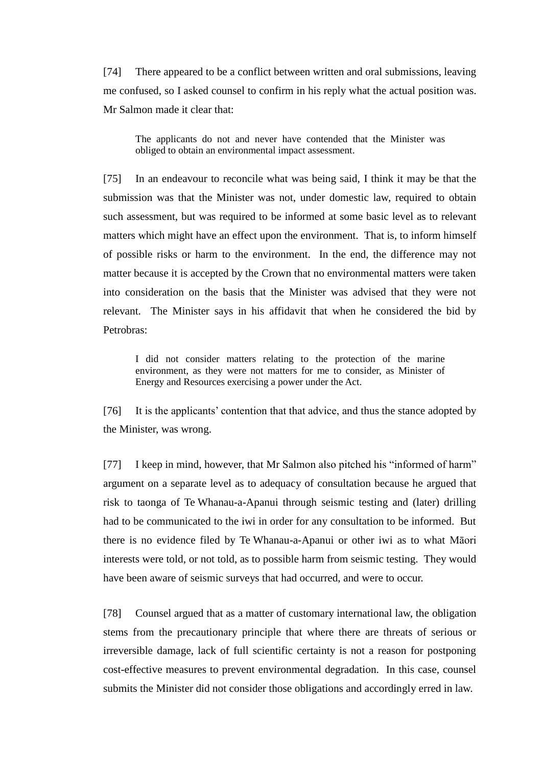[74] There appeared to be a conflict between written and oral submissions, leaving me confused, so I asked counsel to confirm in his reply what the actual position was. Mr Salmon made it clear that:

> The applicants do not and never have contended that the Minister was obliged to obtain an environmental impact assessment.

[75] In an endeavour to reconcile what was being said, I think it may be that the submission was that the Minister was not, under domestic law, required to obtain such assessment, but was required to be informed at some basic level as to relevant matters which might have an effect upon the environment. That is, to inform himself of possible risks or harm to the environment. In the end, the difference may not matter because it is accepted by the Crown that no environmental matters were taken into consideration on the basis that the Minister was advised that they were not relevant. The Minister says in his affidavit that when he considered the bid by Petrobras:

> I did not consider matters relating to the protection of the marine environment, as they were not matters for me to consider, as Minister of Energy and Resources exercising a power under the Act.

[76] It is the applicants' contention that that advice, and thus the stance adopted by the Minister, was wrong.

[77] I keep in mind, however, that Mr Salmon also pitched his "informed of harm" argument on a separate level as to adequacy of consultation because he argued that risk to taonga of Te Whanau-a-Apanui through seismic testing and (later) drilling had to be communicated to the iwi in order for any consultation to be informed. But there is no evidence filed by Te Whanau-a-Apanui or other iwi as to what Māori interests were told, or not told, as to possible harm from seismic testing. They would have been aware of seismic surveys that had occurred, and were to occur.

[78] Counsel argued that as a matter of customary international law, the obligation stems from the precautionary principle that where there are threats of serious or irreversible damage, lack of full scientific certainty is not a reason for postponing cost-effective measures to prevent environmental degradation. In this case, counsel submits the Minister did not consider those obligations and accordingly erred in law.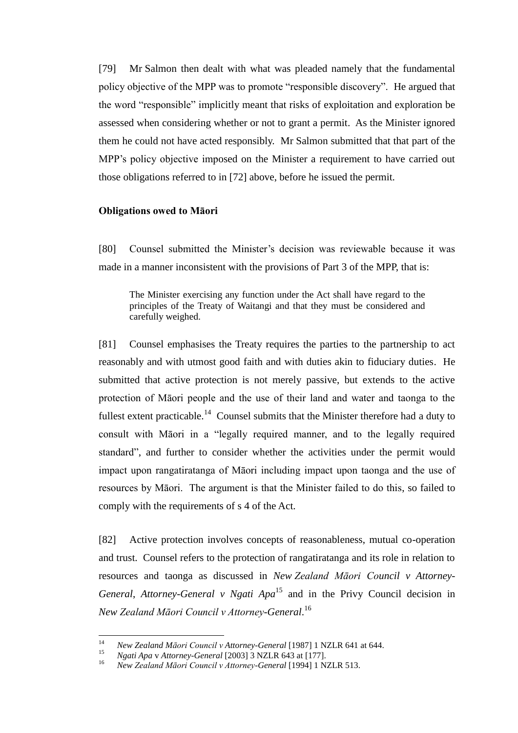[79] Mr Salmon then dealt with what was pleaded namely that the fundamental policy objective of the MPP was to promote "responsible discovery". He argued that the word "responsible" implicitly meant that risks of exploitation and exploration be assessed when considering whether or not to grant a permit. As the Minister ignored them he could not have acted responsibly. Mr Salmon submitted that that part of the MPP's policy objective imposed on the Minister a requirement to have carried out those obligations referred to in [72] above, before he issued the permit.

**Obligations owed to Māori**

[80] Counsel submitted the Minister's decision was reviewable because it was made in a manner inconsistent with the provisions of Part 3 of the MPP, that is:

> The Minister exercising any function under the Act shall have regard to the principles of the Treaty of Waitangi and that they must be considered and carefully weighed.

[81] Counsel emphasises the Treaty requires the parties to the partnership to act reasonably and with utmost good faith and with duties akin to fiduciary duties. He submitted that active protection is not merely passive, but extends to the active protection of Māori people and the use of their land and water and taonga to the fullest extent practicable.[14] Counsel submits that the Minister therefore had a duty to consult with Māori in a "legally required manner, and to the legally required standard", and further to consider whether the activities under the permit would impact upon rangatiratanga of Māori including impact upon taonga and the use of resources by Māori. The argument is that the Minister failed to do this, so failed to comply with the requirements of s 4 of the Act.

[82] Active protection involves concepts of reasonableness, mutual co-operation and trust. Counsel refers to the protection of rangatiratanga and its role in relation to resources and taonga as discussed in *New Zealand Māori Council v Attorney-General*, *Attorney-General v Ngati Apa*[15] and in the Privy Council decision in *New Zealand Māori Council v Attorney-General*.[16]

---

[14] *New Zealand Māori Council v Attorney-General* [1987] 1 NZLR 641 at 644.

[15] *Ngati Apa* v *Attorney-General* [2003] 3 NZLR 643 at [177].

[16] *New Zealand Māori Council v Attorney-General* [1994] 1 NZLR 513.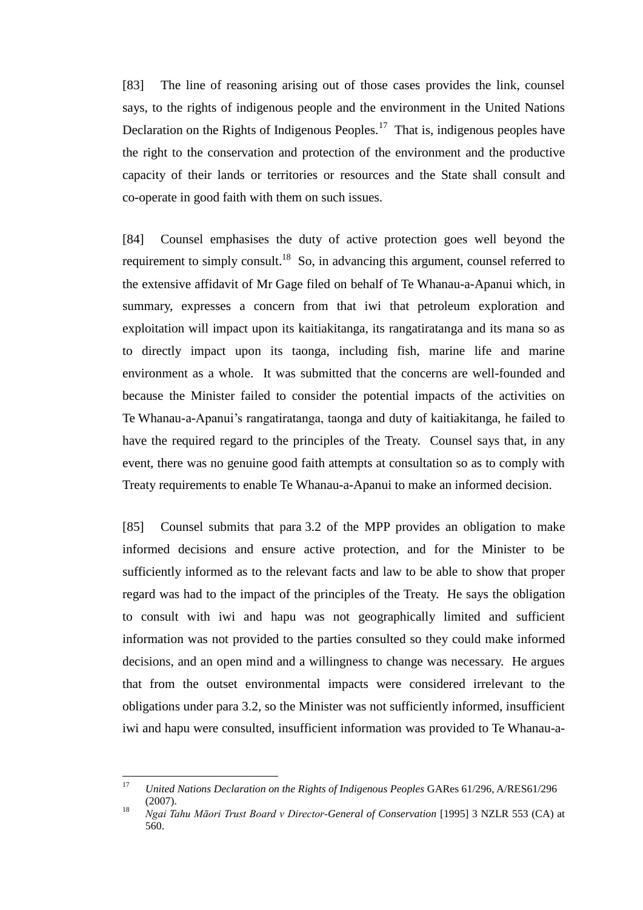[83] The line of reasoning arising out of those cases provides the link, counsel says, to the rights of indigenous people and the environment in the United Nations Declaration on the Rights of Indigenous Peoples.[17] That is, indigenous peoples have the right to the conservation and protection of the environment and the productive capacity of their lands or territories or resources and the State shall consult and co-operate in good faith with them on such issues.

[84] Counsel emphasises the duty of active protection goes well beyond the requirement to simply consult.[18] So, in advancing this argument, counsel referred to the extensive affidavit of Mr Gage filed on behalf of Te Whanau-a-Apanui which, in summary, expresses a concern from that iwi that petroleum exploration and exploitation will impact upon its kaitiakitanga, its rangatiratanga and its mana so as to directly impact upon its taonga, including fish, marine life and marine environment as a whole. It was submitted that the concerns are well-founded and because the Minister failed to consider the potential impacts of the activities on Te Whanau-a-Apanui's rangatiratanga, taonga and duty of kaitiakitanga, he failed to have the required regard to the principles of the Treaty. Counsel says that, in any event, there was no genuine good faith attempts at consultation so as to comply with Treaty requirements to enable Te Whanau-a-Apanui to make an informed decision.

[85] Counsel submits that para 3.2 of the MPP provides an obligation to make informed decisions and ensure active protection, and for the Minister to be sufficiently informed as to the relevant facts and law to be able to show that proper regard was had to the impact of the principles of the Treaty. He says the obligation to consult with iwi and hapu was not geographically limited and sufficient information was not provided to the parties consulted so they could make informed decisions, and an open mind and a willingness to change was necessary. He argues that from the outset environmental impacts were considered irrelevant to the obligations under para 3.2, so the Minister was not sufficiently informed, insufficient iwi and hapu were consulted, insufficient information was provided to Te Whanau-a-

---

[17] *United Nations Declaration on the Rights of Indigenous Peoples* GARes 61/296, A/RES61/296 (2007).

[18] *Ngai Tahu Māori Trust Board v Director-General of Conservation* [1995] 3 NZLR 553 (CA) at 560.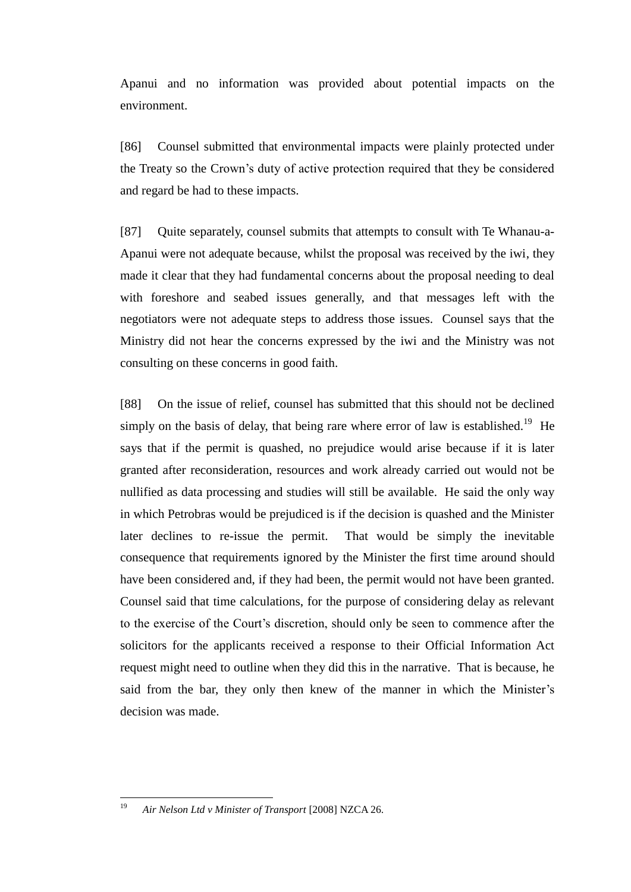Apanui and no information was provided about potential impacts on the environment.

[86] Counsel submitted that environmental impacts were plainly protected under the Treaty so the Crown's duty of active protection required that they be considered and regard be had to these impacts.

[87] Quite separately, counsel submits that attempts to consult with Te Whanau-a-Apanui were not adequate because, whilst the proposal was received by the iwi, they made it clear that they had fundamental concerns about the proposal needing to deal with foreshore and seabed issues generally, and that messages left with the negotiators were not adequate steps to address those issues. Counsel says that the Ministry did not hear the concerns expressed by the iwi and the Ministry was not consulting on these concerns in good faith.

[88] On the issue of relief, counsel has submitted that this should not be declined simply on the basis of delay, that being rare where error of law is established.[19] He says that if the permit is quashed, no prejudice would arise because if it is later granted after reconsideration, resources and work already carried out would not be nullified as data processing and studies will still be available. He said the only way in which Petrobras would be prejudiced is if the decision is quashed and the Minister later declines to re-issue the permit. That would be simply the inevitable consequence that requirements ignored by the Minister the first time around should have been considered and, if they had been, the permit would not have been granted. Counsel said that time calculations, for the purpose of considering delay as relevant to the exercise of the Court's discretion, should only be seen to commence after the solicitors for the applicants received a response to their Official Information Act request might need to outline when they did this in the narrative. That is because, he said from the bar, they only then knew of the manner in which the Minister's decision was made.

---

[19] *Air Nelson Ltd v Minister of Transport* [2008] NZCA 26.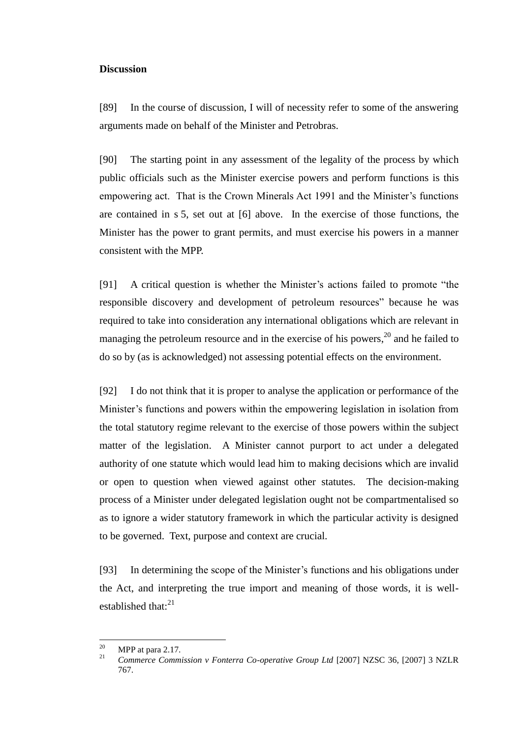**Discussion**

[89] In the course of discussion, I will of necessity refer to some of the answering arguments made on behalf of the Minister and Petrobras.

[90] The starting point in any assessment of the legality of the process by which public officials such as the Minister exercise powers and perform functions is this empowering act. That is the Crown Minerals Act 1991 and the Minister's functions are contained in s 5, set out at [6] above. In the exercise of those functions, the Minister has the power to grant permits, and must exercise his powers in a manner consistent with the MPP.

[91] A critical question is whether the Minister's actions failed to promote "the responsible discovery and development of petroleum resources" because he was required to take into consideration any international obligations which are relevant in managing the petroleum resource and in the exercise of his powers,[20] and he failed to do so by (as is acknowledged) not assessing potential effects on the environment.

[92] I do not think that it is proper to analyse the application or performance of the Minister's functions and powers within the empowering legislation in isolation from the total statutory regime relevant to the exercise of those powers within the subject matter of the legislation. A Minister cannot purport to act under a delegated authority of one statute which would lead him to making decisions which are invalid or open to question when viewed against other statutes. The decision-making process of a Minister under delegated legislation ought not be compartmentalised so as to ignore a wider statutory framework in which the particular activity is designed to be governed. Text, purpose and context are crucial.

[93] In determining the scope of the Minister's functions and his obligations under the Act, and interpreting the true import and meaning of those words, it is well-established that:[21]

---

[20] MPP at para 2.17.

[21] *Commerce Commission v Fonterra Co-operative Group Ltd* [2007] NZSC 36, [2007] 3 NZLR 767.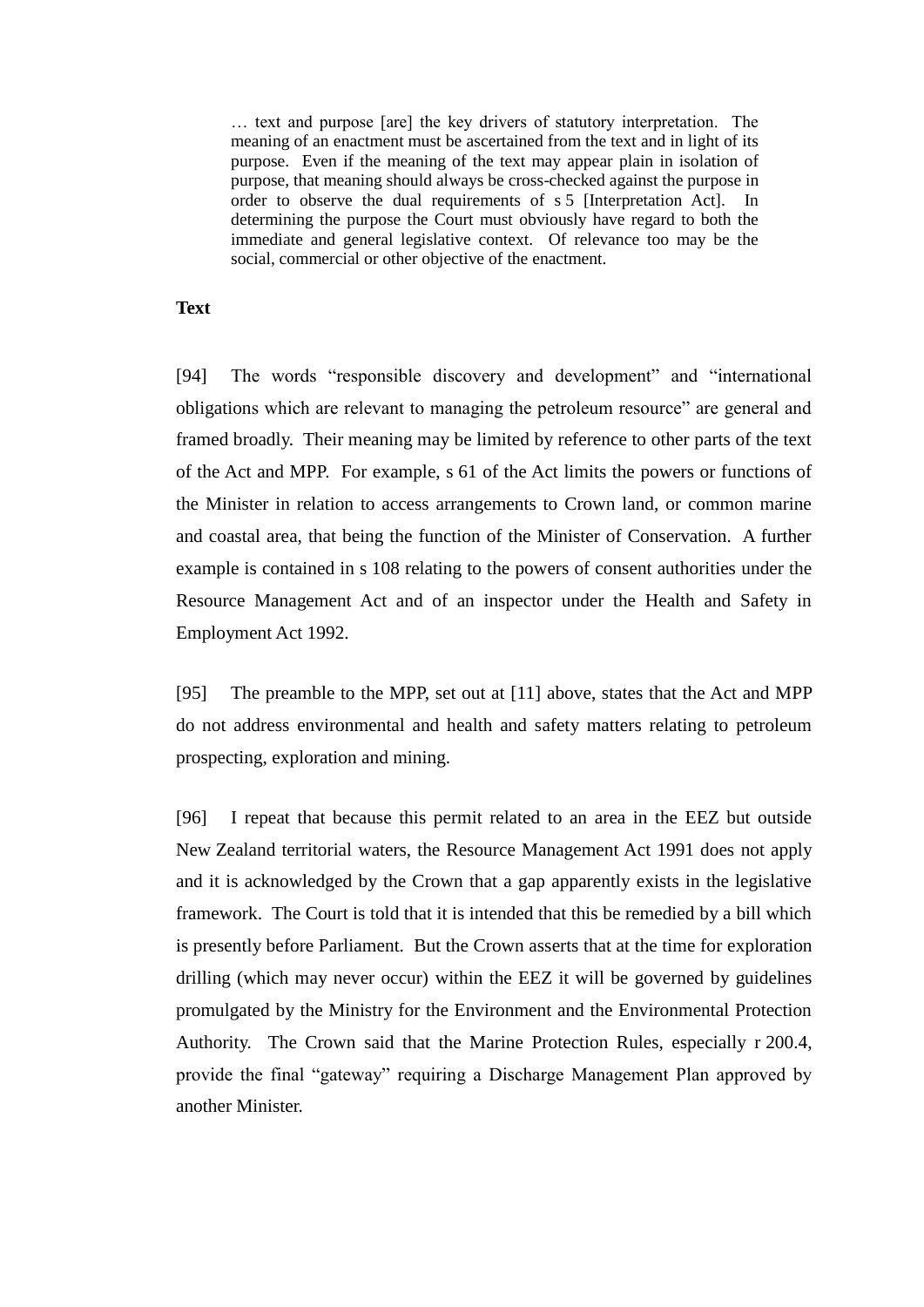> … text and purpose [are] the key drivers of statutory interpretation. The meaning of an enactment must be ascertained from the text and in light of its purpose. Even if the meaning of the text may appear plain in isolation of purpose, that meaning should always be cross-checked against the purpose in order to observe the dual requirements of s 5 [Interpretation Act]. In determining the purpose the Court must obviously have regard to both the immediate and general legislative context. Of relevance too may be the social, commercial or other objective of the enactment.

**Text**

[94] The words "responsible discovery and development" and "international obligations which are relevant to managing the petroleum resource" are general and framed broadly. Their meaning may be limited by reference to other parts of the text of the Act and MPP. For example, s 61 of the Act limits the powers or functions of the Minister in relation to access arrangements to Crown land, or common marine and coastal area, that being the function of the Minister of Conservation. A further example is contained in s 108 relating to the powers of consent authorities under the Resource Management Act and of an inspector under the Health and Safety in Employment Act 1992.

[95] The preamble to the MPP, set out at [11] above, states that the Act and MPP do not address environmental and health and safety matters relating to petroleum prospecting, exploration and mining.

[96] I repeat that because this permit related to an area in the EEZ but outside New Zealand territorial waters, the Resource Management Act 1991 does not apply and it is acknowledged by the Crown that a gap apparently exists in the legislative framework. The Court is told that it is intended that this be remedied by a bill which is presently before Parliament. But the Crown asserts that at the time for exploration drilling (which may never occur) within the EEZ it will be governed by guidelines promulgated by the Ministry for the Environment and the Environmental Protection Authority. The Crown said that the Marine Protection Rules, especially r 200.4, provide the final "gateway" requiring a Discharge Management Plan approved by another Minister.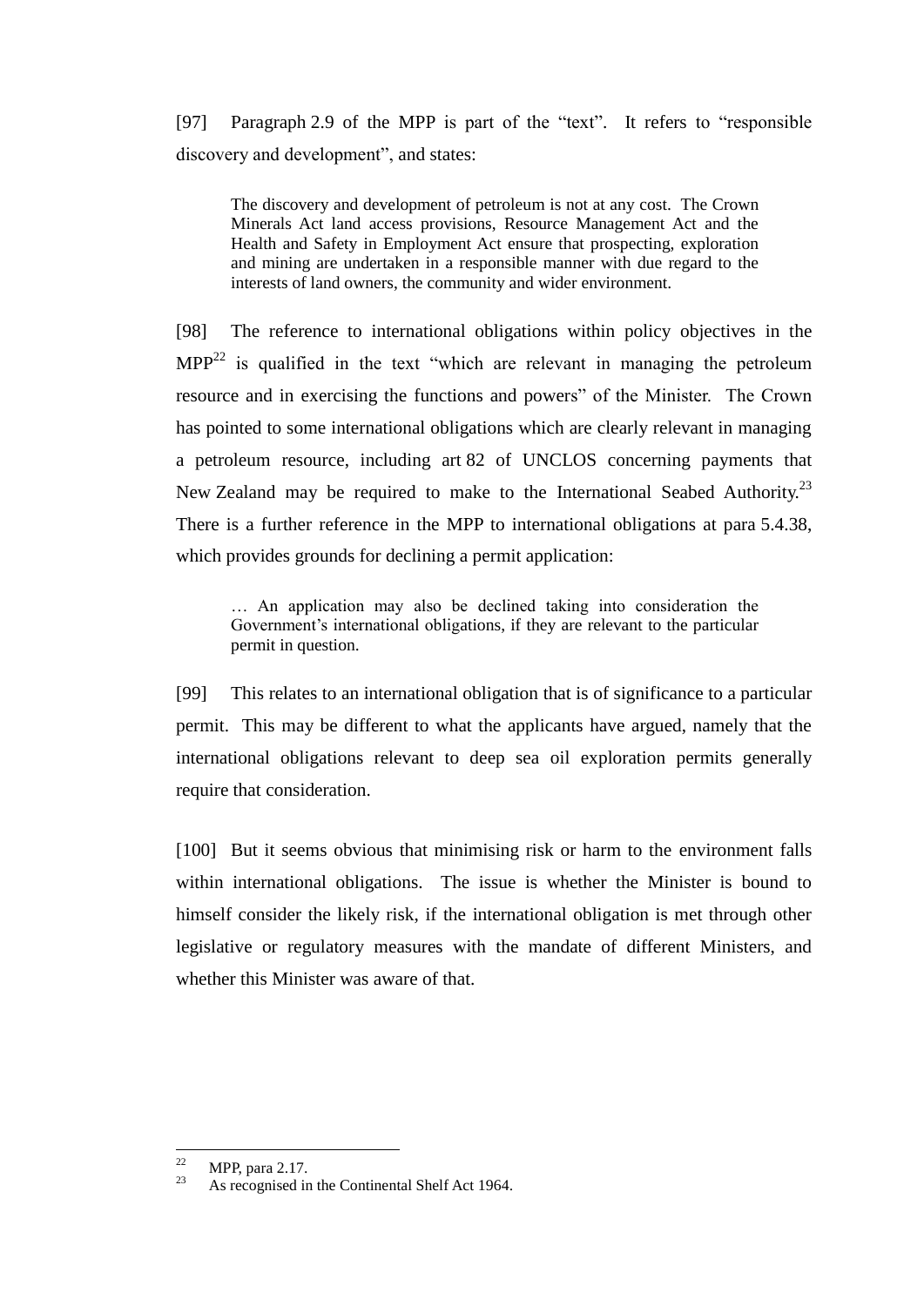[97] Paragraph 2.9 of the MPP is part of the "text". It refers to "responsible discovery and development", and states:

> The discovery and development of petroleum is not at any cost. The Crown Minerals Act land access provisions, Resource Management Act and the Health and Safety in Employment Act ensure that prospecting, exploration and mining are undertaken in a responsible manner with due regard to the interests of land owners, the community and wider environment.

[98] The reference to international obligations within policy objectives in the MPP[22] is qualified in the text "which are relevant in managing the petroleum resource and in exercising the functions and powers" of the Minister. The Crown has pointed to some international obligations which are clearly relevant in managing a petroleum resource, including art 82 of UNCLOS concerning payments that New Zealand may be required to make to the International Seabed Authority.[23] There is a further reference in the MPP to international obligations at para 5.4.38, which provides grounds for declining a permit application:

> … An application may also be declined taking into consideration the Government's international obligations, if they are relevant to the particular permit in question.

[99] This relates to an international obligation that is of significance to a particular permit. This may be different to what the applicants have argued, namely that the international obligations relevant to deep sea oil exploration permits generally require that consideration.

[100] But it seems obvious that minimising risk or harm to the environment falls within international obligations. The issue is whether the Minister is bound to himself consider the likely risk, if the international obligation is met through other legislative or regulatory measures with the mandate of different Ministers, and whether this Minister was aware of that.

---

[22] MPP, para 2.17.

[23] As recognised in the Continental Shelf Act 1964.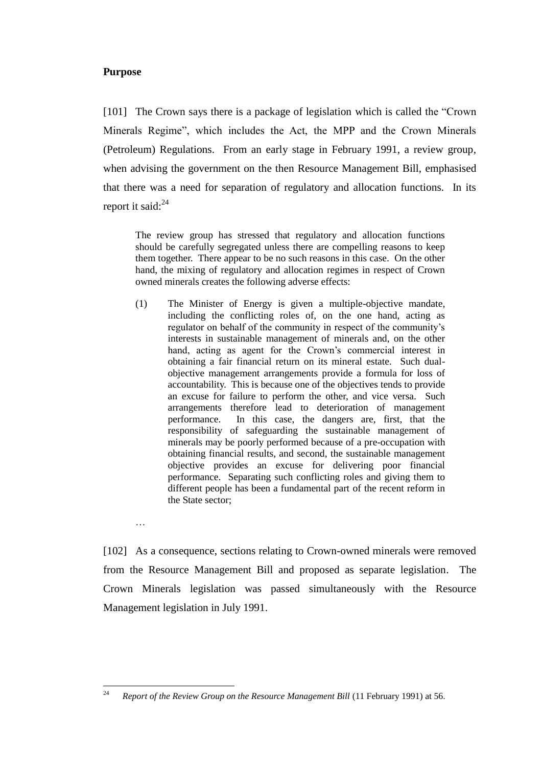**Purpose**

[101] The Crown says there is a package of legislation which is called the "Crown Minerals Regime", which includes the Act, the MPP and the Crown Minerals (Petroleum) Regulations. From an early stage in February 1991, a review group, when advising the government on the then Resource Management Bill, emphasised that there was a need for separation of regulatory and allocation functions. In its report it said:[24]

> The review group has stressed that regulatory and allocation functions should be carefully segregated unless there are compelling reasons to keep them together. There appear to be no such reasons in this case. On the other hand, the mixing of regulatory and allocation regimes in respect of Crown owned minerals creates the following adverse effects:
>
> (1) The Minister of Energy is given a multiple-objective mandate, including the conflicting roles of, on the one hand, acting as regulator on behalf of the community in respect of the community's interests in sustainable management of minerals and, on the other hand, acting as agent for the Crown's commercial interest in obtaining a fair financial return on its mineral estate. Such dual-objective management arrangements provide a formula for loss of accountability. This is because one of the objectives tends to provide an excuse for failure to perform the other, and vice versa. Such arrangements therefore lead to deterioration of management performance. In this case, the dangers are, first, that the responsibility of safeguarding the sustainable management of minerals may be poorly performed because of a pre-occupation with obtaining financial results, and second, the sustainable management objective provides an excuse for delivering poor financial performance. Separating such conflicting roles and giving them to different people has been a fundamental part of the recent reform in the State sector;
>
> …

[102] As a consequence, sections relating to Crown-owned minerals were removed from the Resource Management Bill and proposed as separate legislation. The Crown Minerals legislation was passed simultaneously with the Resource Management legislation in July 1991.

---

[24] *Report of the Review Group on the Resource Management Bill* (11 February 1991) at 56.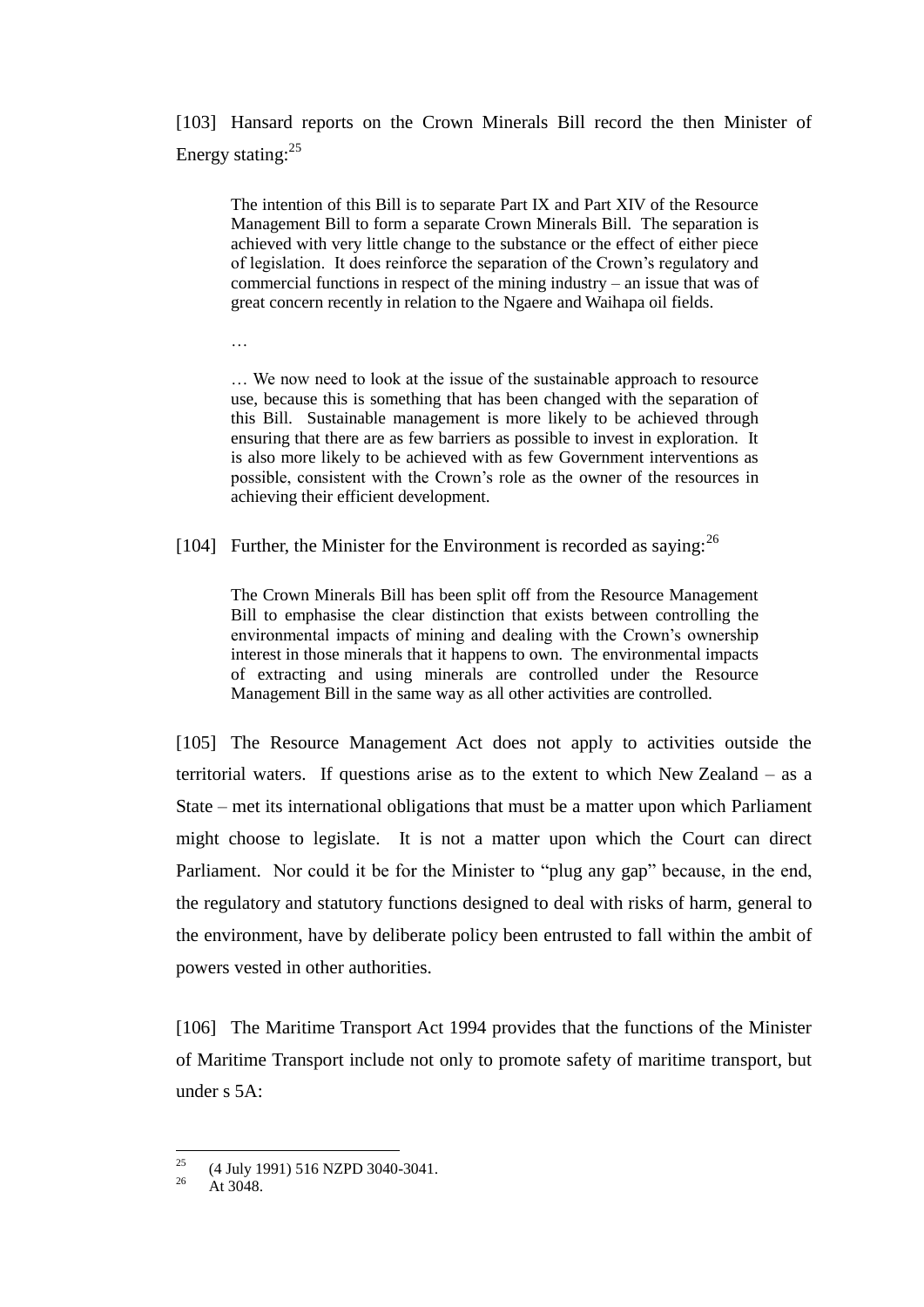[103] Hansard reports on the Crown Minerals Bill record the then Minister of Energy stating:[25]

> The intention of this Bill is to separate Part IX and Part XIV of the Resource Management Bill to form a separate Crown Minerals Bill. The separation is achieved with very little change to the substance or the effect of either piece of legislation. It does reinforce the separation of the Crown's regulatory and commercial functions in respect of the mining industry – an issue that was of great concern recently in relation to the Ngaere and Waihapa oil fields.
>
> …
>
> … We now need to look at the issue of the sustainable approach to resource use, because this is something that has been changed with the separation of this Bill. Sustainable management is more likely to be achieved through ensuring that there are as few barriers as possible to invest in exploration. It is also more likely to be achieved with as few Government interventions as possible, consistent with the Crown's role as the owner of the resources in achieving their efficient development.

[104] Further, the Minister for the Environment is recorded as saying:[26]

> The Crown Minerals Bill has been split off from the Resource Management Bill to emphasise the clear distinction that exists between controlling the environmental impacts of mining and dealing with the Crown's ownership interest in those minerals that it happens to own. The environmental impacts of extracting and using minerals are controlled under the Resource Management Bill in the same way as all other activities are controlled.

[105] The Resource Management Act does not apply to activities outside the territorial waters. If questions arise as to the extent to which New Zealand – as a State – met its international obligations that must be a matter upon which Parliament might choose to legislate. It is not a matter upon which the Court can direct Parliament. Nor could it be for the Minister to "plug any gap" because, in the end, the regulatory and statutory functions designed to deal with risks of harm, general to the environment, have by deliberate policy been entrusted to fall within the ambit of powers vested in other authorities.

[106] The Maritime Transport Act 1994 provides that the functions of the Minister of Maritime Transport include not only to promote safety of maritime transport, but under s 5A:

---

[25] (4 July 1991) 516 NZPD 3040-3041.

[26] At 3048.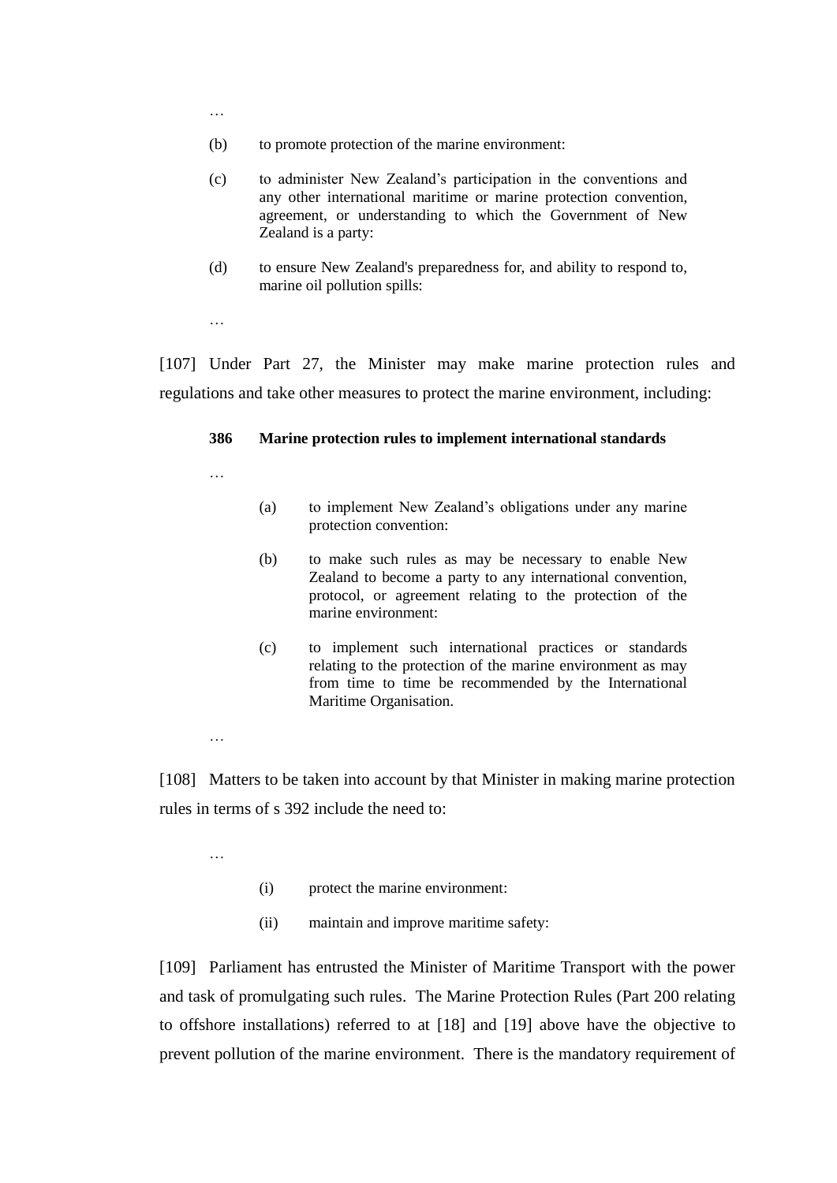…

> (b) to promote protection of the marine environment:
>
> (c) to administer New Zealand's participation in the conventions and any other international maritime or marine protection convention, agreement, or understanding to which the Government of New Zealand is a party:
>
> (d) to ensure New Zealand's preparedness for, and ability to respond to, marine oil pollution spills:
>
> …

[107] Under Part 27, the Minister may make marine protection rules and regulations and take other measures to protect the marine environment, including:

> **386 Marine protection rules to implement international standards**
>
> …
>
> > (a) to implement New Zealand's obligations under any marine protection convention:
> >
> > (b) to make such rules as may be necessary to enable New Zealand to become a party to any international convention, protocol, or agreement relating to the protection of the marine environment:
> >
> > (c) to implement such international practices or standards relating to the protection of the marine environment as may from time to time be recommended by the International Maritime Organisation.
>
> …

[108] Matters to be taken into account by that Minister in making marine protection rules in terms of s 392 include the need to:

> …
>
> > (i) protect the marine environment:
> >
> > (ii) maintain and improve maritime safety:

[109] Parliament has entrusted the Minister of Maritime Transport with the power and task of promulgating such rules. The Marine Protection Rules (Part 200 relating to offshore installations) referred to at [18] and [19] above have the objective to prevent pollution of the marine environment. There is the mandatory requirement of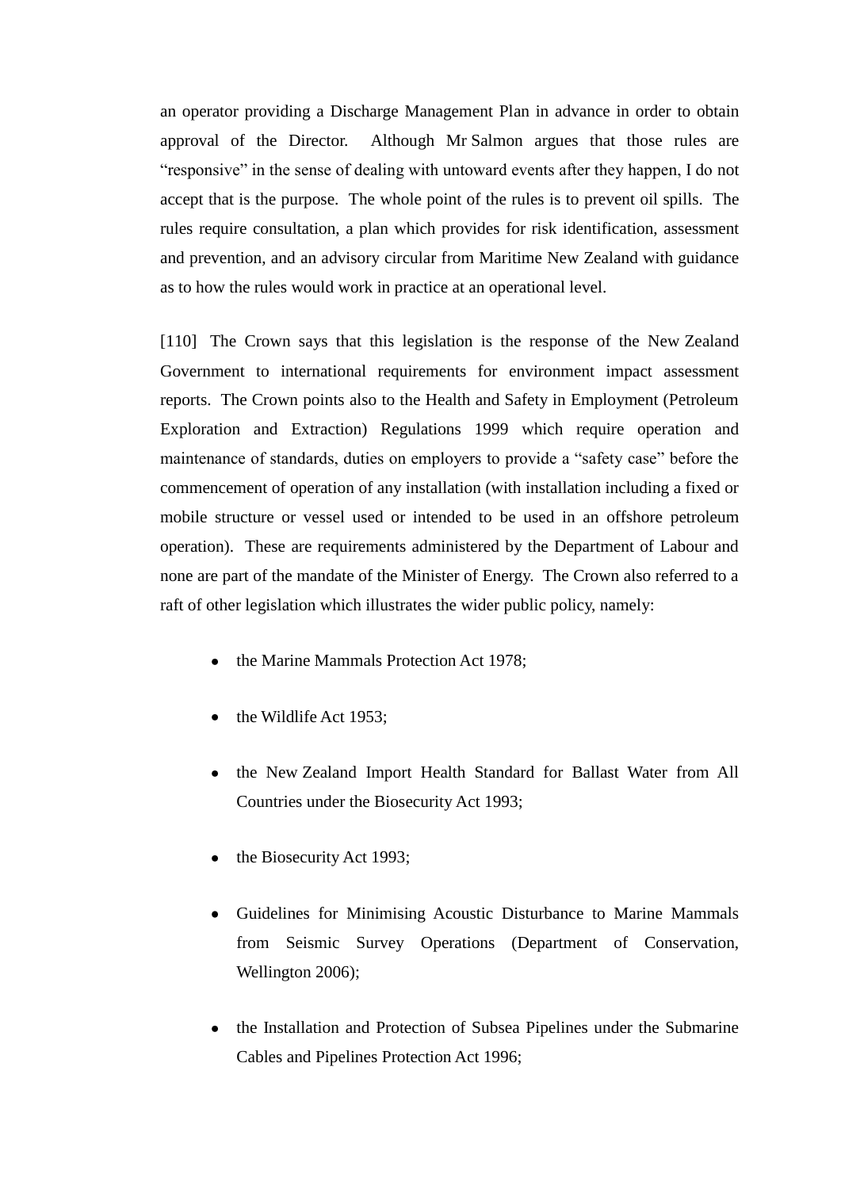an operator providing a Discharge Management Plan in advance in order to obtain approval of the Director. Although Mr Salmon argues that those rules are "responsive" in the sense of dealing with untoward events after they happen, I do not accept that is the purpose. The whole point of the rules is to prevent oil spills. The rules require consultation, a plan which provides for risk identification, assessment and prevention, and an advisory circular from Maritime New Zealand with guidance as to how the rules would work in practice at an operational level.

[110] The Crown says that this legislation is the response of the New Zealand Government to international requirements for environment impact assessment reports. The Crown points also to the Health and Safety in Employment (Petroleum Exploration and Extraction) Regulations 1999 which require operation and maintenance of standards, duties on employers to provide a "safety case" before the commencement of operation of any installation (with installation including a fixed or mobile structure or vessel used or intended to be used in an offshore petroleum operation). These are requirements administered by the Department of Labour and none are part of the mandate of the Minister of Energy. The Crown also referred to a raft of other legislation which illustrates the wider public policy, namely:

- the Marine Mammals Protection Act 1978;
- the Wildlife Act 1953;
- the New Zealand Import Health Standard for Ballast Water from All Countries under the Biosecurity Act 1993;
- the Biosecurity Act 1993;
- Guidelines for Minimising Acoustic Disturbance to Marine Mammals from Seismic Survey Operations (Department of Conservation, Wellington 2006);
- the Installation and Protection of Subsea Pipelines under the Submarine Cables and Pipelines Protection Act 1996;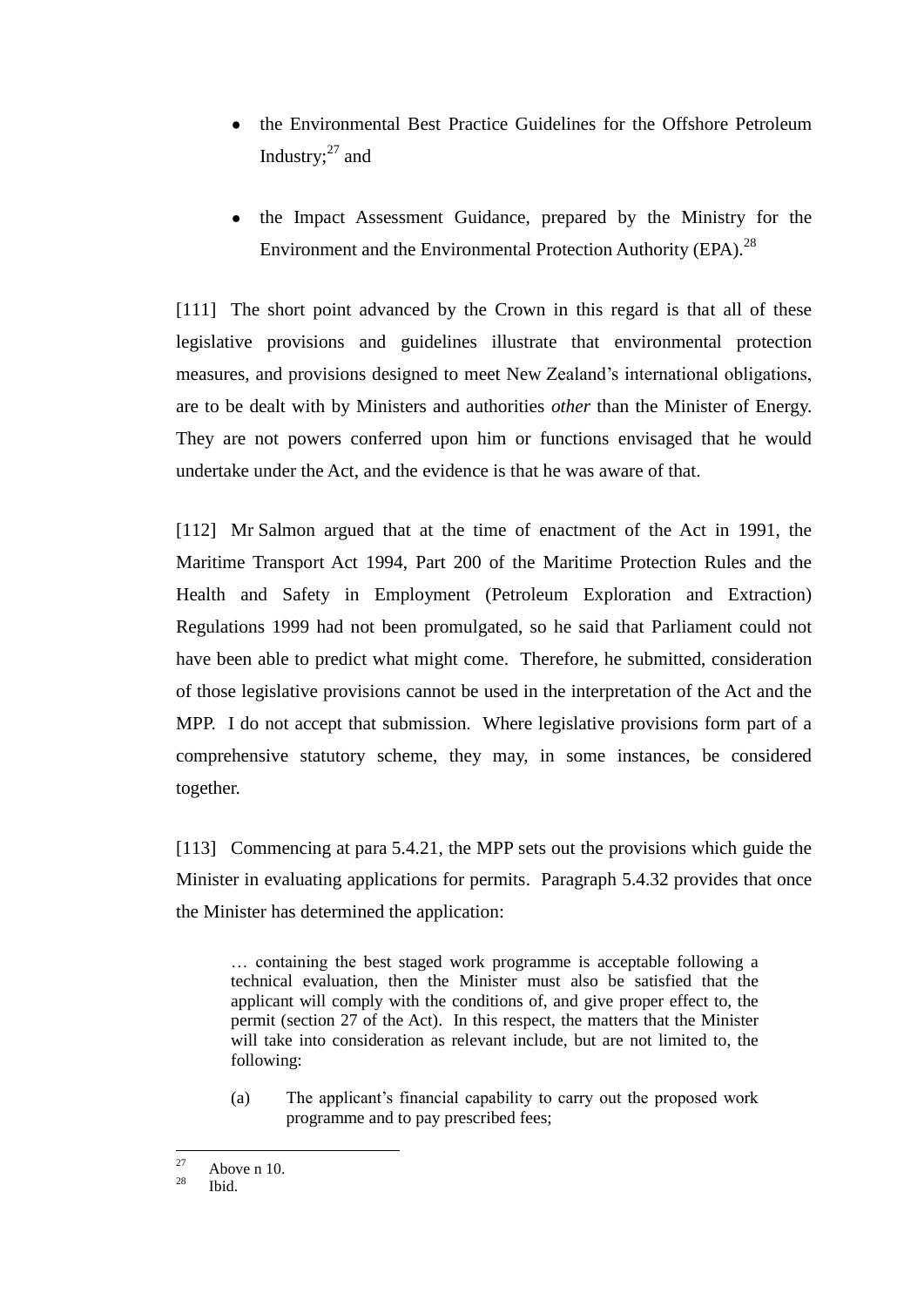- the Environmental Best Practice Guidelines for the Offshore Petroleum Industry;[27] and
- the Impact Assessment Guidance, prepared by the Ministry for the Environment and the Environmental Protection Authority (EPA).[28]

[111] The short point advanced by the Crown in this regard is that all of these legislative provisions and guidelines illustrate that environmental protection measures, and provisions designed to meet New Zealand's international obligations, are to be dealt with by Ministers and authorities *other* than the Minister of Energy. They are not powers conferred upon him or functions envisaged that he would undertake under the Act, and the evidence is that he was aware of that.

[112] Mr Salmon argued that at the time of enactment of the Act in 1991, the Maritime Transport Act 1994, Part 200 of the Maritime Protection Rules and the Health and Safety in Employment (Petroleum Exploration and Extraction) Regulations 1999 had not been promulgated, so he said that Parliament could not have been able to predict what might come. Therefore, he submitted, consideration of those legislative provisions cannot be used in the interpretation of the Act and the MPP. I do not accept that submission. Where legislative provisions form part of a comprehensive statutory scheme, they may, in some instances, be considered together.

[113] Commencing at para 5.4.21, the MPP sets out the provisions which guide the Minister in evaluating applications for permits. Paragraph 5.4.32 provides that once the Minister has determined the application:

> … containing the best staged work programme is acceptable following a technical evaluation, then the Minister must also be satisfied that the applicant will comply with the conditions of, and give proper effect to, the permit (section 27 of the Act). In this respect, the matters that the Minister will take into consideration as relevant include, but are not limited to, the following:
>
> (a) The applicant's financial capability to carry out the proposed work programme and to pay prescribed fees;

[27] Above n 10.
[28] Ibid.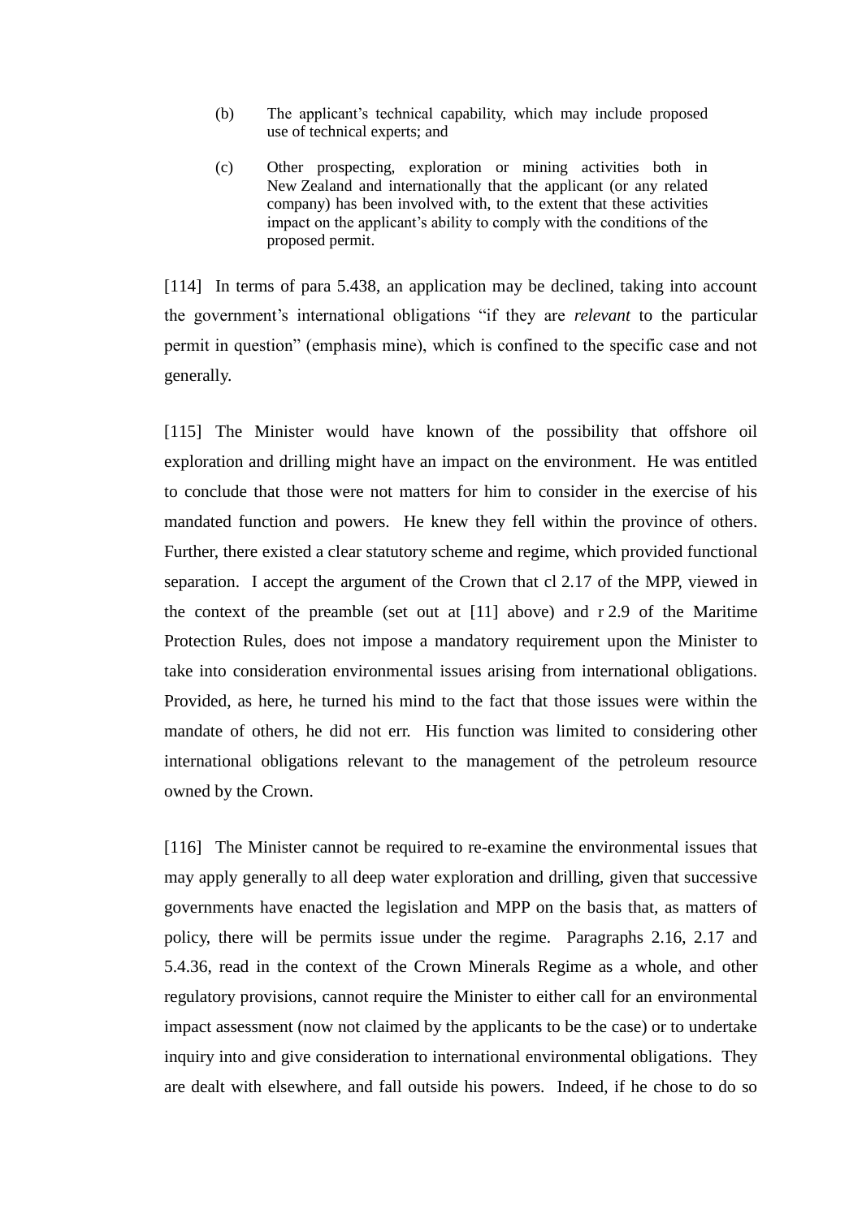> (b) The applicant's technical capability, which may include proposed use of technical experts; and
>
> (c) Other prospecting, exploration or mining activities both in New Zealand and internationally that the applicant (or any related company) has been involved with, to the extent that these activities impact on the applicant's ability to comply with the conditions of the proposed permit.

[114] In terms of para 5.438, an application may be declined, taking into account the government's international obligations "if they are *relevant* to the particular permit in question" (emphasis mine), which is confined to the specific case and not generally.

[115] The Minister would have known of the possibility that offshore oil exploration and drilling might have an impact on the environment. He was entitled to conclude that those were not matters for him to consider in the exercise of his mandated function and powers. He knew they fell within the province of others. Further, there existed a clear statutory scheme and regime, which provided functional separation. I accept the argument of the Crown that cl 2.17 of the MPP, viewed in the context of the preamble (set out at [11] above) and r 2.9 of the Maritime Protection Rules, does not impose a mandatory requirement upon the Minister to take into consideration environmental issues arising from international obligations. Provided, as here, he turned his mind to the fact that those issues were within the mandate of others, he did not err. His function was limited to considering other international obligations relevant to the management of the petroleum resource owned by the Crown.

[116] The Minister cannot be required to re-examine the environmental issues that may apply generally to all deep water exploration and drilling, given that successive governments have enacted the legislation and MPP on the basis that, as matters of policy, there will be permits issue under the regime. Paragraphs 2.16, 2.17 and 5.4.36, read in the context of the Crown Minerals Regime as a whole, and other regulatory provisions, cannot require the Minister to either call for an environmental impact assessment (now not claimed by the applicants to be the case) or to undertake inquiry into and give consideration to international environmental obligations. They are dealt with elsewhere, and fall outside his powers. Indeed, if he chose to do so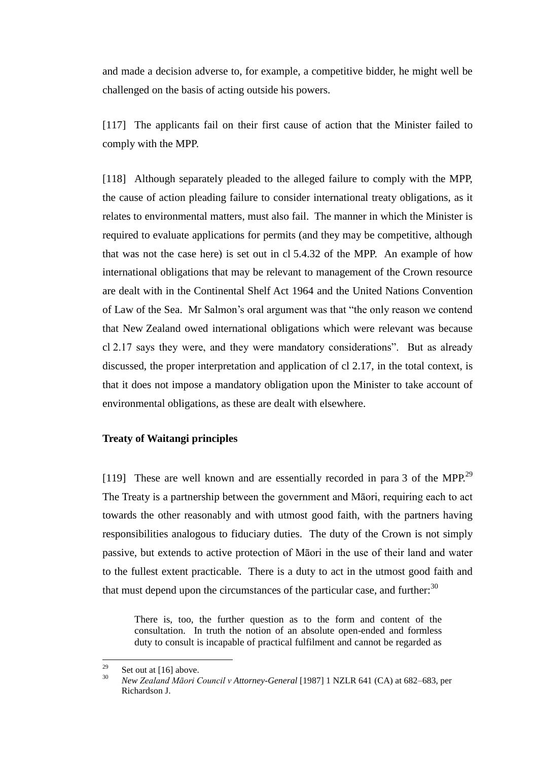and made a decision adverse to, for example, a competitive bidder, he might well be challenged on the basis of acting outside his powers.

[117] The applicants fail on their first cause of action that the Minister failed to comply with the MPP.

[118] Although separately pleaded to the alleged failure to comply with the MPP, the cause of action pleading failure to consider international treaty obligations, as it relates to environmental matters, must also fail. The manner in which the Minister is required to evaluate applications for permits (and they may be competitive, although that was not the case here) is set out in cl 5.4.32 of the MPP. An example of how international obligations that may be relevant to management of the Crown resource are dealt with in the Continental Shelf Act 1964 and the United Nations Convention of Law of the Sea. Mr Salmon's oral argument was that "the only reason we contend that New Zealand owed international obligations which were relevant was because cl 2.17 says they were, and they were mandatory considerations". But as already discussed, the proper interpretation and application of cl 2.17, in the total context, is that it does not impose a mandatory obligation upon the Minister to take account of environmental obligations, as these are dealt with elsewhere.

**Treaty of Waitangi principles**

[119] These are well known and are essentially recorded in para 3 of the MPP.[29] The Treaty is a partnership between the government and Māori, requiring each to act towards the other reasonably and with utmost good faith, with the partners having responsibilities analogous to fiduciary duties. The duty of the Crown is not simply passive, but extends to active protection of Māori in the use of their land and water to the fullest extent practicable. There is a duty to act in the utmost good faith and that must depend upon the circumstances of the particular case, and further:[30]

> There is, too, the further question as to the form and content of the consultation. In truth the notion of an absolute open-ended and formless duty to consult is incapable of practical fulfilment and cannot be regarded as

---

[29] Set out at [16] above.

[30] *New Zealand Māori Council v Attorney-General* [1987] 1 NZLR 641 (CA) at 682–683, per Richardson J.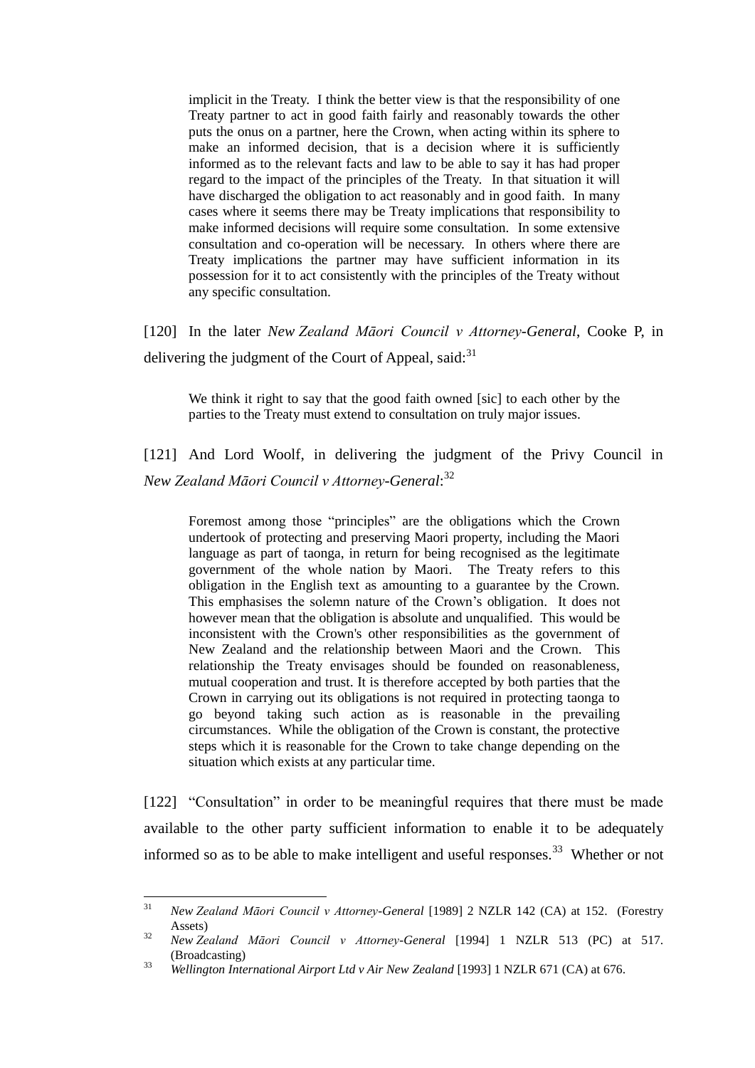> implicit in the Treaty. I think the better view is that the responsibility of one Treaty partner to act in good faith fairly and reasonably towards the other puts the onus on a partner, here the Crown, when acting within its sphere to make an informed decision, that is a decision where it is sufficiently informed as to the relevant facts and law to be able to say it has had proper regard to the impact of the principles of the Treaty. In that situation it will have discharged the obligation to act reasonably and in good faith. In many cases where it seems there may be Treaty implications that responsibility to make informed decisions will require some consultation. In some extensive consultation and co-operation will be necessary. In others where there are Treaty implications the partner may have sufficient information in its possession for it to act consistently with the principles of the Treaty without any specific consultation.

[120] In the later *New Zealand Māori Council v Attorney-General*, Cooke P, in delivering the judgment of the Court of Appeal, said:[31]

> We think it right to say that the good faith owned [sic] to each other by the parties to the Treaty must extend to consultation on truly major issues.

[121] And Lord Woolf, in delivering the judgment of the Privy Council in *New Zealand Māori Council v Attorney-General*:[32]

> Foremost among those "principles" are the obligations which the Crown undertook of protecting and preserving Maori property, including the Maori language as part of taonga, in return for being recognised as the legitimate government of the whole nation by Maori. The Treaty refers to this obligation in the English text as amounting to a guarantee by the Crown. This emphasises the solemn nature of the Crown's obligation. It does not however mean that the obligation is absolute and unqualified. This would be inconsistent with the Crown's other responsibilities as the government of New Zealand and the relationship between Maori and the Crown. This relationship the Treaty envisages should be founded on reasonableness, mutual cooperation and trust. It is therefore accepted by both parties that the Crown in carrying out its obligations is not required in protecting taonga to go beyond taking such action as is reasonable in the prevailing circumstances. While the obligation of the Crown is constant, the protective steps which it is reasonable for the Crown to take change depending on the situation which exists at any particular time.

[122] "Consultation" in order to be meaningful requires that there must be made available to the other party sufficient information to enable it to be adequately informed so as to be able to make intelligent and useful responses.[33] Whether or not

---

[31] *New Zealand Māori Council v Attorney-General* [1989] 2 NZLR 142 (CA) at 152. (Forestry Assets)

[32] *New Zealand Māori Council v Attorney-General* [1994] 1 NZLR 513 (PC) at 517. (Broadcasting)

[33] *Wellington International Airport Ltd v Air New Zealand* [1993] 1 NZLR 671 (CA) at 676.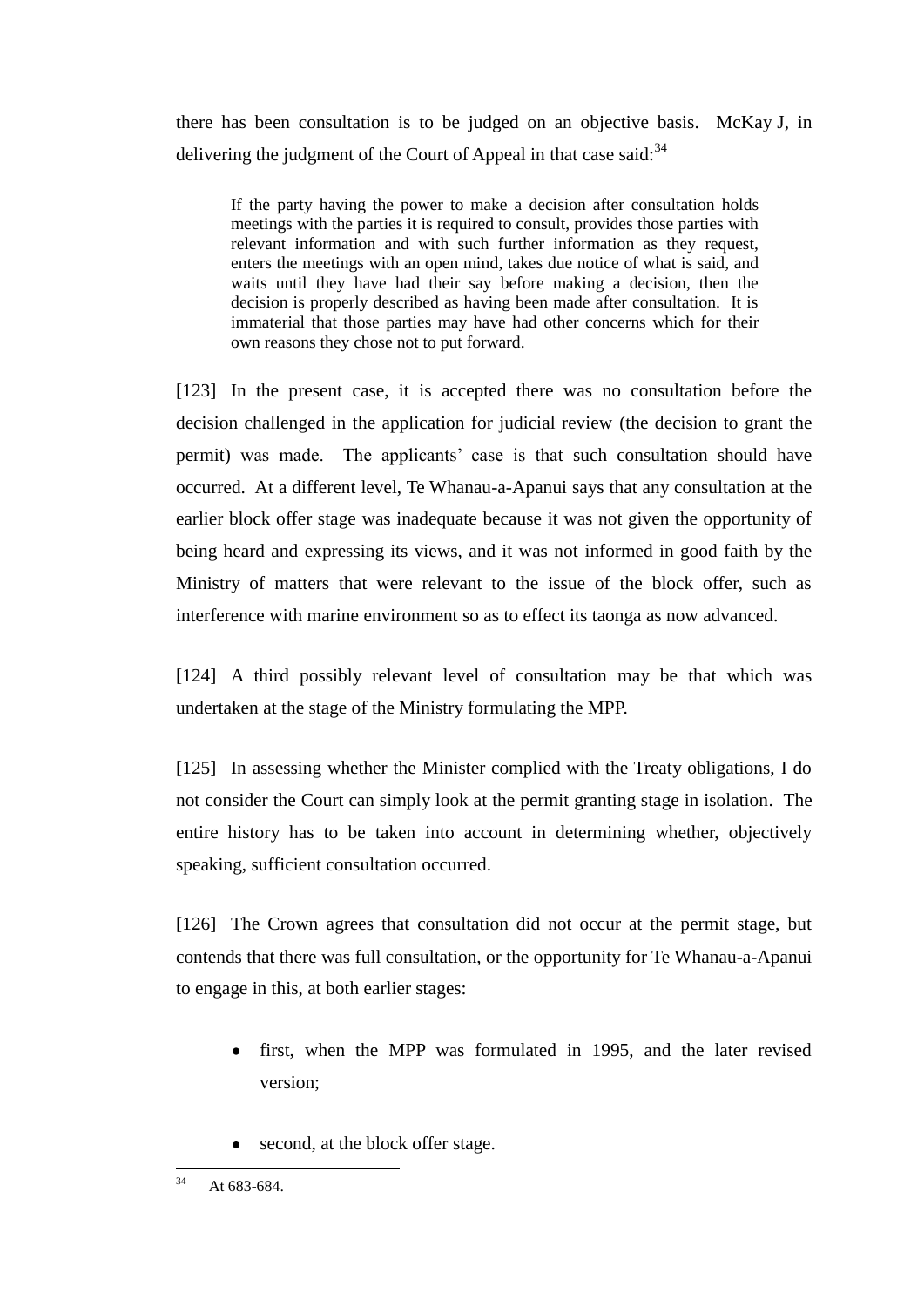there has been consultation is to be judged on an objective basis. McKay J, in delivering the judgment of the Court of Appeal in that case said:[34]

> If the party having the power to make a decision after consultation holds meetings with the parties it is required to consult, provides those parties with relevant information and with such further information as they request, enters the meetings with an open mind, takes due notice of what is said, and waits until they have had their say before making a decision, then the decision is properly described as having been made after consultation. It is immaterial that those parties may have had other concerns which for their own reasons they chose not to put forward.

[123] In the present case, it is accepted there was no consultation before the decision challenged in the application for judicial review (the decision to grant the permit) was made. The applicants' case is that such consultation should have occurred. At a different level, Te Whanau-a-Apanui says that any consultation at the earlier block offer stage was inadequate because it was not given the opportunity of being heard and expressing its views, and it was not informed in good faith by the Ministry of matters that were relevant to the issue of the block offer, such as interference with marine environment so as to effect its taonga as now advanced.

[124] A third possibly relevant level of consultation may be that which was undertaken at the stage of the Ministry formulating the MPP.

[125] In assessing whether the Minister complied with the Treaty obligations, I do not consider the Court can simply look at the permit granting stage in isolation. The entire history has to be taken into account in determining whether, objectively speaking, sufficient consultation occurred.

[126] The Crown agrees that consultation did not occur at the permit stage, but contends that there was full consultation, or the opportunity for Te Whanau-a-Apanui to engage in this, at both earlier stages:

- first, when the MPP was formulated in 1995, and the later revised version;
- second, at the block offer stage.

---

[34] At 683-684.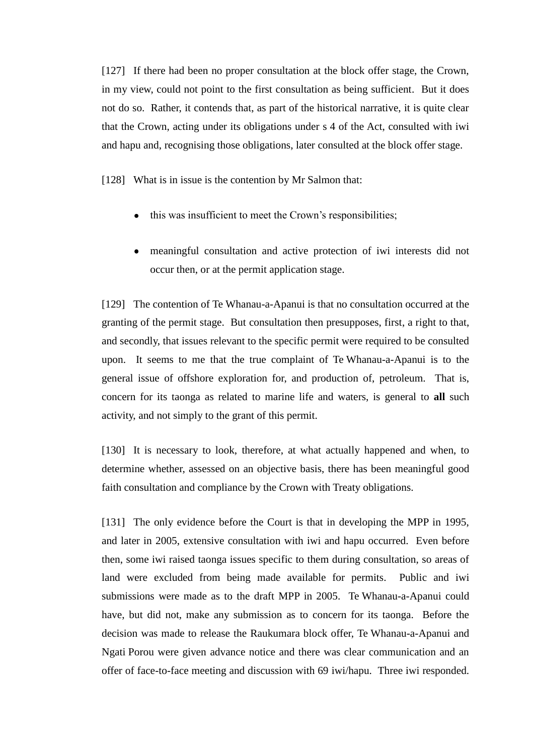[127] If there had been no proper consultation at the block offer stage, the Crown, in my view, could not point to the first consultation as being sufficient. But it does not do so. Rather, it contends that, as part of the historical narrative, it is quite clear that the Crown, acting under its obligations under s 4 of the Act, consulted with iwi and hapu and, recognising those obligations, later consulted at the block offer stage.

[128] What is in issue is the contention by Mr Salmon that:

- this was insufficient to meet the Crown's responsibilities;
- meaningful consultation and active protection of iwi interests did not occur then, or at the permit application stage.

[129] The contention of Te Whanau-a-Apanui is that no consultation occurred at the granting of the permit stage. But consultation then presupposes, first, a right to that, and secondly, that issues relevant to the specific permit were required to be consulted upon. It seems to me that the true complaint of Te Whanau-a-Apanui is to the general issue of offshore exploration for, and production of, petroleum. That is, concern for its taonga as related to marine life and waters, is general to **all** such activity, and not simply to the grant of this permit.

[130] It is necessary to look, therefore, at what actually happened and when, to determine whether, assessed on an objective basis, there has been meaningful good faith consultation and compliance by the Crown with Treaty obligations.

[131] The only evidence before the Court is that in developing the MPP in 1995, and later in 2005, extensive consultation with iwi and hapu occurred. Even before then, some iwi raised taonga issues specific to them during consultation, so areas of land were excluded from being made available for permits. Public and iwi submissions were made as to the draft MPP in 2005. Te Whanau-a-Apanui could have, but did not, make any submission as to concern for its taonga. Before the decision was made to release the Raukumara block offer, Te Whanau-a-Apanui and Ngati Porou were given advance notice and there was clear communication and an offer of face-to-face meeting and discussion with 69 iwi/hapu. Three iwi responded.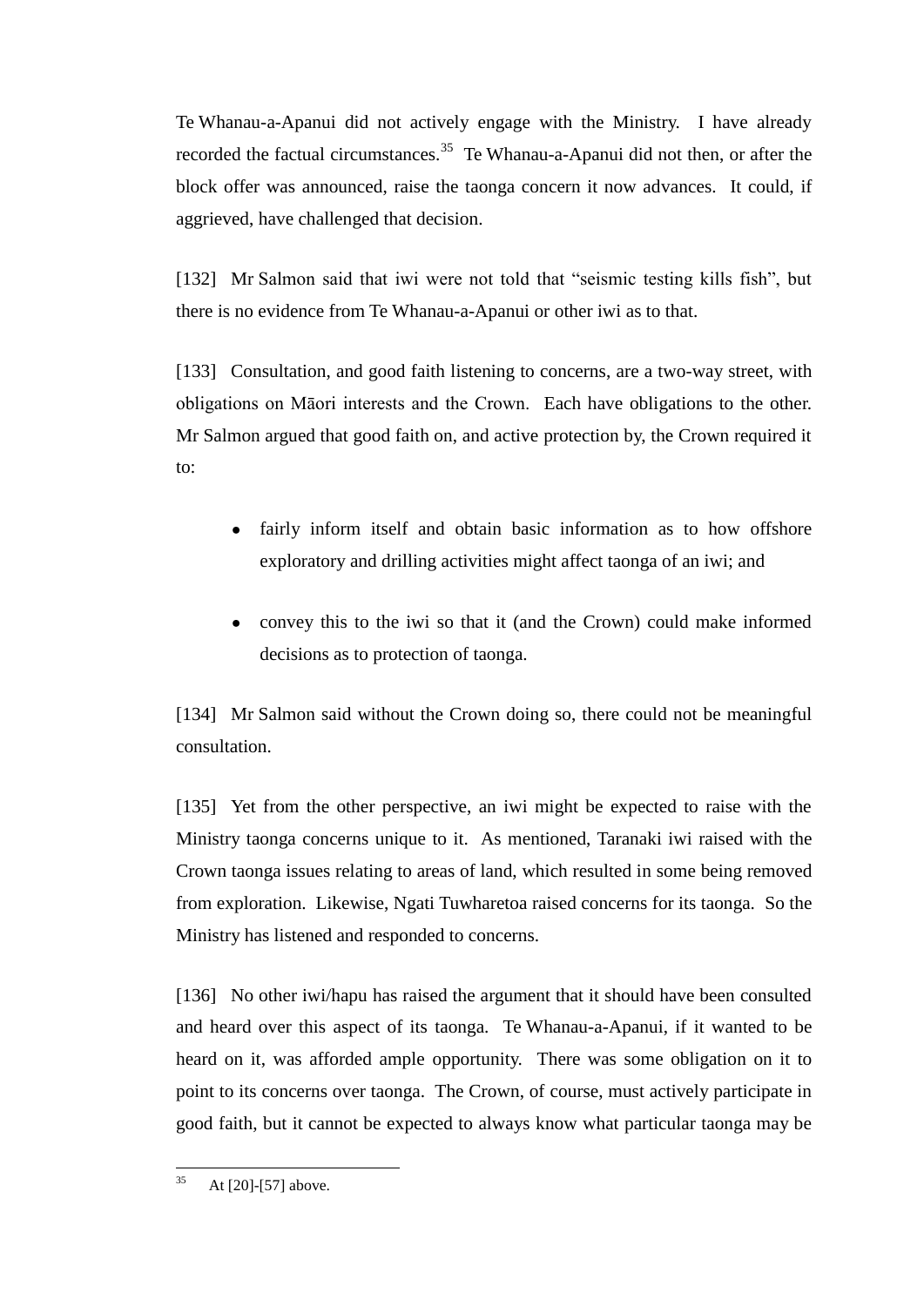Te Whanau-a-Apanui did not actively engage with the Ministry. I have already recorded the factual circumstances.[35] Te Whanau-a-Apanui did not then, or after the block offer was announced, raise the taonga concern it now advances. It could, if aggrieved, have challenged that decision.

[132] Mr Salmon said that iwi were not told that "seismic testing kills fish", but there is no evidence from Te Whanau-a-Apanui or other iwi as to that.

[133] Consultation, and good faith listening to concerns, are a two-way street, with obligations on Māori interests and the Crown. Each have obligations to the other. Mr Salmon argued that good faith on, and active protection by, the Crown required it to:

- fairly inform itself and obtain basic information as to how offshore exploratory and drilling activities might affect taonga of an iwi; and
- convey this to the iwi so that it (and the Crown) could make informed decisions as to protection of taonga.

[134] Mr Salmon said without the Crown doing so, there could not be meaningful consultation.

[135] Yet from the other perspective, an iwi might be expected to raise with the Ministry taonga concerns unique to it. As mentioned, Taranaki iwi raised with the Crown taonga issues relating to areas of land, which resulted in some being removed from exploration. Likewise, Ngati Tuwharetoa raised concerns for its taonga. So the Ministry has listened and responded to concerns.

[136] No other iwi/hapu has raised the argument that it should have been consulted and heard over this aspect of its taonga. Te Whanau-a-Apanui, if it wanted to be heard on it, was afforded ample opportunity. There was some obligation on it to point to its concerns over taonga. The Crown, of course, must actively participate in good faith, but it cannot be expected to always know what particular taonga may be

[35] At [20]-[57] above.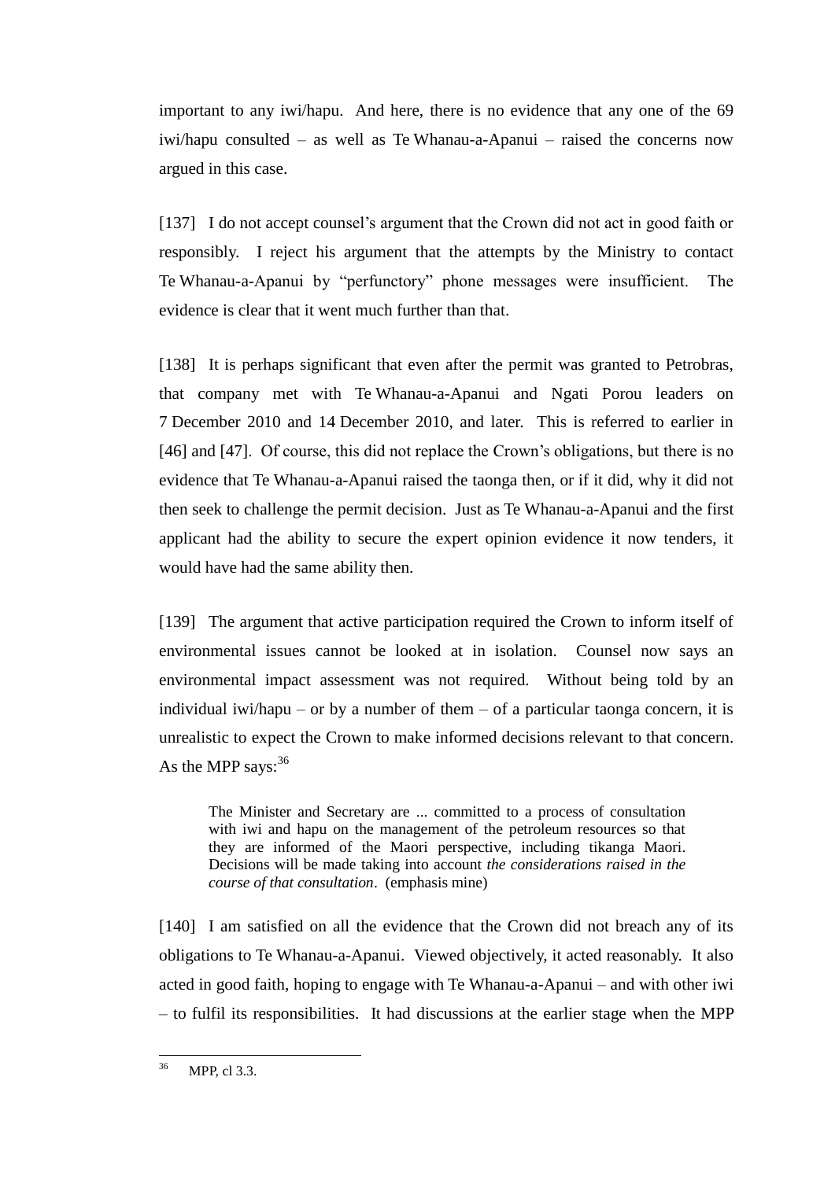important to any iwi/hapu. And here, there is no evidence that any one of the 69 iwi/hapu consulted – as well as Te Whanau-a-Apanui – raised the concerns now argued in this case.

[137] I do not accept counsel's argument that the Crown did not act in good faith or responsibly. I reject his argument that the attempts by the Ministry to contact Te Whanau-a-Apanui by "perfunctory" phone messages were insufficient. The evidence is clear that it went much further than that.

[138] It is perhaps significant that even after the permit was granted to Petrobras, that company met with Te Whanau-a-Apanui and Ngati Porou leaders on 7 December 2010 and 14 December 2010, and later. This is referred to earlier in [46] and [47]. Of course, this did not replace the Crown's obligations, but there is no evidence that Te Whanau-a-Apanui raised the taonga then, or if it did, why it did not then seek to challenge the permit decision. Just as Te Whanau-a-Apanui and the first applicant had the ability to secure the expert opinion evidence it now tenders, it would have had the same ability then.

[139] The argument that active participation required the Crown to inform itself of environmental issues cannot be looked at in isolation. Counsel now says an environmental impact assessment was not required. Without being told by an individual iwi/hapu – or by a number of them – of a particular taonga concern, it is unrealistic to expect the Crown to make informed decisions relevant to that concern. As the MPP says:[36]

> The Minister and Secretary are ... committed to a process of consultation with iwi and hapu on the management of the petroleum resources so that they are informed of the Maori perspective, including tikanga Maori. Decisions will be made taking into account *the considerations raised in the course of that consultation*. (emphasis mine)

[140] I am satisfied on all the evidence that the Crown did not breach any of its obligations to Te Whanau-a-Apanui. Viewed objectively, it acted reasonably. It also acted in good faith, hoping to engage with Te Whanau-a-Apanui – and with other iwi – to fulfil its responsibilities. It had discussions at the earlier stage when the MPP

---

[36] MPP, cl 3.3.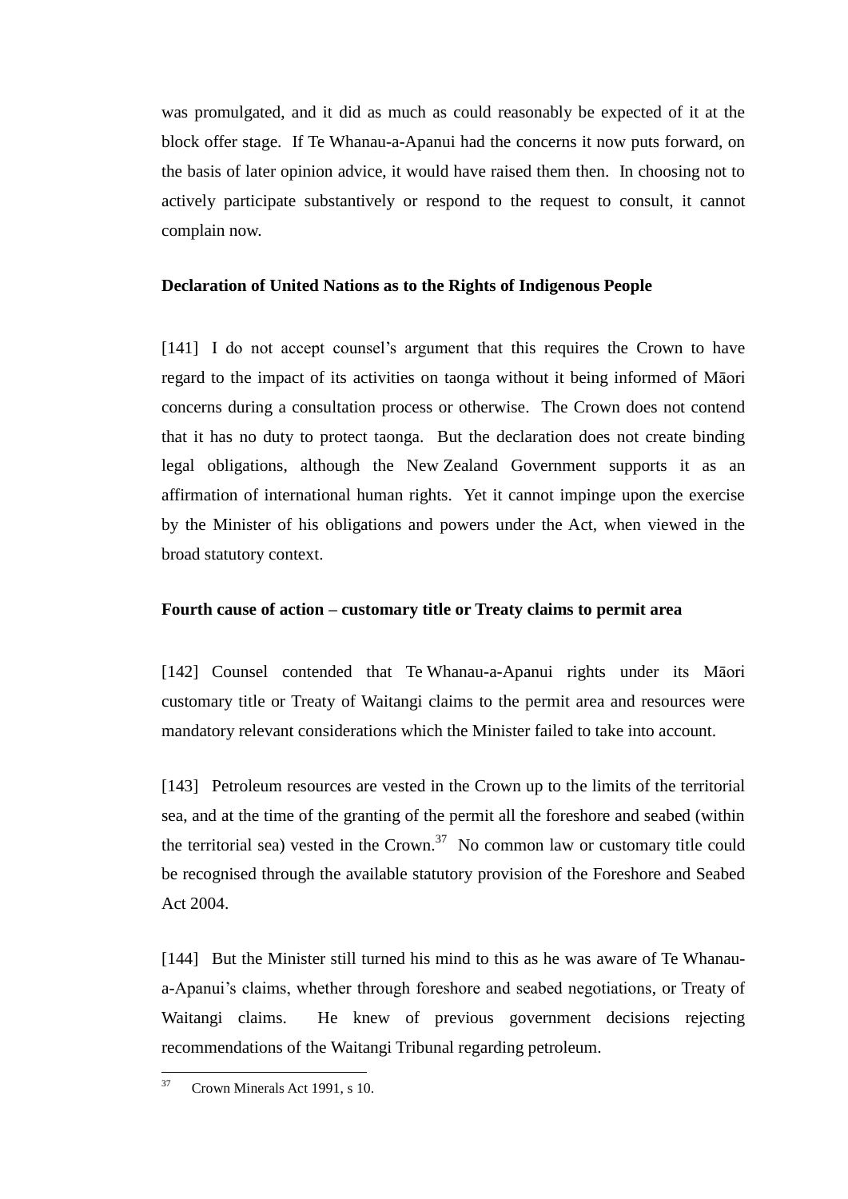was promulgated, and it did as much as could reasonably be expected of it at the block offer stage. If Te Whanau-a-Apanui had the concerns it now puts forward, on the basis of later opinion advice, it would have raised them then. In choosing not to actively participate substantively or respond to the request to consult, it cannot complain now.

**Declaration of United Nations as to the Rights of Indigenous People**

[141] I do not accept counsel's argument that this requires the Crown to have regard to the impact of its activities on taonga without it being informed of Māori concerns during a consultation process or otherwise. The Crown does not contend that it has no duty to protect taonga. But the declaration does not create binding legal obligations, although the New Zealand Government supports it as an affirmation of international human rights. Yet it cannot impinge upon the exercise by the Minister of his obligations and powers under the Act, when viewed in the broad statutory context.

**Fourth cause of action – customary title or Treaty claims to permit area**

[142] Counsel contended that Te Whanau-a-Apanui rights under its Māori customary title or Treaty of Waitangi claims to the permit area and resources were mandatory relevant considerations which the Minister failed to take into account.

[143] Petroleum resources are vested in the Crown up to the limits of the territorial sea, and at the time of the granting of the permit all the foreshore and seabed (within the territorial sea) vested in the Crown.[37] No common law or customary title could be recognised through the available statutory provision of the Foreshore and Seabed Act 2004.

[144] But the Minister still turned his mind to this as he was aware of Te Whanau-a-Apanui's claims, whether through foreshore and seabed negotiations, or Treaty of Waitangi claims. He knew of previous government decisions rejecting recommendations of the Waitangi Tribunal regarding petroleum.

[37] Crown Minerals Act 1991, s 10.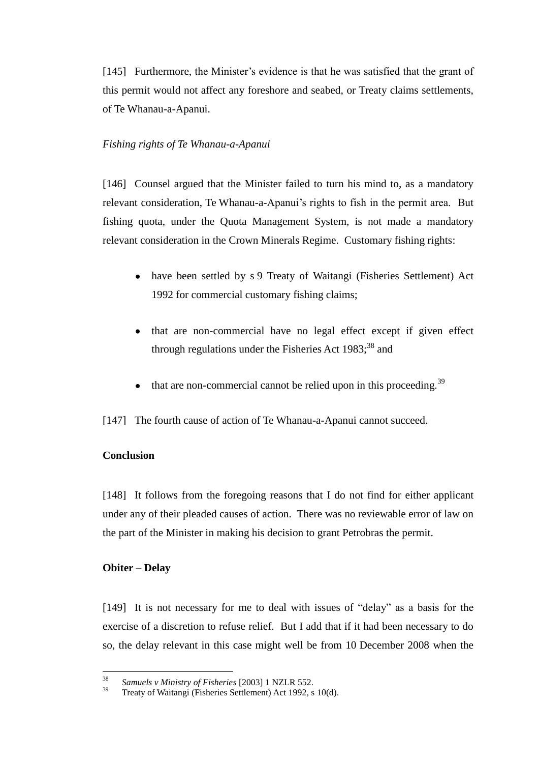[145] Furthermore, the Minister's evidence is that he was satisfied that the grant of this permit would not affect any foreshore and seabed, or Treaty claims settlements, of Te Whanau-a-Apanui.

*Fishing rights of Te Whanau-a-Apanui*

[146] Counsel argued that the Minister failed to turn his mind to, as a mandatory relevant consideration, Te Whanau-a-Apanui's rights to fish in the permit area. But fishing quota, under the Quota Management System, is not made a mandatory relevant consideration in the Crown Minerals Regime. Customary fishing rights:

- have been settled by s 9 Treaty of Waitangi (Fisheries Settlement) Act 1992 for commercial customary fishing claims;
- that are non-commercial have no legal effect except if given effect through regulations under the Fisheries Act 1983;[38] and
- that are non-commercial cannot be relied upon in this proceeding.[39]

[147] The fourth cause of action of Te Whanau-a-Apanui cannot succeed.

**Conclusion**

[148] It follows from the foregoing reasons that I do not find for either applicant under any of their pleaded causes of action. There was no reviewable error of law on the part of the Minister in making his decision to grant Petrobras the permit.

**Obiter – Delay**

[149] It is not necessary for me to deal with issues of "delay" as a basis for the exercise of a discretion to refuse relief. But I add that if it had been necessary to do so, the delay relevant in this case might well be from 10 December 2008 when the

---

[38] *Samuels v Ministry of Fisheries* [2003] 1 NZLR 552.

[39] Treaty of Waitangi (Fisheries Settlement) Act 1992, s 10(d).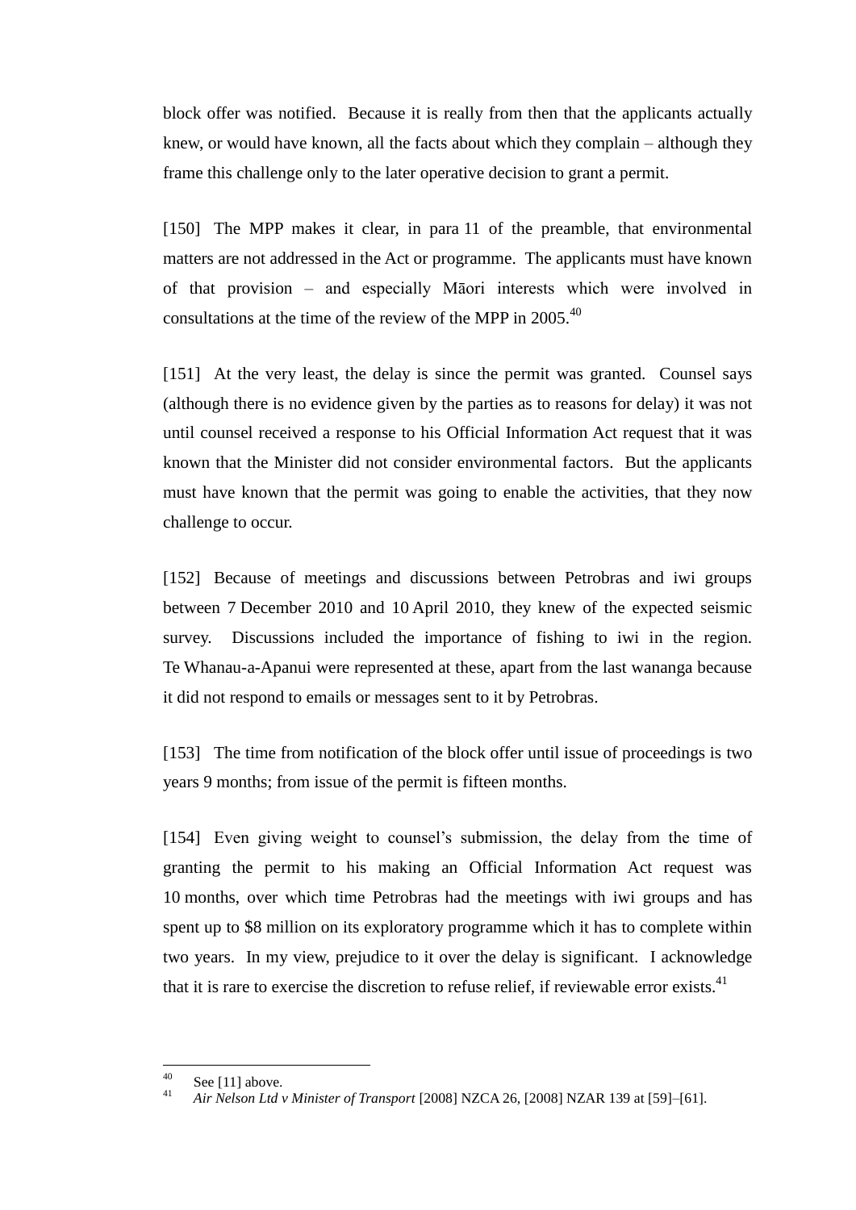block offer was notified. Because it is really from then that the applicants actually knew, or would have known, all the facts about which they complain – although they frame this challenge only to the later operative decision to grant a permit.

[150] The MPP makes it clear, in para 11 of the preamble, that environmental matters are not addressed in the Act or programme. The applicants must have known of that provision – and especially Māori interests which were involved in consultations at the time of the review of the MPP in 2005.[40]

[151] At the very least, the delay is since the permit was granted. Counsel says (although there is no evidence given by the parties as to reasons for delay) it was not until counsel received a response to his Official Information Act request that it was known that the Minister did not consider environmental factors. But the applicants must have known that the permit was going to enable the activities, that they now challenge to occur.

[152] Because of meetings and discussions between Petrobras and iwi groups between 7 December 2010 and 10 April 2010, they knew of the expected seismic survey. Discussions included the importance of fishing to iwi in the region. Te Whanau-a-Apanui were represented at these, apart from the last wananga because it did not respond to emails or messages sent to it by Petrobras.

[153] The time from notification of the block offer until issue of proceedings is two years 9 months; from issue of the permit is fifteen months.

[154] Even giving weight to counsel's submission, the delay from the time of granting the permit to his making an Official Information Act request was 10 months, over which time Petrobras had the meetings with iwi groups and has spent up to $8 million on its exploratory programme which it has to complete within two years. In my view, prejudice to it over the delay is significant. I acknowledge that it is rare to exercise the discretion to refuse relief, if reviewable error exists.[41]

---

[40] See [11] above.

[41] *Air Nelson Ltd v Minister of Transport* [2008] NZCA 26, [2008] NZAR 139 at [59]–[61].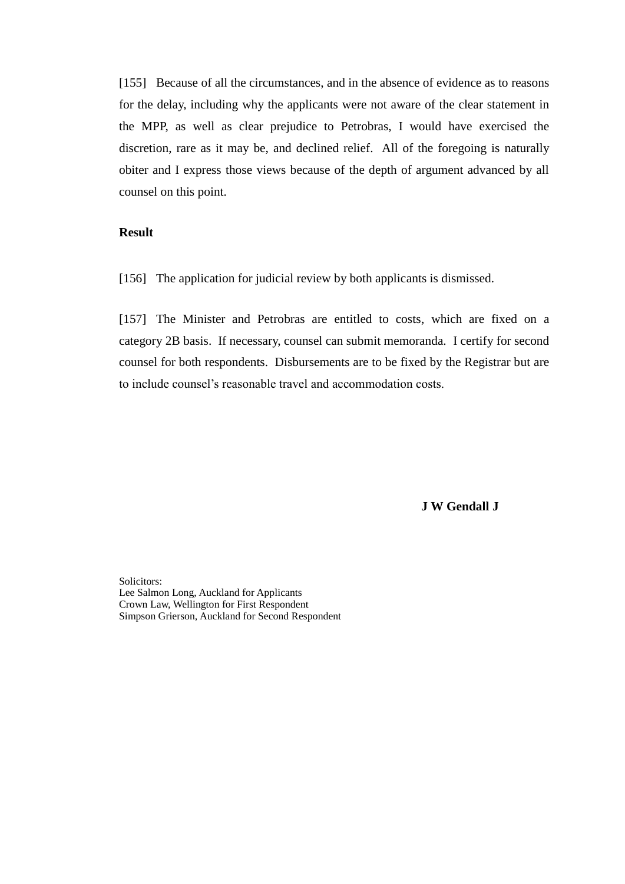[155] Because of all the circumstances, and in the absence of evidence as to reasons for the delay, including why the applicants were not aware of the clear statement in the MPP, as well as clear prejudice to Petrobras, I would have exercised the discretion, rare as it may be, and declined relief. All of the foregoing is naturally obiter and I express those views because of the depth of argument advanced by all counsel on this point.

## Result

[156] The application for judicial review by both applicants is dismissed.

[157] The Minister and Petrobras are entitled to costs, which are fixed on a category 2B basis. If necessary, counsel can submit memoranda. I certify for second counsel for both respondents. Disbursements are to be fixed by the Registrar but are to include counsel's reasonable travel and accommodation costs.

**J W Gendall J**

Solicitors:
Lee Salmon Long, Auckland for Applicants
Crown Law, Wellington for First Respondent
Simpson Grierson, Auckland for Second Respondent